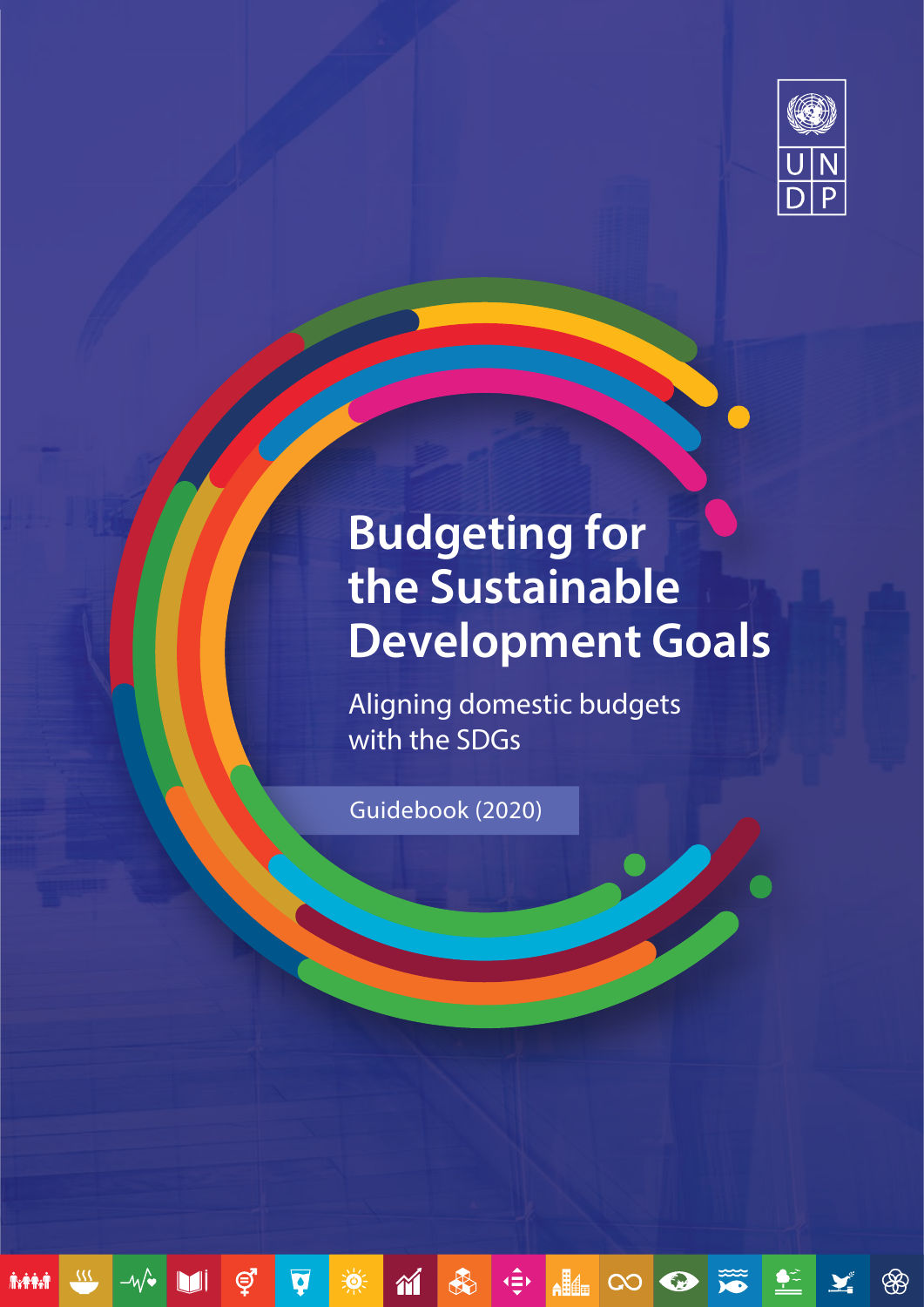UNDP

# Budgeting for the Sustainable Development Goals

## Aligning domestic budgets with the SDGs

Guidebook (2020)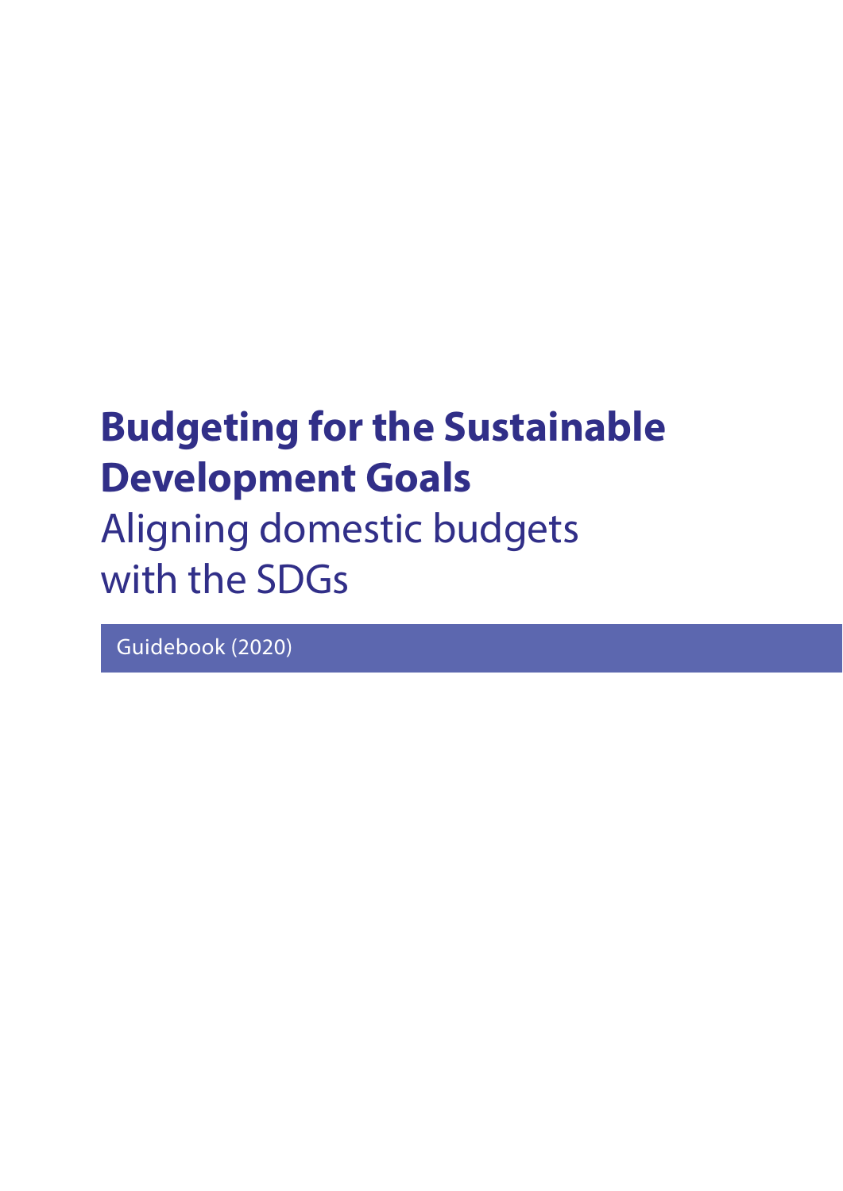# Budgeting for the Sustainable Development Goals

## Aligning domestic budgets with the SDGs

Guidebook (2020)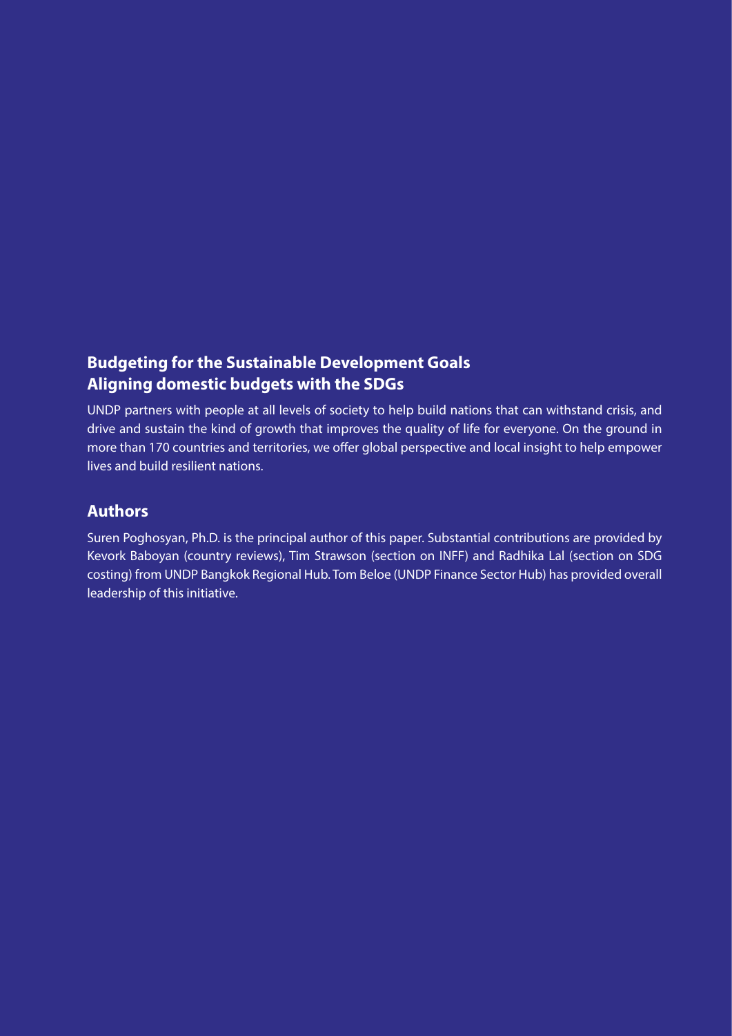## Budgeting for the Sustainable Development Goals
## Aligning domestic budgets with the SDGs

UNDP partners with people at all levels of society to help build nations that can withstand crisis, and drive and sustain the kind of growth that improves the quality of life for everyone. On the ground in more than 170 countries and territories, we offer global perspective and local insight to help empower lives and build resilient nations.

## Authors

Suren Poghosyan, Ph.D. is the principal author of this paper. Substantial contributions are provided by Kevork Baboyan (country reviews), Tim Strawson (section on INFF) and Radhika Lal (section on SDG costing) from UNDP Bangkok Regional Hub. Tom Beloe (UNDP Finance Sector Hub) has provided overall leadership of this initiative.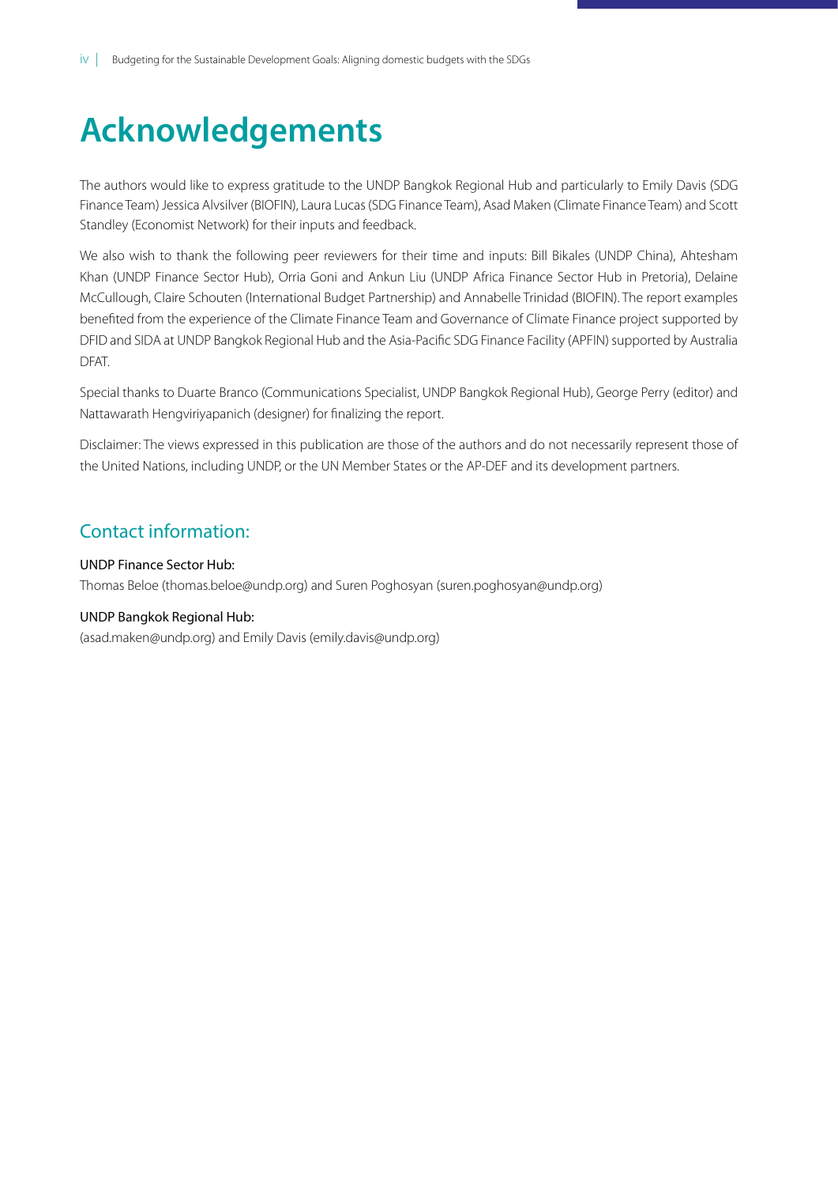# Acknowledgements

The authors would like to express gratitude to the UNDP Bangkok Regional Hub and particularly to Emily Davis (SDG Finance Team) Jessica Alvsilver (BIOFIN), Laura Lucas (SDG Finance Team), Asad Maken (Climate Finance Team) and Scott Standley (Economist Network) for their inputs and feedback.

We also wish to thank the following peer reviewers for their time and inputs: Bill Bikales (UNDP China), Ahtesham Khan (UNDP Finance Sector Hub), Orria Goni and Ankun Liu (UNDP Africa Finance Sector Hub in Pretoria), Delaine McCullough, Claire Schouten (International Budget Partnership) and Annabelle Trinidad (BIOFIN). The report examples benefited from the experience of the Climate Finance Team and Governance of Climate Finance project supported by DFID and SIDA at UNDP Bangkok Regional Hub and the Asia-Pacific SDG Finance Facility (APFIN) supported by Australia DFAT.

Special thanks to Duarte Branco (Communications Specialist, UNDP Bangkok Regional Hub), George Perry (editor) and Nattawarath Hengviriyapanich (designer) for finalizing the report.

Disclaimer: The views expressed in this publication are those of the authors and do not necessarily represent those of the United Nations, including UNDP, or the UN Member States or the AP-DEF and its development partners.

## Contact information:

UNDP Finance Sector Hub:
Thomas Beloe (thomas.beloe@undp.org) and Suren Poghosyan (suren.poghosyan@undp.org)

UNDP Bangkok Regional Hub:
(asad.maken@undp.org) and Emily Davis (emily.davis@undp.org)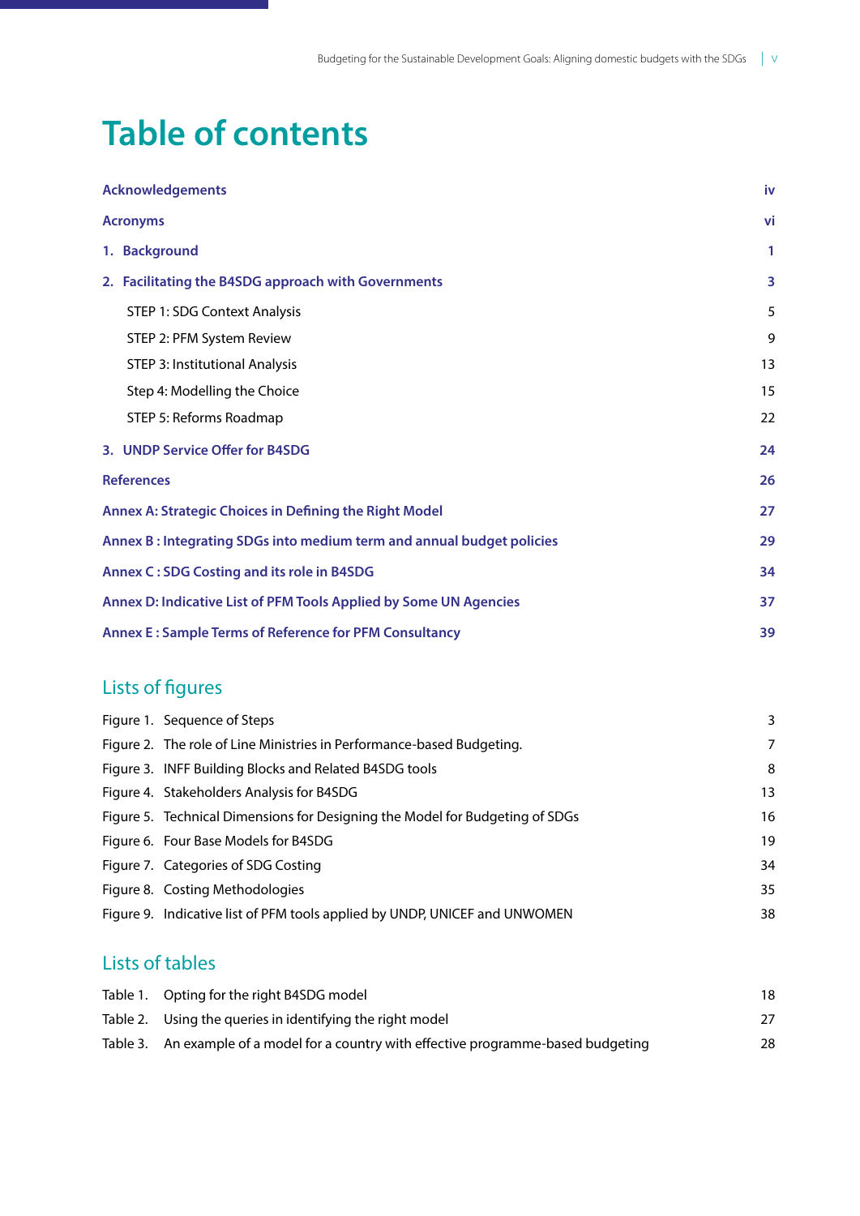# Table of contents

| | |
|---|---|
| **Acknowledgements** | **iv** |
| **Acronyms** | **vi** |
| **1. Background** | **1** |
| **2. Facilitating the B4SDG approach with Governments** | **3** |
| STEP 1: SDG Context Analysis | 5 |
| STEP 2: PFM System Review | 9 |
| STEP 3: Institutional Analysis | 13 |
| Step 4: Modelling the Choice | 15 |
| STEP 5: Reforms Roadmap | 22 |
| **3. UNDP Service Offer for B4SDG** | **24** |
| **References** | **26** |
| **Annex A: Strategic Choices in Defining the Right Model** | **27** |
| **Annex B : Integrating SDGs into medium term and annual budget policies** | **29** |
| **Annex C : SDG Costing and its role in B4SDG** | **34** |
| **Annex D: Indicative List of PFM Tools Applied by Some UN Agencies** | **37** |
| **Annex E : Sample Terms of Reference for PFM Consultancy** | **39** |

## Lists of figures

| | | |
|---|---|---|
| Figure 1. | Sequence of Steps | 3 |
| Figure 2. | The role of Line Ministries in Performance-based Budgeting. | 7 |
| Figure 3. | INFF Building Blocks and Related B4SDG tools | 8 |
| Figure 4. | Stakeholders Analysis for B4SDG | 13 |
| Figure 5. | Technical Dimensions for Designing the Model for Budgeting of SDGs | 16 |
| Figure 6. | Four Base Models for B4SDG | 19 |
| Figure 7. | Categories of SDG Costing | 34 |
| Figure 8. | Costing Methodologies | 35 |
| Figure 9. | Indicative list of PFM tools applied by UNDP, UNICEF and UNWOMEN | 38 |

## Lists of tables

| | | |
|---|---|---|
| Table 1. | Opting for the right B4SDG model | 18 |
| Table 2. | Using the queries in identifying the right model | 27 |
| Table 3. | An example of a model for a country with effective programme-based budgeting | 28 |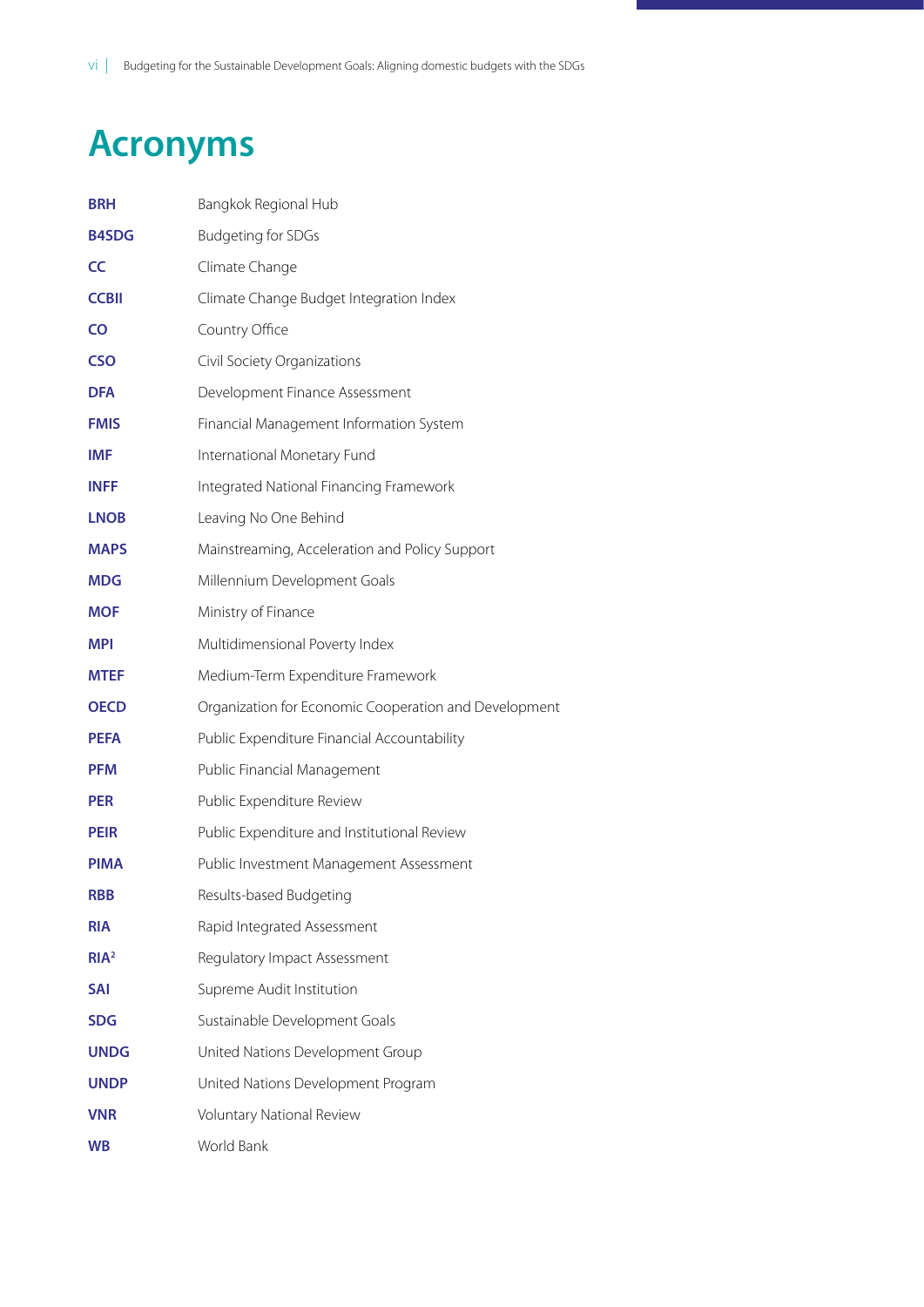# Acronyms

| | |
|---|---|
| **BRH** | Bangkok Regional Hub |
| **B4SDG** | Budgeting for SDGs |
| **CC** | Climate Change |
| **CCBII** | Climate Change Budget Integration Index |
| **CO** | Country Office |
| **CSO** | Civil Society Organizations |
| **DFA** | Development Finance Assessment |
| **FMIS** | Financial Management Information System |
| **IMF** | International Monetary Fund |
| **INFF** | Integrated National Financing Framework |
| **LNOB** | Leaving No One Behind |
| **MAPS** | Mainstreaming, Acceleration and Policy Support |
| **MDG** | Millennium Development Goals |
| **MOF** | Ministry of Finance |
| **MPI** | Multidimensional Poverty Index |
| **MTEF** | Medium-Term Expenditure Framework |
| **OECD** | Organization for Economic Cooperation and Development |
| **PEFA** | Public Expenditure Financial Accountability |
| **PFM** | Public Financial Management |
| **PER** | Public Expenditure Review |
| **PEIR** | Public Expenditure and Institutional Review |
| **PIMA** | Public Investment Management Assessment |
| **RBB** | Results-based Budgeting |
| **RIA** | Rapid Integrated Assessment |
| **RIA²** | Regulatory Impact Assessment |
| **SAI** | Supreme Audit Institution |
| **SDG** | Sustainable Development Goals |
| **UNDG** | United Nations Development Group |
| **UNDP** | United Nations Development Program |
| **VNR** | Voluntary National Review |
| **WB** | World Bank |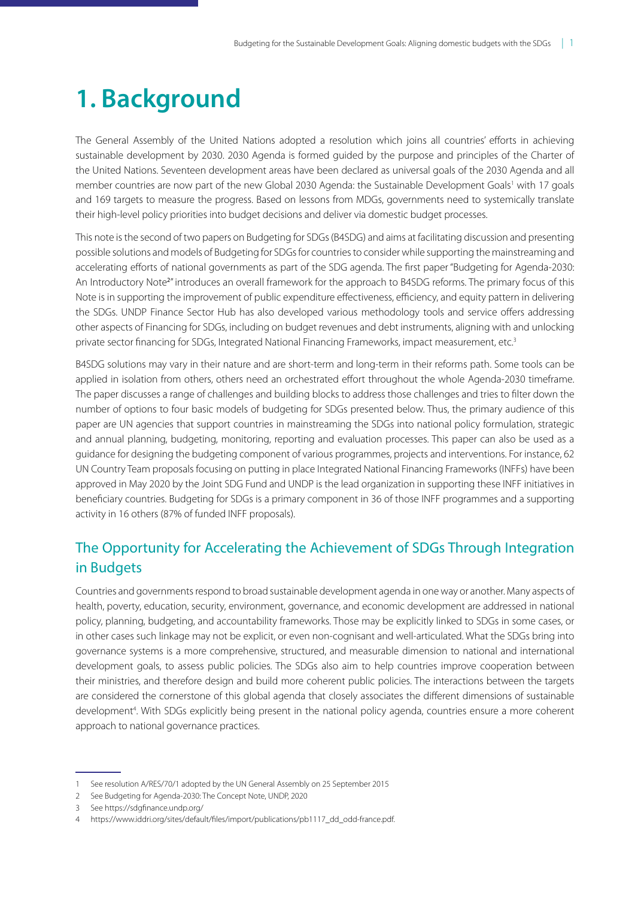# 1. Background

The General Assembly of the United Nations adopted a resolution which joins all countries' efforts in achieving sustainable development by 2030. 2030 Agenda is formed guided by the purpose and principles of the Charter of the United Nations. Seventeen development areas have been declared as universal goals of the 2030 Agenda and all member countries are now part of the new Global 2030 Agenda: the Sustainable Development Goals[1] with 17 goals and 169 targets to measure the progress. Based on lessons from MDGs, governments need to systemically translate their high-level policy priorities into budget decisions and deliver via domestic budget processes.

This note is the second of two papers on Budgeting for SDGs (B4SDG) and aims at facilitating discussion and presenting possible solutions and models of Budgeting for SDGs for countries to consider while supporting the mainstreaming and accelerating efforts of national governments as part of the SDG agenda. The first paper "Budgeting for Agenda-2030: An Introductory Note[2]" introduces an overall framework for the approach to B4SDG reforms. The primary focus of this Note is in supporting the improvement of public expenditure effectiveness, efficiency, and equity pattern in delivering the SDGs. UNDP Finance Sector Hub has also developed various methodology tools and service offers addressing other aspects of Financing for SDGs, including on budget revenues and debt instruments, aligning with and unlocking private sector financing for SDGs, Integrated National Financing Frameworks, impact measurement, etc.[3]

B4SDG solutions may vary in their nature and are short-term and long-term in their reforms path. Some tools can be applied in isolation from others, others need an orchestrated effort throughout the whole Agenda-2030 timeframe. The paper discusses a range of challenges and building blocks to address those challenges and tries to filter down the number of options to four basic models of budgeting for SDGs presented below. Thus, the primary audience of this paper are UN agencies that support countries in mainstreaming the SDGs into national policy formulation, strategic and annual planning, budgeting, monitoring, reporting and evaluation processes. This paper can also be used as a guidance for designing the budgeting component of various programmes, projects and interventions. For instance, 62 UN Country Team proposals focusing on putting in place Integrated National Financing Frameworks (INFFs) have been approved in May 2020 by the Joint SDG Fund and UNDP is the lead organization in supporting these INFF initiatives in beneficiary countries. Budgeting for SDGs is a primary component in 36 of those INFF programmes and a supporting activity in 16 others (87% of funded INFF proposals).

## The Opportunity for Accelerating the Achievement of SDGs Through Integration in Budgets

Countries and governments respond to broad sustainable development agenda in one way or another. Many aspects of health, poverty, education, security, environment, governance, and economic development are addressed in national policy, planning, budgeting, and accountability frameworks. Those may be explicitly linked to SDGs in some cases, or in other cases such linkage may not be explicit, or even non-cognisant and well-articulated. What the SDGs bring into governance systems is a more comprehensive, structured, and measurable dimension to national and international development goals, to assess public policies. The SDGs also aim to help countries improve cooperation between their ministries, and therefore design and build more coherent public policies. The interactions between the targets are considered the cornerstone of this global agenda that closely associates the different dimensions of sustainable development[4]. With SDGs explicitly being present in the national policy agenda, countries ensure a more coherent approach to national governance practices.

---

1 See resolution A/RES/70/1 adopted by the UN General Assembly on 25 September 2015

2 See Budgeting for Agenda-2030: The Concept Note, UNDP, 2020

3 See https://sdgfinance.undp.org/

4 https://www.iddri.org/sites/default/files/import/publications/pb1117_dd_odd-france.pdf.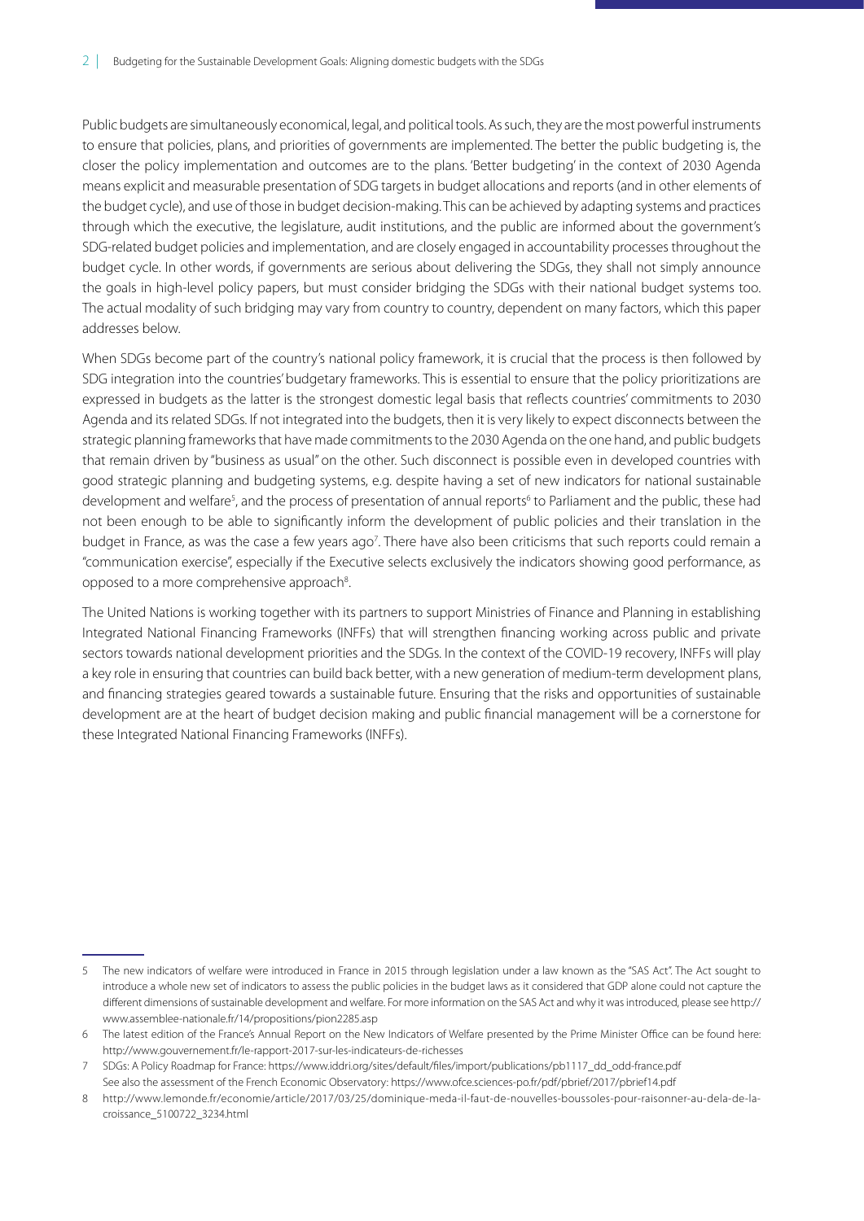Public budgets are simultaneously economical, legal, and political tools. As such, they are the most powerful instruments to ensure that policies, plans, and priorities of governments are implemented. The better the public budgeting is, the closer the policy implementation and outcomes are to the plans. 'Better budgeting' in the context of 2030 Agenda means explicit and measurable presentation of SDG targets in budget allocations and reports (and in other elements of the budget cycle), and use of those in budget decision-making. This can be achieved by adapting systems and practices through which the executive, the legislature, audit institutions, and the public are informed about the government's SDG-related budget policies and implementation, and are closely engaged in accountability processes throughout the budget cycle. In other words, if governments are serious about delivering the SDGs, they shall not simply announce the goals in high-level policy papers, but must consider bridging the SDGs with their national budget systems too. The actual modality of such bridging may vary from country to country, dependent on many factors, which this paper addresses below.

When SDGs become part of the country's national policy framework, it is crucial that the process is then followed by SDG integration into the countries' budgetary frameworks. This is essential to ensure that the policy prioritizations are expressed in budgets as the latter is the strongest domestic legal basis that reflects countries' commitments to 2030 Agenda and its related SDGs. If not integrated into the budgets, then it is very likely to expect disconnects between the strategic planning frameworks that have made commitments to the 2030 Agenda on the one hand, and public budgets that remain driven by "business as usual" on the other. Such disconnect is possible even in developed countries with good strategic planning and budgeting systems, e.g. despite having a set of new indicators for national sustainable development and welfare[5], and the process of presentation of annual reports[6] to Parliament and the public, these had not been enough to be able to significantly inform the development of public policies and their translation in the budget in France, as was the case a few years ago[7]. There have also been criticisms that such reports could remain a "communication exercise", especially if the Executive selects exclusively the indicators showing good performance, as opposed to a more comprehensive approach[8].

The United Nations is working together with its partners to support Ministries of Finance and Planning in establishing Integrated National Financing Frameworks (INFFs) that will strengthen financing working across public and private sectors towards national development priorities and the SDGs. In the context of the COVID-19 recovery, INFFs will play a key role in ensuring that countries can build back better, with a new generation of medium-term development plans, and financing strategies geared towards a sustainable future. Ensuring that the risks and opportunities of sustainable development are at the heart of budget decision making and public financial management will be a cornerstone for these Integrated National Financing Frameworks (INFFs).

---

5 The new indicators of welfare were introduced in France in 2015 through legislation under a law known as the "SAS Act". The Act sought to introduce a whole new set of indicators to assess the public policies in the budget laws as it considered that GDP alone could not capture the different dimensions of sustainable development and welfare. For more information on the SAS Act and why it was introduced, please see http://www.assemblee-nationale.fr/14/propositions/pion2285.asp

6 The latest edition of the France's Annual Report on the New Indicators of Welfare presented by the Prime Minister Office can be found here: http://www.gouvernement.fr/le-rapport-2017-sur-les-indicateurs-de-richesses

7 SDGs: A Policy Roadmap for France: https://www.iddri.org/sites/default/files/import/publications/pb1117_dd_odd-france.pdf
See also the assessment of the French Economic Observatory: https://www.ofce.sciences-po.fr/pdf/pbrief/2017/pbrief14.pdf

8 http://www.lemonde.fr/economie/article/2017/03/25/dominique-meda-il-faut-de-nouvelles-boussoles-pour-raisonner-au-dela-de-la-croissance_5100722_3234.html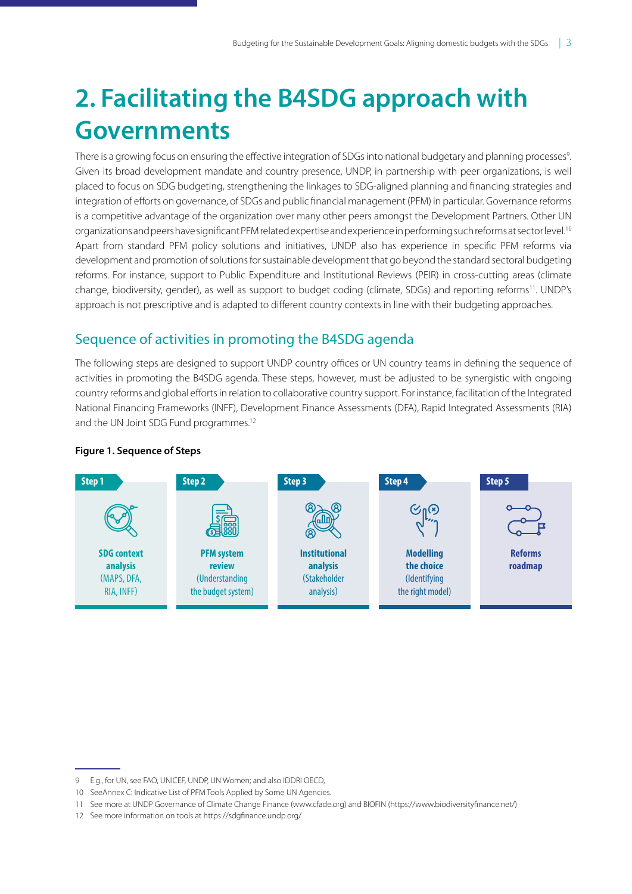# 2. Facilitating the B4SDG approach with Governments

There is a growing focus on ensuring the effective integration of SDGs into national budgetary and planning processes[9]. Given its broad development mandate and country presence, UNDP, in partnership with peer organizations, is well placed to focus on SDG budgeting, strengthening the linkages to SDG-aligned planning and financing strategies and integration of efforts on governance, of SDGs and public financial management (PFM) in particular. Governance reforms is a competitive advantage of the organization over many other peers amongst the Development Partners. Other UN organizations and peers have significant PFM related expertise and experience in performing such reforms at sector level.[10] Apart from standard PFM policy solutions and initiatives, UNDP also has experience in specific PFM reforms via development and promotion of solutions for sustainable development that go beyond the standard sectoral budgeting reforms. For instance, support to Public Expenditure and Institutional Reviews (PEIR) in cross-cutting areas (climate change, biodiversity, gender), as well as support to budget coding (climate, SDGs) and reporting reforms[11]. UNDP's approach is not prescriptive and is adapted to different country contexts in line with their budgeting approaches.

## Sequence of activities in promoting the B4SDG agenda

The following steps are designed to support UNDP country offices or UN country teams in defining the sequence of activities in promoting the B4SDG agenda. These steps, however, must be adjusted to be synergistic with ongoing country reforms and global efforts in relation to collaborative country support. For instance, facilitation of the Integrated National Financing Frameworks (INFF), Development Finance Assessments (DFA), Rapid Integrated Assessments (RIA) and the UN Joint SDG Fund programmes.[12]

**Figure 1. Sequence of Steps**

| Step 1 | Step 2 | Step 3 | Step 4 | Step 5 |
|---|---|---|---|---|
| **SDG context analysis** (MAPS, DFA, RIA, INFF) | **PFM system review** (Understanding the budget system) | **Institutional analysis** (Stakeholder analysis) | **Modelling the choice** (Identifying the right model) | **Reforms roadmap** |

---

9 E.g., for UN, see FAO, UNICEF, UNDP, UN Women; and also IDDRI OECD,

10 SeeAnnex C: Indicative List of PFM Tools Applied by Some UN Agencies.

11 See more at UNDP Governance of Climate Change Finance (www.cfade.org) and BIOFIN (https://www.biodiversityfinance.net/)

12 See more information on tools at https://sdgfinance.undp.org/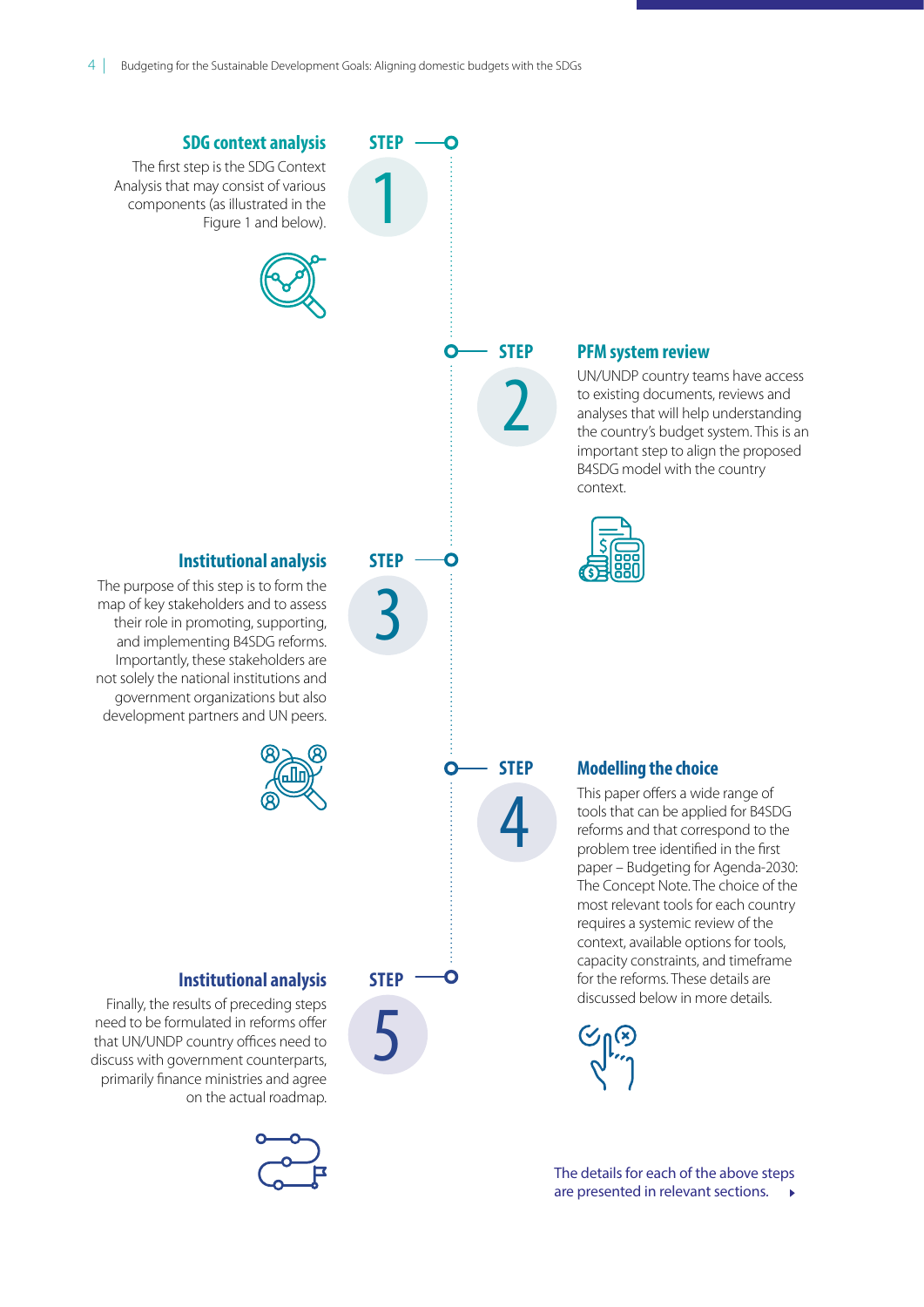## STEP 1

### SDG context analysis

The first step is the SDG Context Analysis that may consist of various components (as illustrated in the Figure 1 and below).

## STEP 2

### PFM system review

UN/UNDP country teams have access to existing documents, reviews and analyses that will help understanding the country's budget system. This is an important step to align the proposed B4SDG model with the country context.

## STEP 3

### Institutional analysis

The purpose of this step is to form the map of key stakeholders and to assess their role in promoting, supporting, and implementing B4SDG reforms. Importantly, these stakeholders are not solely the national institutions and government organizations but also development partners and UN peers.

## STEP 4

### Modelling the choice

This paper offers a wide range of tools that can be applied for B4SDG reforms and that correspond to the problem tree identified in the first paper – Budgeting for Agenda-2030: The Concept Note. The choice of the most relevant tools for each country requires a systemic review of the context, available options for tools, capacity constraints, and timeframe for the reforms. These details are discussed below in more details.

## STEP 5

### Institutional analysis

Finally, the results of preceding steps need to be formulated in reforms offer that UN/UNDP country offices need to discuss with government counterparts, primarily finance ministries and agree on the actual roadmap.

The details for each of the above steps are presented in relevant sections.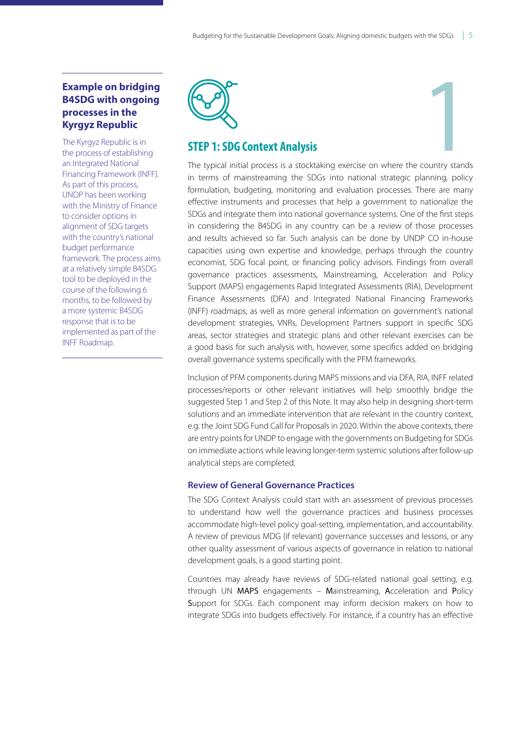### Example on bridging B4SDG with ongoing processes in the Kyrgyz Republic

The Kyrgyz Republic is in the process of establishing an Integrated National Financing Framework (INFF). As part of this process, UNDP has been working with the Ministry of Finance to consider options in alignment of SDG targets with the country's national budget performance framework. The process aims at a relatively simple B4SDG tool to be deployed in the course of the following 6 months, to be followed by a more systemic B4SDG response that is to be implemented as part of the INFF Roadmap.

## STEP 1: SDG Context Analysis

The typical initial process is a stocktaking exercise on where the country stands in terms of mainstreaming the SDGs into national strategic planning, policy formulation, budgeting, monitoring and evaluation processes. There are many effective instruments and processes that help a government to nationalize the SDGs and integrate them into national governance systems. One of the first steps in considering the B4SDG in any country can be a review of those processes and results achieved so far. Such analysis can be done by UNDP CO in-house capacities using own expertise and knowledge, perhaps through the country economist, SDG focal point, or financing policy advisors. Findings from overall governance practices assessments, Mainstreaming, Acceleration and Policy Support (MAPS) engagements Rapid Integrated Assessments (RIA), Development Finance Assessments (DFA) and Integrated National Financing Frameworks (INFF) roadmaps, as well as more general information on government's national development strategies, VNRs, Development Partners support in specific SDG areas, sector strategies and strategic plans and other relevant exercises can be a good basis for such analysis with, however, some specifics added on bridging overall governance systems specifically with the PFM frameworks.

Inclusion of PFM components during MAPS missions and via DFA, RIA, INFF related processes/reports or other relevant initiatives will help smoothly bridge the suggested Step 1 and Step 2 of this Note. It may also help in designing short-term solutions and an immediate intervention that are relevant in the country context, e.g. the Joint SDG Fund Call for Proposals in 2020. Within the above contexts, there are entry points for UNDP to engage with the governments on Budgeting for SDGs on immediate actions while leaving longer-term systemic solutions after follow-up analytical steps are completed.

### Review of General Governance Practices

The SDG Context Analysis could start with an assessment of previous processes to understand how well the governance practices and business processes accommodate high-level policy goal-setting, implementation, and accountability. A review of previous MDG (if relevant) governance successes and lessons, or any other quality assessment of various aspects of governance in relation to national development goals, is a good starting point.

Countries may already have reviews of SDG-related national goal setting, e.g. through UN MAPS engagements – Mainstreaming, Acceleration and Policy Support for SDGs. Each component may inform decision makers on how to integrate SDGs into budgets effectively. For instance, if a country has an effective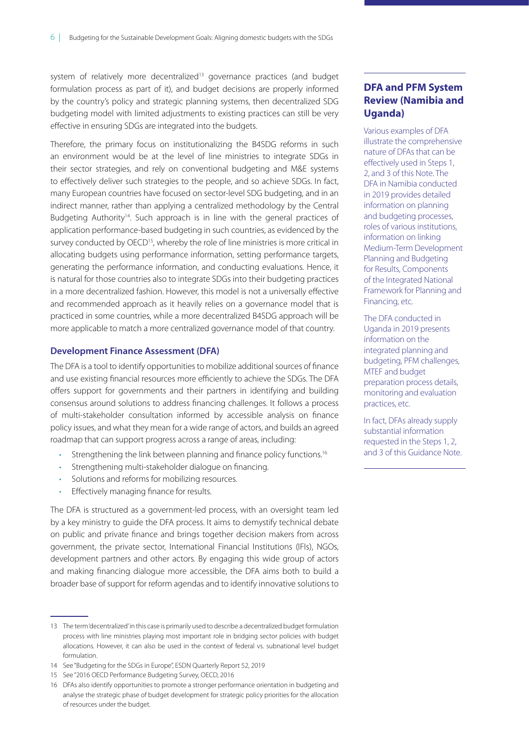system of relatively more decentralized[13] governance practices (and budget formulation process as part of it), and budget decisions are properly informed by the country's policy and strategic planning systems, then decentralized SDG budgeting model with limited adjustments to existing practices can still be very effective in ensuring SDGs are integrated into the budgets.

Therefore, the primary focus on institutionalizing the B4SDG reforms in such an environment would be at the level of line ministries to integrate SDGs in their sector strategies, and rely on conventional budgeting and M&E systems to effectively deliver such strategies to the people, and so achieve SDGs. In fact, many European countries have focused on sector-level SDG budgeting, and in an indirect manner, rather than applying a centralized methodology by the Central Budgeting Authority[14]. Such approach is in line with the general practices of application performance-based budgeting in such countries, as evidenced by the survey conducted by OECD[15], whereby the role of line ministries is more critical in allocating budgets using performance information, setting performance targets, generating the performance information, and conducting evaluations. Hence, it is natural for those countries also to integrate SDGs into their budgeting practices in a more decentralized fashion. However, this model is not a universally effective and recommended approach as it heavily relies on a governance model that is practiced in some countries, while a more decentralized B4SDG approach will be more applicable to match a more centralized governance model of that country.

### Development Finance Assessment (DFA)

The DFA is a tool to identify opportunities to mobilize additional sources of finance and use existing financial resources more efficiently to achieve the SDGs. The DFA offers support for governments and their partners in identifying and building consensus around solutions to address financing challenges. It follows a process of multi-stakeholder consultation informed by accessible analysis on finance policy issues, and what they mean for a wide range of actors, and builds an agreed roadmap that can support progress across a range of areas, including:

- Strengthening the link between planning and finance policy functions.[16]
- Strengthening multi-stakeholder dialogue on financing.
- Solutions and reforms for mobilizing resources.
- Effectively managing finance for results.

The DFA is structured as a government-led process, with an oversight team led by a key ministry to guide the DFA process. It aims to demystify technical debate on public and private finance and brings together decision makers from across government, the private sector, International Financial Institutions (IFIs), NGOs, development partners and other actors. By engaging this wide group of actors and making financing dialogue more accessible, the DFA aims both to build a broader base of support for reform agendas and to identify innovative solutions to

### DFA and PFM System Review (Namibia and Uganda)

Various examples of DFA illustrate the comprehensive nature of DFAs that can be effectively used in Steps 1, 2, and 3 of this Note. The DFA in Namibia conducted in 2019 provides detailed information on planning and budgeting processes, roles of various institutions, information on linking Medium-Term Development Planning and Budgeting for Results, Components of the Integrated National Framework for Planning and Financing, etc.

The DFA conducted in Uganda in 2019 presents information on the integrated planning and budgeting, PFM challenges, MTEF and budget preparation process details, monitoring and evaluation practices, etc.

In fact, DFAs already supply substantial information requested in the Steps 1, 2, and 3 of this Guidance Note.

---

13 The term 'decentralized' in this case is primarily used to describe a decentralized budget formulation process with line ministries playing most important role in bridging sector policies with budget allocations. However, it can also be used in the context of federal vs. subnational level budget formulation.

14 See "Budgeting for the SDGs in Europe", ESDN Quarterly Report 52, 2019

15 See "2016 OECD Performance Budgeting Survey, OECD, 2016

16 DFAs also identify opportunities to promote a stronger performance orientation in budgeting and analyse the strategic phase of budget development for strategic policy priorities for the allocation of resources under the budget.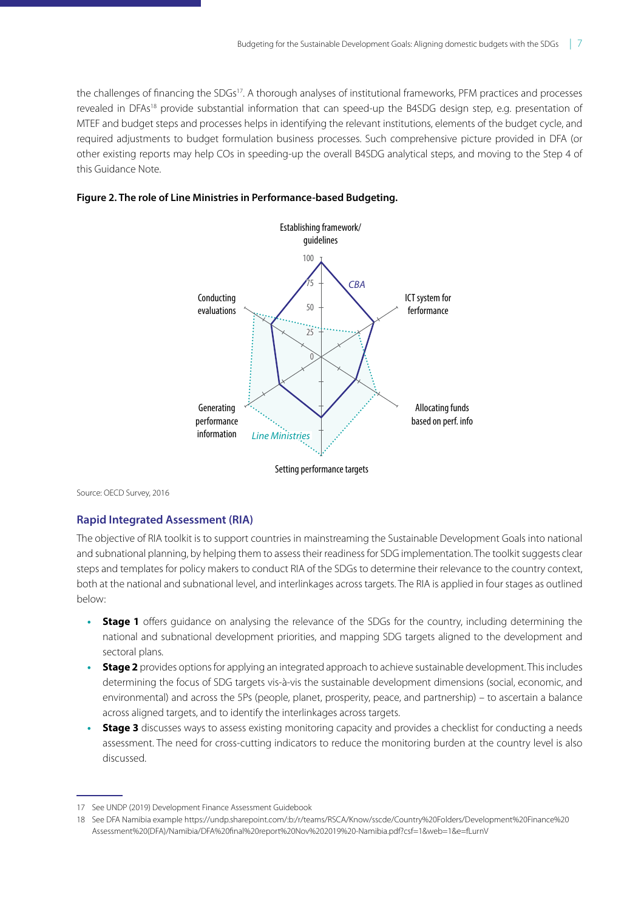the challenges of financing the SDGs[17]. A thorough analyses of institutional frameworks, PFM practices and processes revealed in DFAs[18] provide substantial information that can speed-up the B4SDG design step, e.g. presentation of MTEF and budget steps and processes helps in identifying the relevant institutions, elements of the budget cycle, and required adjustments to budget formulation business processes. Such comprehensive picture provided in DFA (or other existing reports may help COs in speeding-up the overall B4SDG analytical steps, and moving to the Step 4 of this Guidance Note.

**Figure 2. The role of Line Ministries in Performance-based Budgeting.**

Establishing framework/ guidelines

ICT system for ferformance

Allocating funds based on perf. info

Setting performance targets

Generating performance information

Conducting evaluations

CBA

Line Ministries

Source: OECD Survey, 2016

## Rapid Integrated Assessment (RIA)

The objective of RIA toolkit is to support countries in mainstreaming the Sustainable Development Goals into national and subnational planning, by helping them to assess their readiness for SDG implementation. The toolkit suggests clear steps and templates for policy makers to conduct RIA of the SDGs to determine their relevance to the country context, both at the national and subnational level, and interlinkages across targets. The RIA is applied in four stages as outlined below:

- **Stage 1** offers guidance on analysing the relevance of the SDGs for the country, including determining the national and subnational development priorities, and mapping SDG targets aligned to the development and sectoral plans.
- **Stage 2** provides options for applying an integrated approach to achieve sustainable development. This includes determining the focus of SDG targets vis-à-vis the sustainable development dimensions (social, economic, and environmental) and across the 5Ps (people, planet, prosperity, peace, and partnership) – to ascertain a balance across aligned targets, and to identify the interlinkages across targets.
- **Stage 3** discusses ways to assess existing monitoring capacity and provides a checklist for conducting a needs assessment. The need for cross-cutting indicators to reduce the monitoring burden at the country level is also discussed.

---

17 See UNDP (2019) Development Finance Assessment Guidebook

18 See DFA Namibia example https://undp.sharepoint.com/:b:/r/teams/RSCA/Know/sscde/Country%20Folders/Development%20Finance%20Assessment%20(DFA)/Namibia/DFA%20final%20report%20Nov%202019%20-Namibia.pdf?csf=1&web=1&e=fLurnV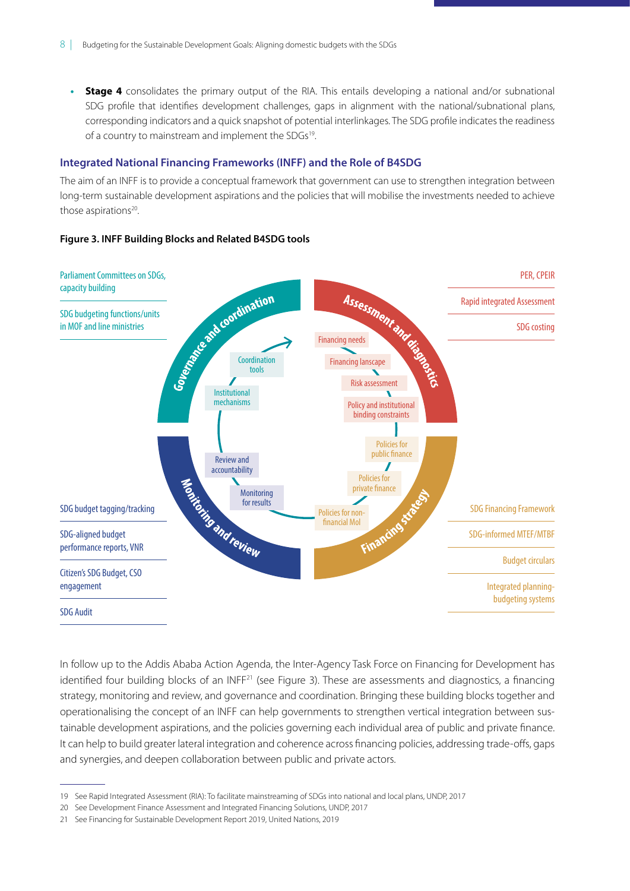- **Stage 4** consolidates the primary output of the RIA. This entails developing a national and/or subnational SDG profile that identifies development challenges, gaps in alignment with the national/subnational plans, corresponding indicators and a quick snapshot of potential interlinkages. The SDG profile indicates the readiness of a country to mainstream and implement the SDGs[19].

## Integrated National Financing Frameworks (INFF) and the Role of B4SDG

The aim of an INFF is to provide a conceptual framework that government can use to strengthen integration between long-term sustainable development aspirations and the policies that will mobilise the investments needed to achieve those aspirations[20].

**Figure 3. INFF Building Blocks and Related B4SDG tools**

Parliament Committees on SDGs, capacity building

SDG budgeting functions/units in MOF and line ministries

SDG budget tagging/tracking

SDG-aligned budget performance reports, VNR

Citizen's SDG Budget, CSO engagement

SDG Audit

Governance and coordination: Coordination tools; Institutional mechanisms

Assessment and diagnostics: Financing needs; Financing lanscape; Risk assessment; Policy and institutional binding constraints

Financing strategy: Policies for public finance; Policies for private finance; Policies for non-financial MoI

Monitoring and review: Review and accountability; Monitoring for results

PER, CPEIR

Rapid integrated Assessment

SDG costing

SDG Financing Framework

SDG-informed MTEF/MTBF

Budget circulars

Integrated planning-budgeting systems

In follow up to the Addis Ababa Action Agenda, the Inter-Agency Task Force on Financing for Development has identified four building blocks of an INFF[21] (see Figure 3). These are assessments and diagnostics, a financing strategy, monitoring and review, and governance and coordination. Bringing these building blocks together and operationalising the concept of an INFF can help governments to strengthen vertical integration between sustainable development aspirations, and the policies governing each individual area of public and private finance. It can help to build greater lateral integration and coherence across financing policies, addressing trade-offs, gaps and synergies, and deepen collaboration between public and private actors.

---

19 See Rapid Integrated Assessment (RIA): To facilitate mainstreaming of SDGs into national and local plans, UNDP, 2017

20 See Development Finance Assessment and Integrated Financing Solutions, UNDP, 2017

21 See Financing for Sustainable Development Report 2019, United Nations, 2019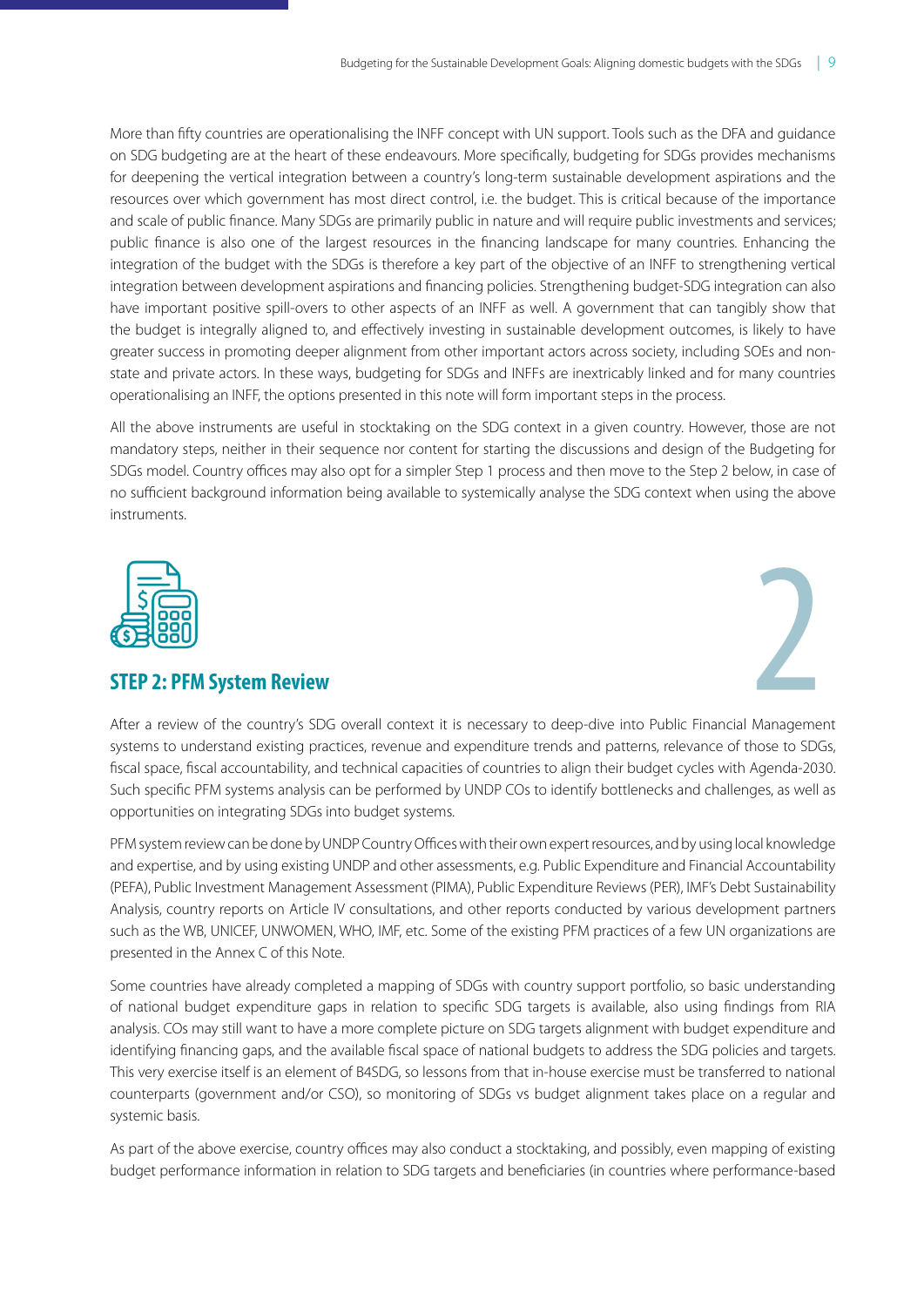More than fifty countries are operationalising the INFF concept with UN support. Tools such as the DFA and guidance on SDG budgeting are at the heart of these endeavours. More specifically, budgeting for SDGs provides mechanisms for deepening the vertical integration between a country's long-term sustainable development aspirations and the resources over which government has most direct control, i.e. the budget. This is critical because of the importance and scale of public finance. Many SDGs are primarily public in nature and will require public investments and services; public finance is also one of the largest resources in the financing landscape for many countries. Enhancing the integration of the budget with the SDGs is therefore a key part of the objective of an INFF to strengthening vertical integration between development aspirations and financing policies. Strengthening budget-SDG integration can also have important positive spill-overs to other aspects of an INFF as well. A government that can tangibly show that the budget is integrally aligned to, and effectively investing in sustainable development outcomes, is likely to have greater success in promoting deeper alignment from other important actors across society, including SOEs and non-state and private actors. In these ways, budgeting for SDGs and INFFs are inextricably linked and for many countries operationalising an INFF, the options presented in this note will form important steps in the process.

All the above instruments are useful in stocktaking on the SDG context in a given country. However, those are not mandatory steps, neither in their sequence nor content for starting the discussions and design of the Budgeting for SDGs model. Country offices may also opt for a simpler Step 1 process and then move to the Step 2 below, in case of no sufficient background information being available to systemically analyse the SDG context when using the above instruments.

## STEP 2: PFM System Review

After a review of the country's SDG overall context it is necessary to deep-dive into Public Financial Management systems to understand existing practices, revenue and expenditure trends and patterns, relevance of those to SDGs, fiscal space, fiscal accountability, and technical capacities of countries to align their budget cycles with Agenda-2030. Such specific PFM systems analysis can be performed by UNDP COs to identify bottlenecks and challenges, as well as opportunities on integrating SDGs into budget systems.

PFM system review can be done by UNDP Country Offices with their own expert resources, and by using local knowledge and expertise, and by using existing UNDP and other assessments, e.g. Public Expenditure and Financial Accountability (PEFA), Public Investment Management Assessment (PIMA), Public Expenditure Reviews (PER), IMF's Debt Sustainability Analysis, country reports on Article IV consultations, and other reports conducted by various development partners such as the WB, UNICEF, UNWOMEN, WHO, IMF, etc. Some of the existing PFM practices of a few UN organizations are presented in the Annex C of this Note.

Some countries have already completed a mapping of SDGs with country support portfolio, so basic understanding of national budget expenditure gaps in relation to specific SDG targets is available, also using findings from RIA analysis. COs may still want to have a more complete picture on SDG targets alignment with budget expenditure and identifying financing gaps, and the available fiscal space of national budgets to address the SDG policies and targets. This very exercise itself is an element of B4SDG, so lessons from that in-house exercise must be transferred to national counterparts (government and/or CSO), so monitoring of SDGs vs budget alignment takes place on a regular and systemic basis.

As part of the above exercise, country offices may also conduct a stocktaking, and possibly, even mapping of existing budget performance information in relation to SDG targets and beneficiaries (in countries where performance-based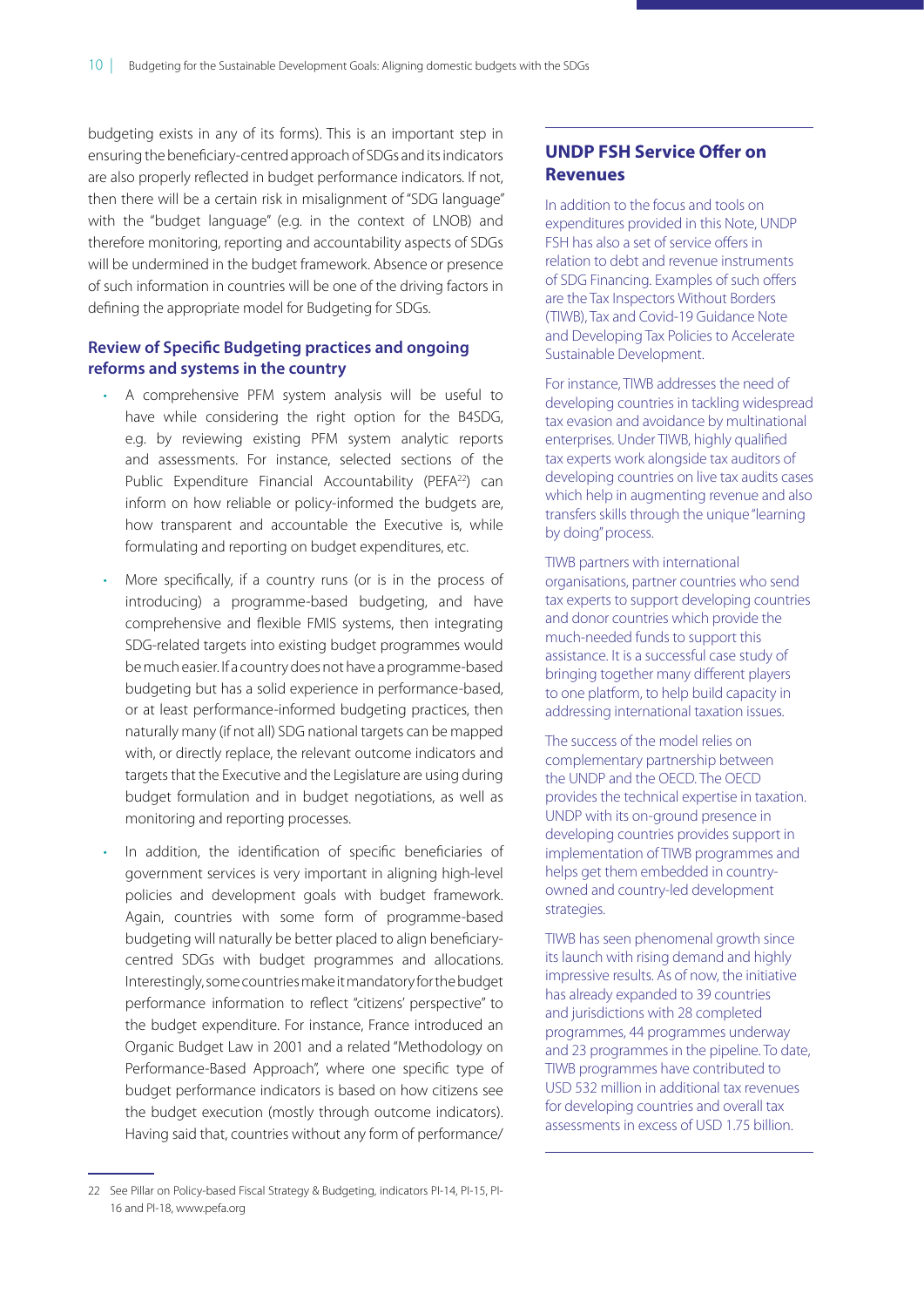budgeting exists in any of its forms). This is an important step in ensuring the beneficiary-centred approach of SDGs and its indicators are also properly reflected in budget performance indicators. If not, then there will be a certain risk in misalignment of "SDG language" with the "budget language" (e.g. in the context of LNOB) and therefore monitoring, reporting and accountability aspects of SDGs will be undermined in the budget framework. Absence or presence of such information in countries will be one of the driving factors in defining the appropriate model for Budgeting for SDGs.

### Review of Specific Budgeting practices and ongoing reforms and systems in the country

- A comprehensive PFM system analysis will be useful to have while considering the right option for the B4SDG, e.g. by reviewing existing PFM system analytic reports and assessments. For instance, selected sections of the Public Expenditure Financial Accountability (PEFA[22]) can inform on how reliable or policy-informed the budgets are, how transparent and accountable the Executive is, while formulating and reporting on budget expenditures, etc.
- More specifically, if a country runs (or is in the process of introducing) a programme-based budgeting, and have comprehensive and flexible FMIS systems, then integrating SDG-related targets into existing budget programmes would be much easier. If a country does not have a programme-based budgeting but has a solid experience in performance-based, or at least performance-informed budgeting practices, then naturally many (if not all) SDG national targets can be mapped with, or directly replace, the relevant outcome indicators and targets that the Executive and the Legislature are using during budget formulation and in budget negotiations, as well as monitoring and reporting processes.
- In addition, the identification of specific beneficiaries of government services is very important in aligning high-level policies and development goals with budget framework. Again, countries with some form of programme-based budgeting will naturally be better placed to align beneficiary-centred SDGs with budget programmes and allocations. Interestingly, some countries make it mandatory for the budget performance information to reflect "citizens' perspective" to the budget expenditure. For instance, France introduced an Organic Budget Law in 2001 and a related "Methodology on Performance-Based Approach", where one specific type of budget performance indicators is based on how citizens see the budget execution (mostly through outcome indicators). Having said that, countries without any form of performance/

### UNDP FSH Service Offer on Revenues

In addition to the focus and tools on expenditures provided in this Note, UNDP FSH has also a set of service offers in relation to debt and revenue instruments of SDG Financing. Examples of such offers are the Tax Inspectors Without Borders (TIWB), Tax and Covid-19 Guidance Note and Developing Tax Policies to Accelerate Sustainable Development.

For instance, TIWB addresses the need of developing countries in tackling widespread tax evasion and avoidance by multinational enterprises. Under TIWB, highly qualified tax experts work alongside tax auditors of developing countries on live tax audits cases which help in augmenting revenue and also transfers skills through the unique "learning by doing" process.

TIWB partners with international organisations, partner countries who send tax experts to support developing countries and donor countries which provide the much-needed funds to support this assistance. It is a successful case study of bringing together many different players to one platform, to help build capacity in addressing international taxation issues.

The success of the model relies on complementary partnership between the UNDP and the OECD. The OECD provides the technical expertise in taxation. UNDP with its on-ground presence in developing countries provides support in implementation of TIWB programmes and helps get them embedded in country-owned and country-led development strategies.

TIWB has seen phenomenal growth since its launch with rising demand and highly impressive results. As of now, the initiative has already expanded to 39 countries and jurisdictions with 28 completed programmes, 44 programmes underway and 23 programmes in the pipeline. To date, TIWB programmes have contributed to USD 532 million in additional tax revenues for developing countries and overall tax assessments in excess of USD 1.75 billion.

---

22 See Pillar on Policy-based Fiscal Strategy & Budgeting, indicators PI-14, PI-15, PI-16 and PI-18, www.pefa.org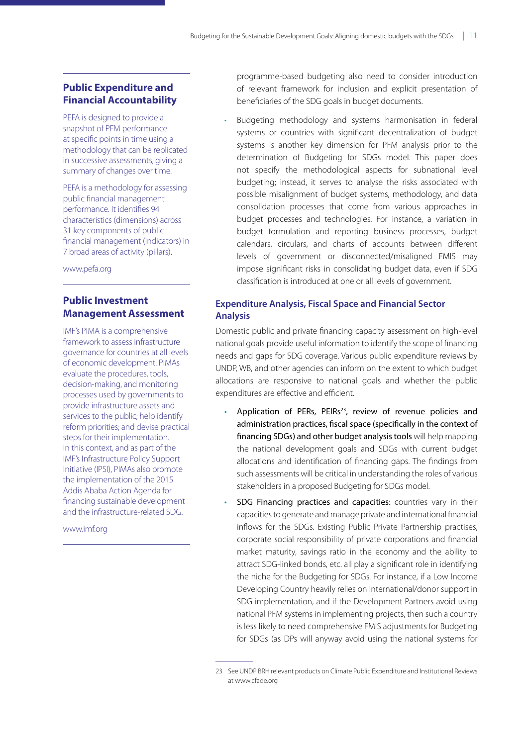### Public Expenditure and Financial Accountability

PEFA is designed to provide a snapshot of PFM performance at specific points in time using a methodology that can be replicated in successive assessments, giving a summary of changes over time.

PEFA is a methodology for assessing public financial management performance. It identifies 94 characteristics (dimensions) across 31 key components of public financial management (indicators) in 7 broad areas of activity (pillars).

www.pefa.org

### Public Investment Management Assessment

IMF's PIMA is a comprehensive framework to assess infrastructure governance for countries at all levels of economic development. PIMAs evaluate the procedures, tools, decision-making, and monitoring processes used by governments to provide infrastructure assets and services to the public; help identify reform priorities; and devise practical steps for their implementation. In this context, and as part of the IMF's Infrastructure Policy Support Initiative (IPSI), PIMAs also promote the implementation of the 2015 Addis Ababa Action Agenda for financing sustainable development and the infrastructure-related SDG.

www.imf.org

programme-based budgeting also need to consider introduction of relevant framework for inclusion and explicit presentation of beneficiaries of the SDG goals in budget documents.

- Budgeting methodology and systems harmonisation in federal systems or countries with significant decentralization of budget systems is another key dimension for PFM analysis prior to the determination of Budgeting for SDGs model. This paper does not specify the methodological aspects for subnational level budgeting; instead, it serves to analyse the risks associated with possible misalignment of budget systems, methodology, and data consolidation processes that come from various approaches in budget processes and technologies. For instance, a variation in budget formulation and reporting business processes, budget calendars, circulars, and charts of accounts between different levels of government or disconnected/misaligned FMIS may impose significant risks in consolidating budget data, even if SDG classification is introduced at one or all levels of government.

### Expenditure Analysis, Fiscal Space and Financial Sector Analysis

Domestic public and private financing capacity assessment on high-level national goals provide useful information to identify the scope of financing needs and gaps for SDG coverage. Various public expenditure reviews by UNDP, WB, and other agencies can inform on the extent to which budget allocations are responsive to national goals and whether the public expenditures are effective and efficient.

- Application of PERs, PEIRs[23], review of revenue policies and administration practices, fiscal space (specifically in the context of financing SDGs) and other budget analysis tools will help mapping the national development goals and SDGs with current budget allocations and identification of financing gaps. The findings from such assessments will be critical in understanding the roles of various stakeholders in a proposed Budgeting for SDGs model.
- SDG Financing practices and capacities: countries vary in their capacities to generate and manage private and international financial inflows for the SDGs. Existing Public Private Partnership practises, corporate social responsibility of private corporations and financial market maturity, savings ratio in the economy and the ability to attract SDG-linked bonds, etc. all play a significant role in identifying the niche for the Budgeting for SDGs. For instance, if a Low Income Developing Country heavily relies on international/donor support in SDG implementation, and if the Development Partners avoid using national PFM systems in implementing projects, then such a country is less likely to need comprehensive FMIS adjustments for Budgeting for SDGs (as DPs will anyway avoid using the national systems for

23 See UNDP BRH relevant products on Climate Public Expenditure and Institutional Reviews at www.cfade.org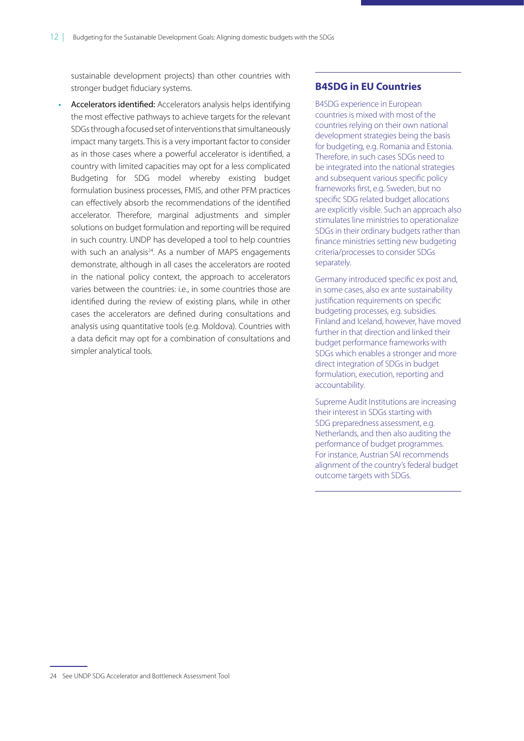sustainable development projects) than other countries with stronger budget fiduciary systems.

- **Accelerators identified:** Accelerators analysis helps identifying the most effective pathways to achieve targets for the relevant SDGs through a focused set of interventions that simultaneously impact many targets. This is a very important factor to consider as in those cases where a powerful accelerator is identified, a country with limited capacities may opt for a less complicated Budgeting for SDG model whereby existing budget formulation business processes, FMIS, and other PFM practices can effectively absorb the recommendations of the identified accelerator. Therefore, marginal adjustments and simpler solutions on budget formulation and reporting will be required in such country. UNDP has developed a tool to help countries with such an analysis[24]. As a number of MAPS engagements demonstrate, although in all cases the accelerators are rooted in the national policy context, the approach to accelerators varies between the countries: i.e., in some countries those are identified during the review of existing plans, while in other cases the accelerators are defined during consultations and analysis using quantitative tools (e.g. Moldova). Countries with a data deficit may opt for a combination of consultations and simpler analytical tools.

### B4SDG in EU Countries

B4SDG experience in European countries is mixed with most of the countries relying on their own national development strategies being the basis for budgeting, e.g. Romania and Estonia. Therefore, in such cases SDGs need to be integrated into the national strategies and subsequent various specific policy frameworks first, e.g. Sweden, but no specific SDG related budget allocations are explicitly visible. Such an approach also stimulates line ministries to operationalize SDGs in their ordinary budgets rather than finance ministries setting new budgeting criteria/processes to consider SDGs separately.

Germany introduced specific ex post and, in some cases, also ex ante sustainability justification requirements on specific budgeting processes, e.g. subsidies. Finland and Iceland, however, have moved further in that direction and linked their budget performance frameworks with SDGs which enables a stronger and more direct integration of SDGs in budget formulation, execution, reporting and accountability.

Supreme Audit Institutions are increasing their interest in SDGs starting with SDG preparedness assessment, e.g. Netherlands, and then also auditing the performance of budget programmes. For instance, Austrian SAI recommends alignment of the country's federal budget outcome targets with SDGs.

24 See UNDP SDG Accelerator and Bottleneck Assessment Tool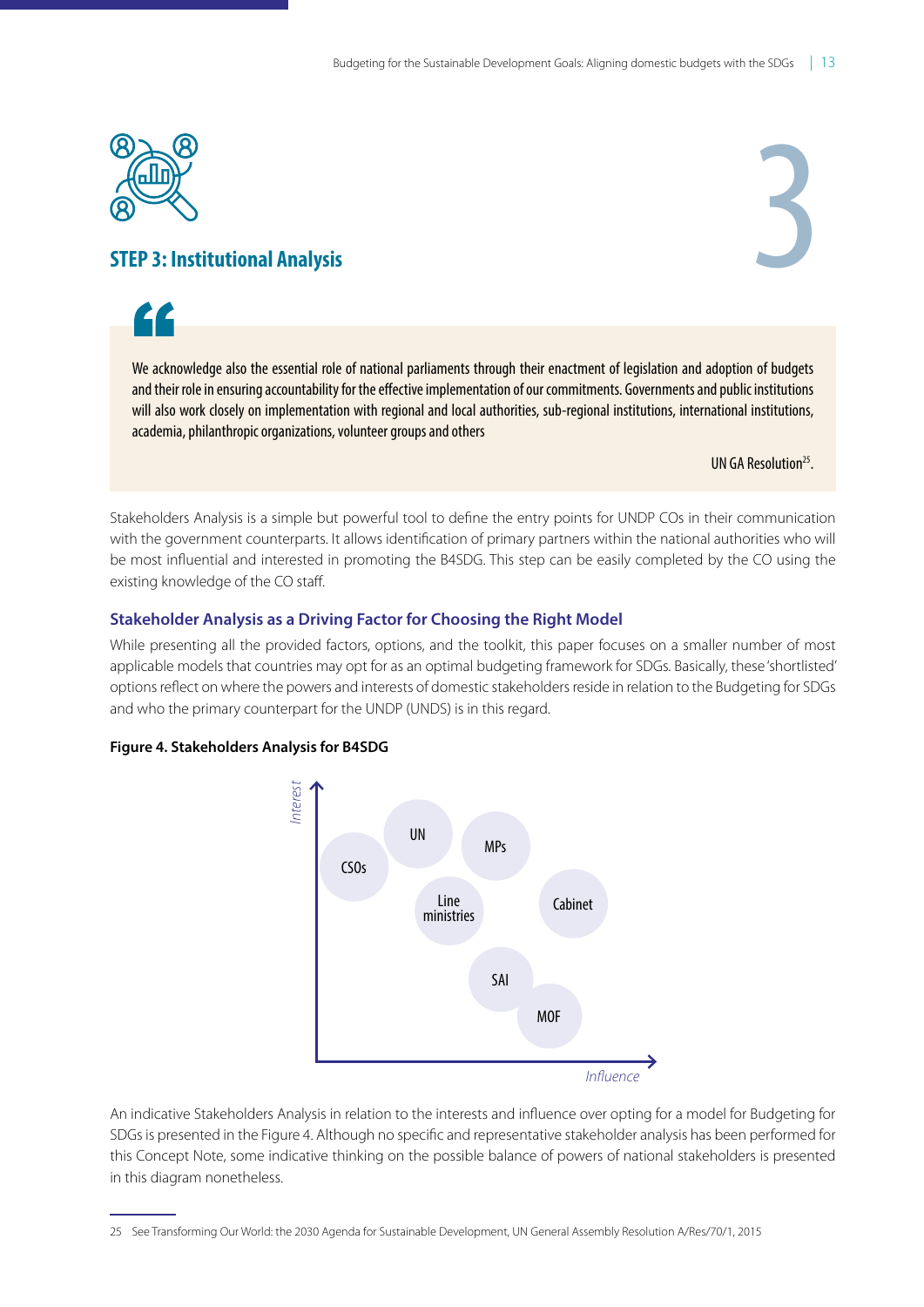# STEP 3: Institutional Analysis

> We acknowledge also the essential role of national parliaments through their enactment of legislation and adoption of budgets and their role in ensuring accountability for the effective implementation of our commitments. Governments and public institutions will also work closely on implementation with regional and local authorities, sub-regional institutions, international institutions, academia, philanthropic organizations, volunteer groups and others
>
> UN GA Resolution[25].

Stakeholders Analysis is a simple but powerful tool to define the entry points for UNDP COs in their communication with the government counterparts. It allows identification of primary partners within the national authorities who will be most influential and interested in promoting the B4SDG. This step can be easily completed by the CO using the existing knowledge of the CO staff.

### Stakeholder Analysis as a Driving Factor for Choosing the Right Model

While presenting all the provided factors, options, and the toolkit, this paper focuses on a smaller number of most applicable models that countries may opt for as an optimal budgeting framework for SDGs. Basically, these 'shortlisted' options reflect on where the powers and interests of domestic stakeholders reside in relation to the Budgeting for SDGs and who the primary counterpart for the UNDP (UNDS) is in this regard.

**Figure 4. Stakeholders Analysis for B4SDG**

Interest

CSOs | UN | MPs | Line ministries | Cabinet | SAI | MOF

Influence

An indicative Stakeholders Analysis in relation to the interests and influence over opting for a model for Budgeting for SDGs is presented in the Figure 4. Although no specific and representative stakeholder analysis has been performed for this Concept Note, some indicative thinking on the possible balance of powers of national stakeholders is presented in this diagram nonetheless.

---

25 See Transforming Our World: the 2030 Agenda for Sustainable Development, UN General Assembly Resolution A/Res/70/1, 2015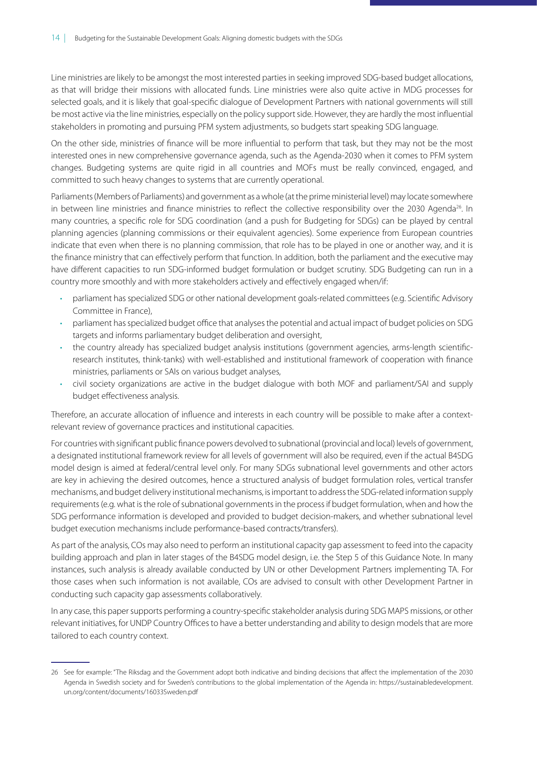Line ministries are likely to be amongst the most interested parties in seeking improved SDG-based budget allocations, as that will bridge their missions with allocated funds. Line ministries were also quite active in MDG processes for selected goals, and it is likely that goal-specific dialogue of Development Partners with national governments will still be most active via the line ministries, especially on the policy support side. However, they are hardly the most influential stakeholders in promoting and pursuing PFM system adjustments, so budgets start speaking SDG language.

On the other side, ministries of finance will be more influential to perform that task, but they may not be the most interested ones in new comprehensive governance agenda, such as the Agenda-2030 when it comes to PFM system changes. Budgeting systems are quite rigid in all countries and MOFs must be really convinced, engaged, and committed to such heavy changes to systems that are currently operational.

Parliaments (Members of Parliaments) and government as a whole (at the prime ministerial level) may locate somewhere in between line ministries and finance ministries to reflect the collective responsibility over the 2030 Agenda[26]. In many countries, a specific role for SDG coordination (and a push for Budgeting for SDGs) can be played by central planning agencies (planning commissions or their equivalent agencies). Some experience from European countries indicate that even when there is no planning commission, that role has to be played in one or another way, and it is the finance ministry that can effectively perform that function. In addition, both the parliament and the executive may have different capacities to run SDG-informed budget formulation or budget scrutiny. SDG Budgeting can run in a country more smoothly and with more stakeholders actively and effectively engaged when/if:

- parliament has specialized SDG or other national development goals-related committees (e.g. Scientific Advisory Committee in France),
- parliament has specialized budget office that analyses the potential and actual impact of budget policies on SDG targets and informs parliamentary budget deliberation and oversight,
- the country already has specialized budget analysis institutions (government agencies, arms-length scientific-research institutes, think-tanks) with well-established and institutional framework of cooperation with finance ministries, parliaments or SAIs on various budget analyses,
- civil society organizations are active in the budget dialogue with both MOF and parliament/SAI and supply budget effectiveness analysis.

Therefore, an accurate allocation of influence and interests in each country will be possible to make after a context-relevant review of governance practices and institutional capacities.

For countries with significant public finance powers devolved to subnational (provincial and local) levels of government, a designated institutional framework review for all levels of government will also be required, even if the actual B4SDG model design is aimed at federal/central level only. For many SDGs subnational level governments and other actors are key in achieving the desired outcomes, hence a structured analysis of budget formulation roles, vertical transfer mechanisms, and budget delivery institutional mechanisms, is important to address the SDG-related information supply requirements (e.g. what is the role of subnational governments in the process if budget formulation, when and how the SDG performance information is developed and provided to budget decision-makers, and whether subnational level budget execution mechanisms include performance-based contracts/transfers).

As part of the analysis, COs may also need to perform an institutional capacity gap assessment to feed into the capacity building approach and plan in later stages of the B4SDG model design, i.e. the Step 5 of this Guidance Note. In many instances, such analysis is already available conducted by UN or other Development Partners implementing TA. For those cases when such information is not available, COs are advised to consult with other Development Partner in conducting such capacity gap assessments collaboratively.

In any case, this paper supports performing a country-specific stakeholder analysis during SDG MAPS missions, or other relevant initiatives, for UNDP Country Offices to have a better understanding and ability to design models that are more tailored to each country context.

---

26 See for example: "The Riksdag and the Government adopt both indicative and binding decisions that affect the implementation of the 2030 Agenda in Swedish society and for Sweden's contributions to the global implementation of the Agenda in: https://sustainabledevelopment.un.org/content/documents/16033Sweden.pdf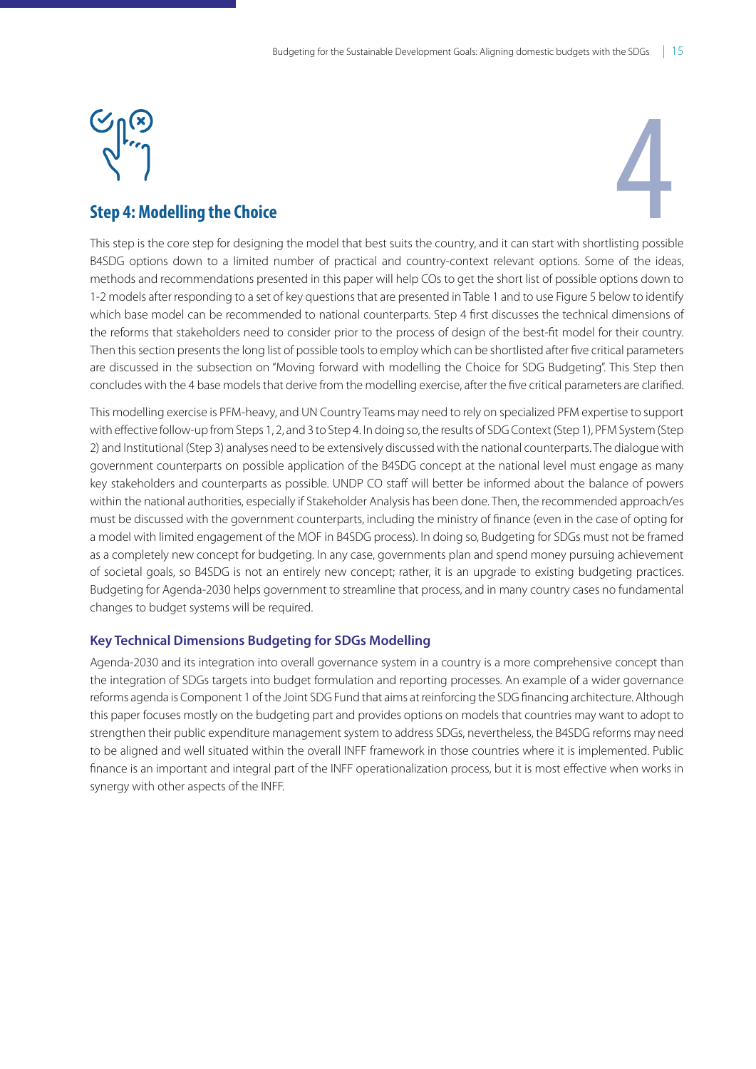## Step 4: Modelling the Choice

This step is the core step for designing the model that best suits the country, and it can start with shortlisting possible B4SDG options down to a limited number of practical and country-context relevant options. Some of the ideas, methods and recommendations presented in this paper will help COs to get the short list of possible options down to 1-2 models after responding to a set of key questions that are presented in Table 1 and to use Figure 5 below to identify which base model can be recommended to national counterparts. Step 4 first discusses the technical dimensions of the reforms that stakeholders need to consider prior to the process of design of the best-fit model for their country. Then this section presents the long list of possible tools to employ which can be shortlisted after five critical parameters are discussed in the subsection on "Moving forward with modelling the Choice for SDG Budgeting". This Step then concludes with the 4 base models that derive from the modelling exercise, after the five critical parameters are clarified.

This modelling exercise is PFM-heavy, and UN Country Teams may need to rely on specialized PFM expertise to support with effective follow-up from Steps 1, 2, and 3 to Step 4. In doing so, the results of SDG Context (Step 1), PFM System (Step 2) and Institutional (Step 3) analyses need to be extensively discussed with the national counterparts. The dialogue with government counterparts on possible application of the B4SDG concept at the national level must engage as many key stakeholders and counterparts as possible. UNDP CO staff will better be informed about the balance of powers within the national authorities, especially if Stakeholder Analysis has been done. Then, the recommended approach/es must be discussed with the government counterparts, including the ministry of finance (even in the case of opting for a model with limited engagement of the MOF in B4SDG process). In doing so, Budgeting for SDGs must not be framed as a completely new concept for budgeting. In any case, governments plan and spend money pursuing achievement of societal goals, so B4SDG is not an entirely new concept; rather, it is an upgrade to existing budgeting practices. Budgeting for Agenda-2030 helps government to streamline that process, and in many country cases no fundamental changes to budget systems will be required.

### Key Technical Dimensions Budgeting for SDGs Modelling

Agenda-2030 and its integration into overall governance system in a country is a more comprehensive concept than the integration of SDGs targets into budget formulation and reporting processes. An example of a wider governance reforms agenda is Component 1 of the Joint SDG Fund that aims at reinforcing the SDG financing architecture. Although this paper focuses mostly on the budgeting part and provides options on models that countries may want to adopt to strengthen their public expenditure management system to address SDGs, nevertheless, the B4SDG reforms may need to be aligned and well situated within the overall INFF framework in those countries where it is implemented. Public finance is an important and integral part of the INFF operationalization process, but it is most effective when works in synergy with other aspects of the INFF.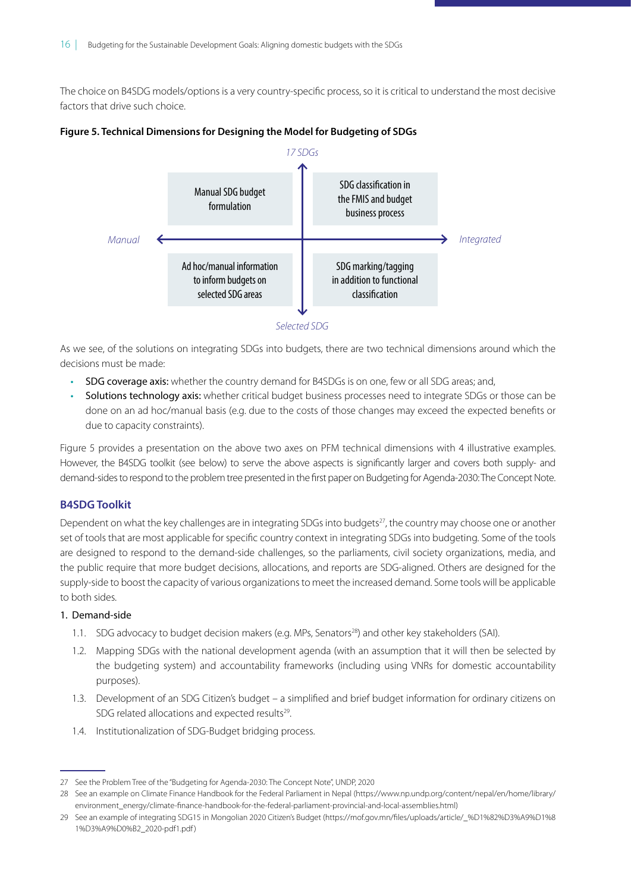The choice on B4SDG models/options is a very country-specific process, so it is critical to understand the most decisive factors that drive such choice.

**Figure 5. Technical Dimensions for Designing the Model for Budgeting of SDGs**

*17 SDGs*

| | Manual | Integrated |
|---|---|---|
| 17 SDGs | Manual SDG budget formulation | SDG classification in the FMIS and budget business process |
| Selected SDG | Ad hoc/manual information to inform budgets on selected SDG areas | SDG marking/tagging in addition to functional classification |

*Selected SDG*

As we see, of the solutions on integrating SDGs into budgets, there are two technical dimensions around which the decisions must be made:

- **SDG coverage axis:** whether the country demand for B4SDGs is on one, few or all SDG areas; and,
- **Solutions technology axis:** whether critical budget business processes need to integrate SDGs or those can be done on an ad hoc/manual basis (e.g. due to the costs of those changes may exceed the expected benefits or due to capacity constraints).

Figure 5 provides a presentation on the above two axes on PFM technical dimensions with 4 illustrative examples. However, the B4SDG toolkit (see below) to serve the above aspects is significantly larger and covers both supply- and demand-sides to respond to the problem tree presented in the first paper on Budgeting for Agenda-2030: The Concept Note.

## B4SDG Toolkit

Dependent on what the key challenges are in integrating SDGs into budgets[27], the country may choose one or another set of tools that are most applicable for specific country context in integrating SDGs into budgeting. Some of the tools are designed to respond to the demand-side challenges, so the parliaments, civil society organizations, media, and the public require that more budget decisions, allocations, and reports are SDG-aligned. Others are designed for the supply-side to boost the capacity of various organizations to meet the increased demand. Some tools will be applicable to both sides.

1. Demand-side
   1.1. SDG advocacy to budget decision makers (e.g. MPs, Senators[28]) and other key stakeholders (SAI).
   1.2. Mapping SDGs with the national development agenda (with an assumption that it will then be selected by the budgeting system) and accountability frameworks (including using VNRs for domestic accountability purposes).
   1.3. Development of an SDG Citizen's budget – a simplified and brief budget information for ordinary citizens on SDG related allocations and expected results[29].
   1.4. Institutionalization of SDG-Budget bridging process.

---

27 See the Problem Tree of the "Budgeting for Agenda-2030: The Concept Note", UNDP, 2020

28 See an example on Climate Finance Handbook for the Federal Parliament in Nepal (https://www.np.undp.org/content/nepal/en/home/library/environment_energy/climate-finance-handbook-for-the-federal-parliament-provincial-and-local-assemblies.html)

29 See an example of integrating SDG15 in Mongolian 2020 Citizen's Budget (https://mof.gov.mn/files/uploads/article/_%D1%82%D3%A9%D1%81%D3%A9%D0%B2_2020-pdf1.pdf)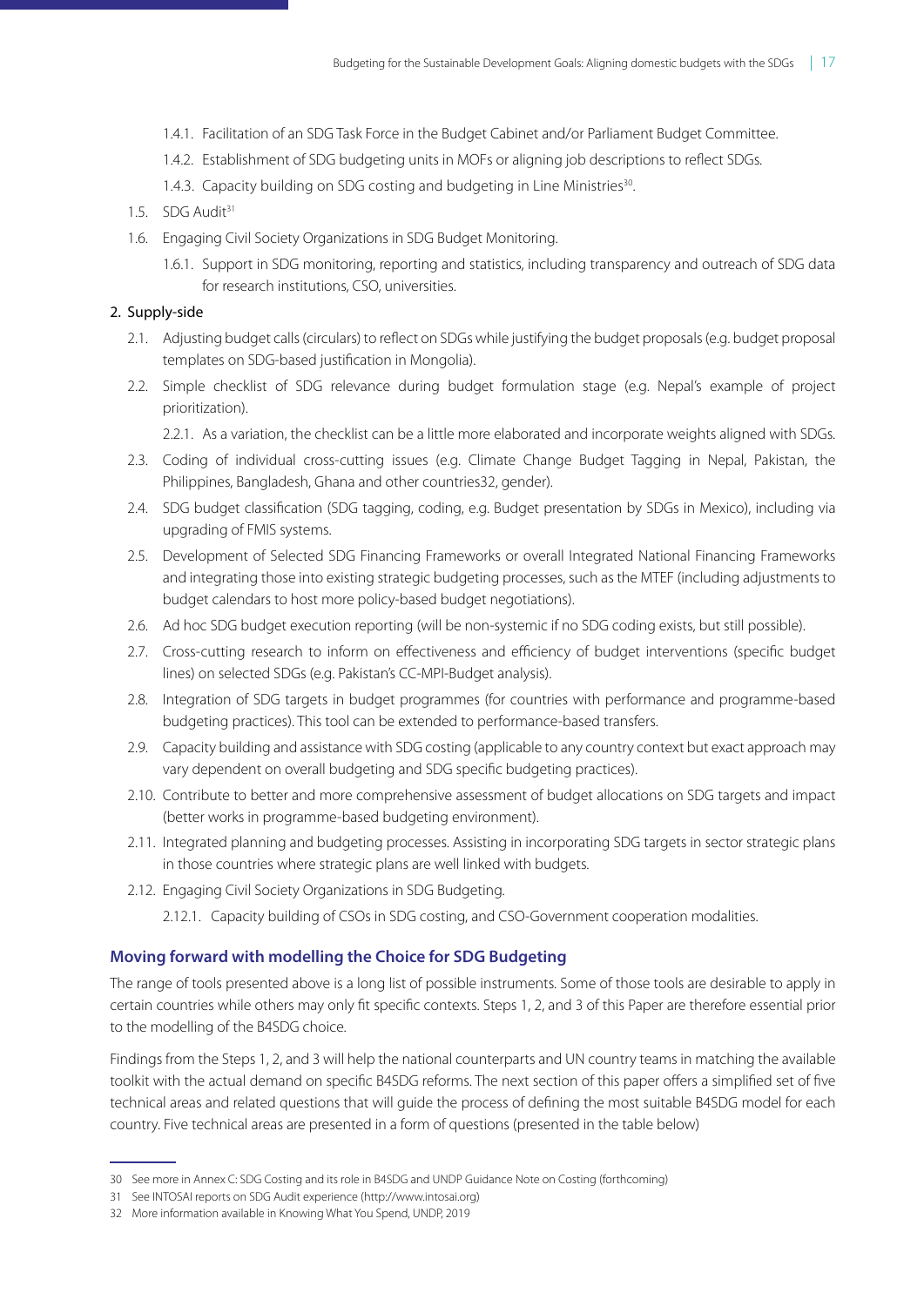- 1.4.1. Facilitation of an SDG Task Force in the Budget Cabinet and/or Parliament Budget Committee.
   - 1.4.2. Establishment of SDG budgeting units in MOFs or aligning job descriptions to reflect SDGs.
   - 1.4.3. Capacity building on SDG costing and budgeting in Line Ministries[30].
- 1.5. SDG Audit[31]
- 1.6. Engaging Civil Society Organizations in SDG Budget Monitoring.
   - 1.6.1. Support in SDG monitoring, reporting and statistics, including transparency and outreach of SDG data for research institutions, CSO, universities.

2. Supply-side
   - 2.1. Adjusting budget calls (circulars) to reflect on SDGs while justifying the budget proposals (e.g. budget proposal templates on SDG-based justification in Mongolia).
   - 2.2. Simple checklist of SDG relevance during budget formulation stage (e.g. Nepal's example of project prioritization).
     - 2.2.1. As a variation, the checklist can be a little more elaborated and incorporate weights aligned with SDGs.
   - 2.3. Coding of individual cross-cutting issues (e.g. Climate Change Budget Tagging in Nepal, Pakistan, the Philippines, Bangladesh, Ghana and other countries32, gender).
   - 2.4. SDG budget classification (SDG tagging, coding, e.g. Budget presentation by SDGs in Mexico), including via upgrading of FMIS systems.
   - 2.5. Development of Selected SDG Financing Frameworks or overall Integrated National Financing Frameworks and integrating those into existing strategic budgeting processes, such as the MTEF (including adjustments to budget calendars to host more policy-based budget negotiations).
   - 2.6. Ad hoc SDG budget execution reporting (will be non-systemic if no SDG coding exists, but still possible).
   - 2.7. Cross-cutting research to inform on effectiveness and efficiency of budget interventions (specific budget lines) on selected SDGs (e.g. Pakistan's CC-MPI-Budget analysis).
   - 2.8. Integration of SDG targets in budget programmes (for countries with performance and programme-based budgeting practices). This tool can be extended to performance-based transfers.
   - 2.9. Capacity building and assistance with SDG costing (applicable to any country context but exact approach may vary dependent on overall budgeting and SDG specific budgeting practices).
   - 2.10. Contribute to better and more comprehensive assessment of budget allocations on SDG targets and impact (better works in programme-based budgeting environment).
   - 2.11. Integrated planning and budgeting processes. Assisting in incorporating SDG targets in sector strategic plans in those countries where strategic plans are well linked with budgets.
   - 2.12. Engaging Civil Society Organizations in SDG Budgeting.
     - 2.12.1. Capacity building of CSOs in SDG costing, and CSO-Government cooperation modalities.

### Moving forward with modelling the Choice for SDG Budgeting

The range of tools presented above is a long list of possible instruments. Some of those tools are desirable to apply in certain countries while others may only fit specific contexts. Steps 1, 2, and 3 of this Paper are therefore essential prior to the modelling of the B4SDG choice.

Findings from the Steps 1, 2, and 3 will help the national counterparts and UN country teams in matching the available toolkit with the actual demand on specific B4SDG reforms. The next section of this paper offers a simplified set of five technical areas and related questions that will guide the process of defining the most suitable B4SDG model for each country. Five technical areas are presented in a form of questions (presented in the table below)

---

30 See more in Annex C: SDG Costing and its role in B4SDG and UNDP Guidance Note on Costing (forthcoming)

31 See INTOSAI reports on SDG Audit experience (http://www.intosai.org)

32 More information available in Knowing What You Spend, UNDP, 2019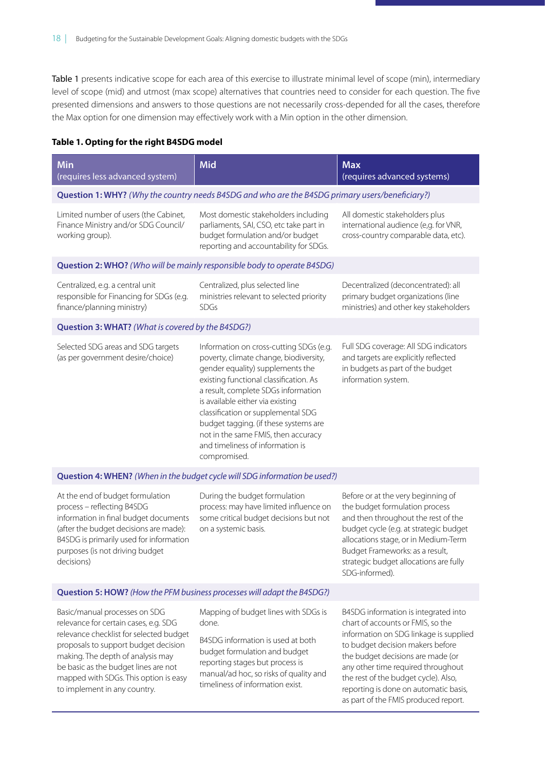Table 1 presents indicative scope for each area of this exercise to illustrate minimal level of scope (min), intermediary level of scope (mid) and utmost (max scope) alternatives that countries need to consider for each question. The five presented dimensions and answers to those questions are not necessarily cross-depended for all the cases, therefore the Max option for one dimension may effectively work with a Min option in the other dimension.

**Table 1. Opting for the right B4SDG model**

| Min (requires less advanced system) | Mid | Max (requires advanced systems) |
|---|---|---|
| **Question 1: WHY?** *(Why the country needs B4SDG and who are the B4SDG primary users/beneficiary?)* | | |
| Limited number of users (the Cabinet, Finance Ministry and/or SDG Council/ working group). | Most domestic stakeholders including parliaments, SAI, CSO, etc take part in budget formulation and/or budget reporting and accountability for SDGs. | All domestic stakeholders plus international audience (e,g. for VNR, cross-country comparable data, etc). |
| **Question 2: WHO?** *(Who will be mainly responsible body to operate B4SDG)* | | |
| Centralized, e.g. a central unit responsible for Financing for SDGs (e.g. finance/planning ministry) | Centralized, plus selected line ministries relevant to selected priority SDGs | Decentralized (deconcentrated): all primary budget organizations (line ministries) and other key stakeholders |
| **Question 3: WHAT?** *(What is covered by the B4SDG?)* | | |
| Selected SDG areas and SDG targets (as per government desire/choice) | Information on cross-cutting SDGs (e.g. poverty, climate change, biodiversity, gender equality) supplements the existing functional classification. As a result, complete SDGs information is available either via existing classification or supplemental SDG budget tagging. (if these systems are not in the same FMIS, then accuracy and timeliness of information is compromised. | Full SDG coverage: All SDG indicators and targets are explicitly reflected in budgets as part of the budget information system. |
| **Question 4: WHEN?** *(When in the budget cycle will SDG information be used?)* | | |
| At the end of budget formulation process – reflecting B4SDG information in final budget documents (after the budget decisions are made): B4SDG is primarily used for information purposes (is not driving budget decisions) | During the budget formulation process: may have limited influence on some critical budget decisions but not on a systemic basis. | Before or at the very beginning of the budget formulation process and then throughout the rest of the budget cycle (e.g. at strategic budget allocations stage, or in Medium-Term Budget Frameworks: as a result, strategic budget allocations are fully SDG-informed). |
| **Question 5: HOW?** *(How the PFM business processes will adapt the B4SDG?)* | | |
| Basic/manual processes on SDG relevance for certain cases, e.g. SDG relevance checklist for selected budget proposals to support budget decision making. The depth of analysis may be basic as the budget lines are not mapped with SDGs. This option is easy to implement in any country. | Mapping of budget lines with SDGs is done.<br><br>B4SDG information is used at both budget formulation and budget reporting stages but process is manual/ad hoc, so risks of quality and timeliness of information exist. | B4SDG information is integrated into chart of accounts or FMIS, so the information on SDG linkage is supplied to budget decision makers before the budget decisions are made (or any other time required throughout the rest of the budget cycle). Also, reporting is done on automatic basis, as part of the FMIS produced report. |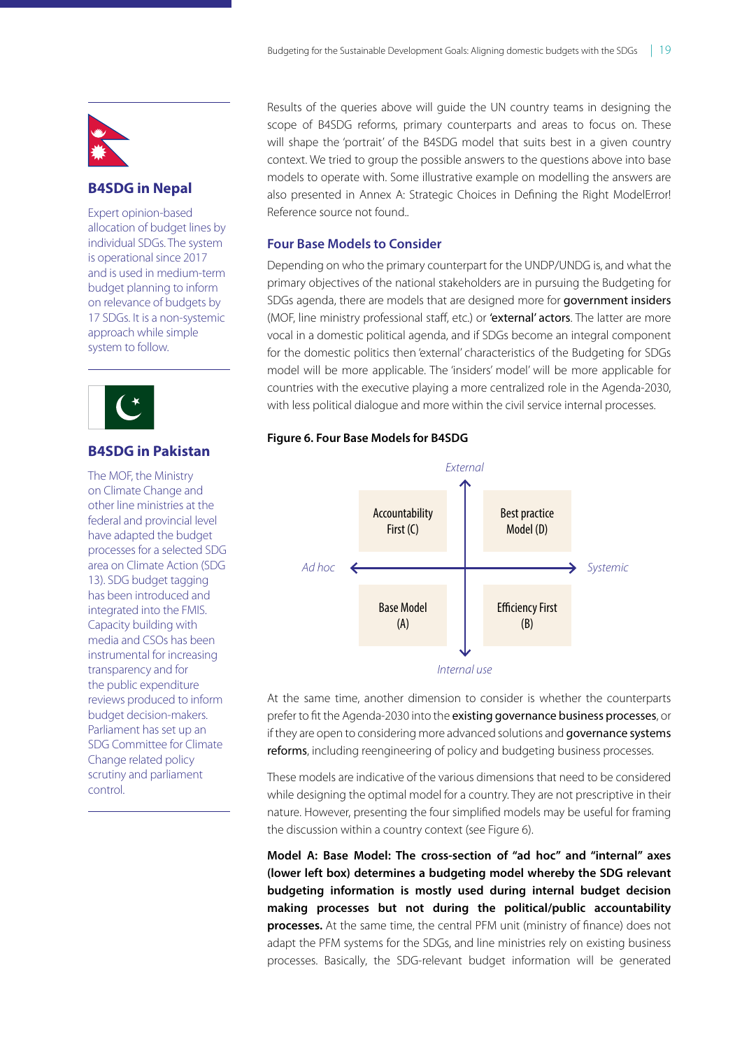### B4SDG in Nepal

Expert opinion-based allocation of budget lines by individual SDGs. The system is operational since 2017 and is used in medium-term budget planning to inform on relevance of budgets by 17 SDGs. It is a non-systemic approach while simple system to follow.

### B4SDG in Pakistan

The MOF, the Ministry on Climate Change and other line ministries at the federal and provincial level have adapted the budget processes for a selected SDG area on Climate Action (SDG 13). SDG budget tagging has been introduced and integrated into the FMIS. Capacity building with media and CSOs has been instrumental for increasing transparency and for the public expenditure reviews produced to inform budget decision-makers. Parliament has set up an SDG Committee for Climate Change related policy scrutiny and parliament control.

Results of the queries above will guide the UN country teams in designing the scope of B4SDG reforms, primary counterparts and areas to focus on. These will shape the 'portrait' of the B4SDG model that suits best in a given country context. We tried to group the possible answers to the questions above into base models to operate with. Some illustrative example on modelling the answers are also presented in Annex A: Strategic Choices in Defining the Right ModelError! Reference source not found..

## Four Base Models to Consider

Depending on who the primary counterpart for the UNDP/UNDG is, and what the primary objectives of the national stakeholders are in pursuing the Budgeting for SDGs agenda, there are models that are designed more for **government insiders** (MOF, line ministry professional staff, etc.) or **'external' actors**. The latter are more vocal in a domestic political agenda, and if SDGs become an integral component for the domestic politics then 'external' characteristics of the Budgeting for SDGs model will be more applicable. The 'insiders' model' will be more applicable for countries with the executive playing a more centralized role in the Agenda-2030, with less political dialogue and more within the civil service internal processes.

**Figure 6. Four Base Models for B4SDG**

| | Ad hoc | Systemic |
|---|---|---|
| **External** | Accountability First (C) | Best practice Model (D) |
| **Internal use** | Base Model (A) | Efficiency First (B) |

At the same time, another dimension to consider is whether the counterparts prefer to fit the Agenda-2030 into the **existing governance business processes**, or if they are open to considering more advanced solutions and **governance systems reforms**, including reengineering of policy and budgeting business processes.

These models are indicative of the various dimensions that need to be considered while designing the optimal model for a country. They are not prescriptive in their nature. However, presenting the four simplified models may be useful for framing the discussion within a country context (see Figure 6).

**Model A: Base Model: The cross-section of "ad hoc" and "internal" axes (lower left box) determines a budgeting model whereby the SDG relevant budgeting information is mostly used during internal budget decision making processes but not during the political/public accountability processes.** At the same time, the central PFM unit (ministry of finance) does not adapt the PFM systems for the SDGs, and line ministries rely on existing business processes. Basically, the SDG-relevant budget information will be generated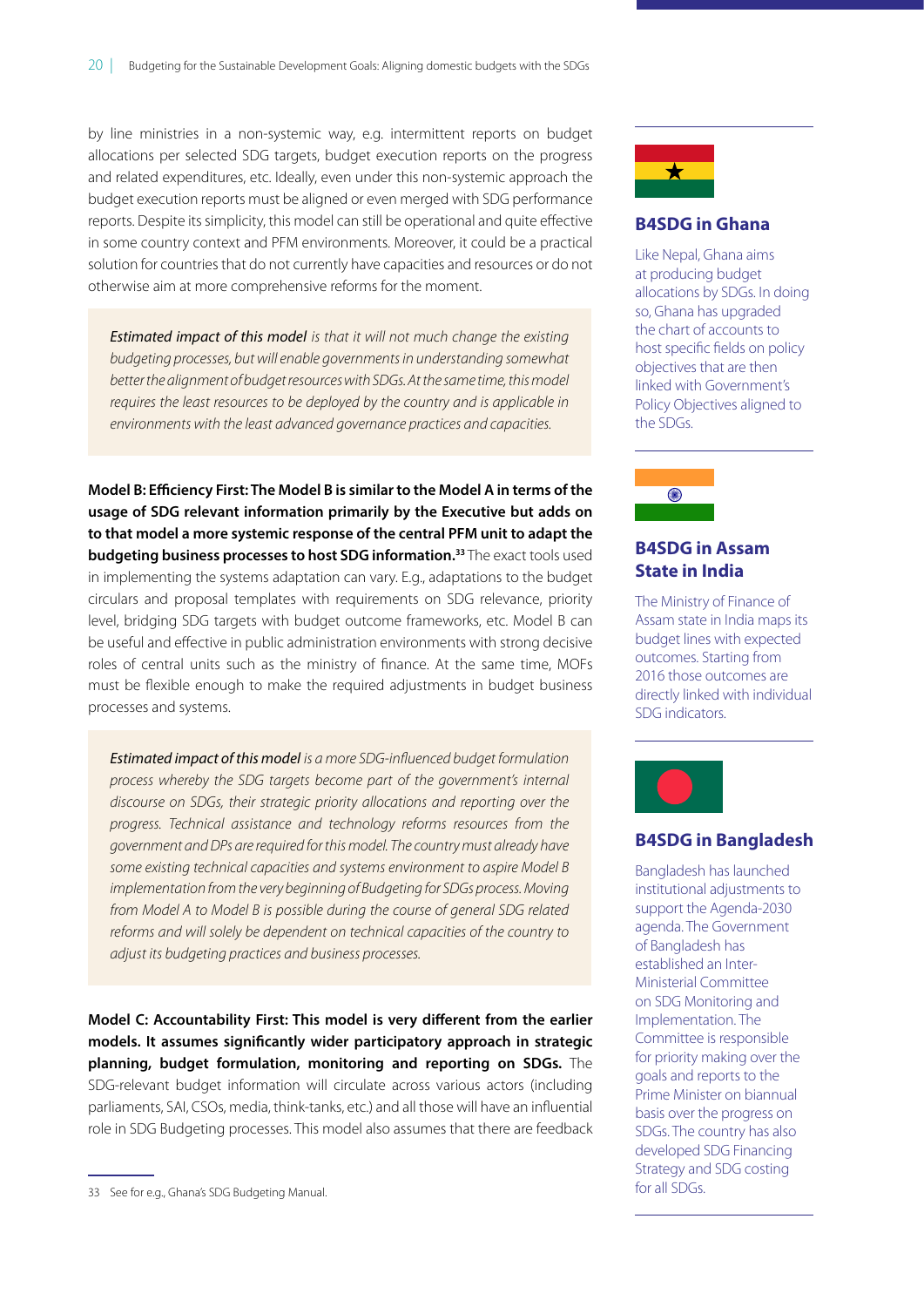by line ministries in a non-systemic way, e.g. intermittent reports on budget allocations per selected SDG targets, budget execution reports on the progress and related expenditures, etc. Ideally, even under this non-systemic approach the budget execution reports must be aligned or even merged with SDG performance reports. Despite its simplicity, this model can still be operational and quite effective in some country context and PFM environments. Moreover, it could be a practical solution for countries that do not currently have capacities and resources or do not otherwise aim at more comprehensive reforms for the moment.

> ***Estimated impact of this model*** *is that it will not much change the existing budgeting processes, but will enable governments in understanding somewhat better the alignment of budget resources with SDGs. At the same time, this model requires the least resources to be deployed by the country and is applicable in environments with the least advanced governance practices and capacities.*

**Model B: Efficiency First: The Model B is similar to the Model A in terms of the usage of SDG relevant information primarily by the Executive but adds on to that model a more systemic response of the central PFM unit to adapt the budgeting business processes to host SDG information.**[33] The exact tools used in implementing the systems adaptation can vary. E.g., adaptations to the budget circulars and proposal templates with requirements on SDG relevance, priority level, bridging SDG targets with budget outcome frameworks, etc. Model B can be useful and effective in public administration environments with strong decisive roles of central units such as the ministry of finance. At the same time, MOFs must be flexible enough to make the required adjustments in budget business processes and systems.

> ***Estimated impact of this model*** *is a more SDG-influenced budget formulation process whereby the SDG targets become part of the government's internal discourse on SDGs, their strategic priority allocations and reporting over the progress. Technical assistance and technology reforms resources from the government and DPs are required for this model. The country must already have some existing technical capacities and systems environment to aspire Model B implementation from the very beginning of Budgeting for SDGs process. Moving from Model A to Model B is possible during the course of general SDG related reforms and will solely be dependent on technical capacities of the country to adjust its budgeting practices and business processes.*

**Model C: Accountability First: This model is very different from the earlier models. It assumes significantly wider participatory approach in strategic planning, budget formulation, monitoring and reporting on SDGs.** The SDG-relevant budget information will circulate across various actors (including parliaments, SAI, CSOs, media, think-tanks, etc.) and all those will have an influential role in SDG Budgeting processes. This model also assumes that there are feedback

33 See for e.g., Ghana's SDG Budgeting Manual.

---

### B4SDG in Ghana

Like Nepal, Ghana aims at producing budget allocations by SDGs. In doing so, Ghana has upgraded the chart of accounts to host specific fields on policy objectives that are then linked with Government's Policy Objectives aligned to the SDGs.

### B4SDG in Assam State in India

The Ministry of Finance of Assam state in India maps its budget lines with expected outcomes. Starting from 2016 those outcomes are directly linked with individual SDG indicators.

### B4SDG in Bangladesh

Bangladesh has launched institutional adjustments to support the Agenda-2030 agenda. The Government of Bangladesh has established an Inter-Ministerial Committee on SDG Monitoring and Implementation. The Committee is responsible for priority making over the goals and reports to the Prime Minister on biannual basis over the progress on SDGs. The country has also developed SDG Financing Strategy and SDG costing for all SDGs.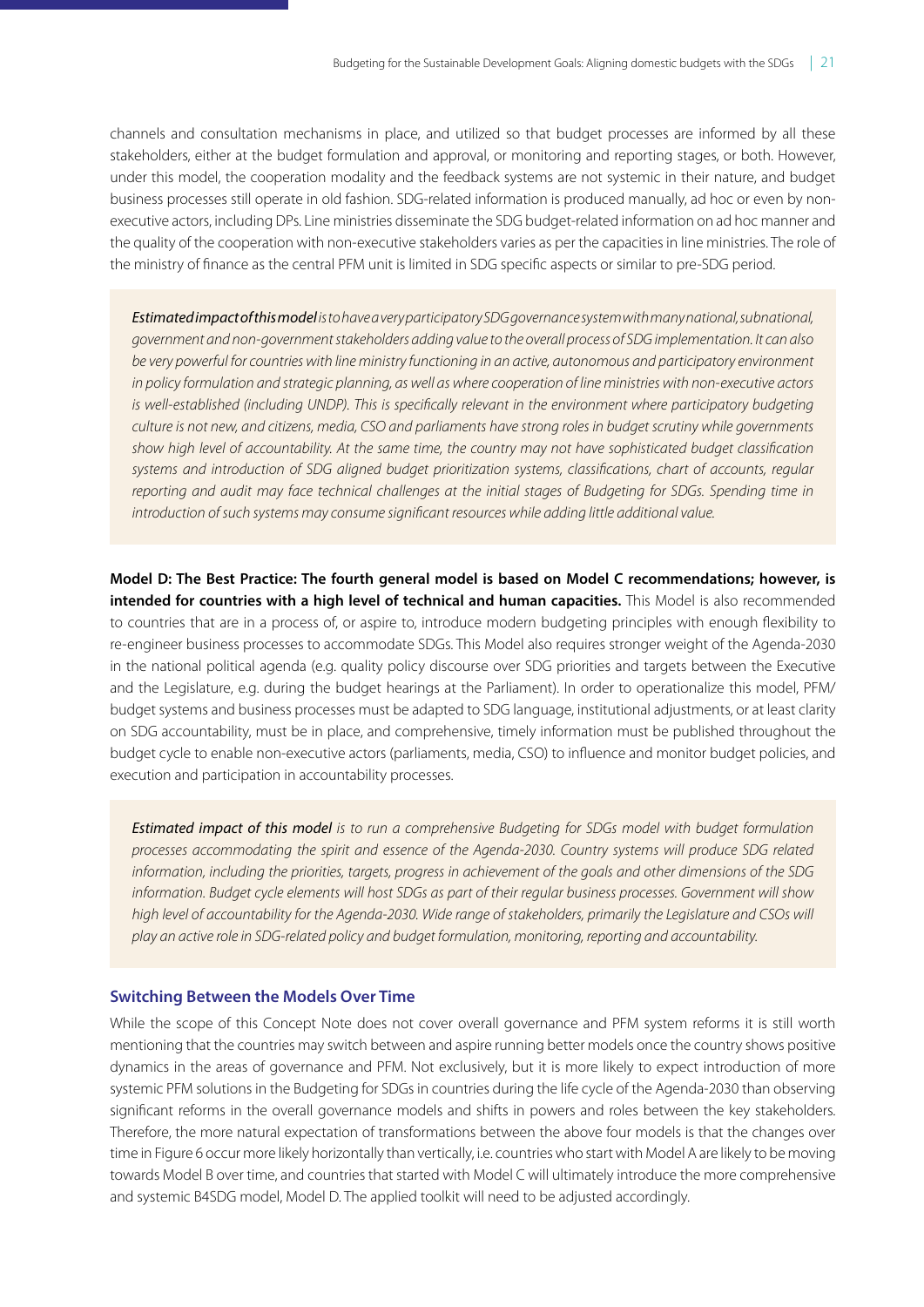channels and consultation mechanisms in place, and utilized so that budget processes are informed by all these stakeholders, either at the budget formulation and approval, or monitoring and reporting stages, or both. However, under this model, the cooperation modality and the feedback systems are not systemic in their nature, and budget business processes still operate in old fashion. SDG-related information is produced manually, ad hoc or even by non-executive actors, including DPs. Line ministries disseminate the SDG budget-related information on ad hoc manner and the quality of the cooperation with non-executive stakeholders varies as per the capacities in line ministries. The role of the ministry of finance as the central PFM unit is limited in SDG specific aspects or similar to pre-SDG period.

> ***Estimated impact of this model*** *is to have a very participatory SDG governance system with many national, subnational, government and non-government stakeholders adding value to the overall process of SDG implementation. It can also be very powerful for countries with line ministry functioning in an active, autonomous and participatory environment in policy formulation and strategic planning, as well as where cooperation of line ministries with non-executive actors is well-established (including UNDP). This is specifically relevant in the environment where participatory budgeting culture is not new, and citizens, media, CSO and parliaments have strong roles in budget scrutiny while governments show high level of accountability. At the same time, the country may not have sophisticated budget classification systems and introduction of SDG aligned budget prioritization systems, classifications, chart of accounts, regular reporting and audit may face technical challenges at the initial stages of Budgeting for SDGs. Spending time in introduction of such systems may consume significant resources while adding little additional value.*

**Model D: The Best Practice: The fourth general model is based on Model C recommendations; however, is intended for countries with a high level of technical and human capacities.** This Model is also recommended to countries that are in a process of, or aspire to, introduce modern budgeting principles with enough flexibility to re-engineer business processes to accommodate SDGs. This Model also requires stronger weight of the Agenda-2030 in the national political agenda (e.g. quality policy discourse over SDG priorities and targets between the Executive and the Legislature, e.g. during the budget hearings at the Parliament). In order to operationalize this model, PFM/budget systems and business processes must be adapted to SDG language, institutional adjustments, or at least clarity on SDG accountability, must be in place, and comprehensive, timely information must be published throughout the budget cycle to enable non-executive actors (parliaments, media, CSO) to influence and monitor budget policies, and execution and participation in accountability processes.

> ***Estimated impact of this model*** *is to run a comprehensive Budgeting for SDGs model with budget formulation processes accommodating the spirit and essence of the Agenda-2030. Country systems will produce SDG related information, including the priorities, targets, progress in achievement of the goals and other dimensions of the SDG information. Budget cycle elements will host SDGs as part of their regular business processes. Government will show high level of accountability for the Agenda-2030. Wide range of stakeholders, primarily the Legislature and CSOs will play an active role in SDG-related policy and budget formulation, monitoring, reporting and accountability.*

### Switching Between the Models Over Time

While the scope of this Concept Note does not cover overall governance and PFM system reforms it is still worth mentioning that the countries may switch between and aspire running better models once the country shows positive dynamics in the areas of governance and PFM. Not exclusively, but it is more likely to expect introduction of more systemic PFM solutions in the Budgeting for SDGs in countries during the life cycle of the Agenda-2030 than observing significant reforms in the overall governance models and shifts in powers and roles between the key stakeholders. Therefore, the more natural expectation of transformations between the above four models is that the changes over time in Figure 6 occur more likely horizontally than vertically, i.e. countries who start with Model A are likely to be moving towards Model B over time, and countries that started with Model C will ultimately introduce the more comprehensive and systemic B4SDG model, Model D. The applied toolkit will need to be adjusted accordingly.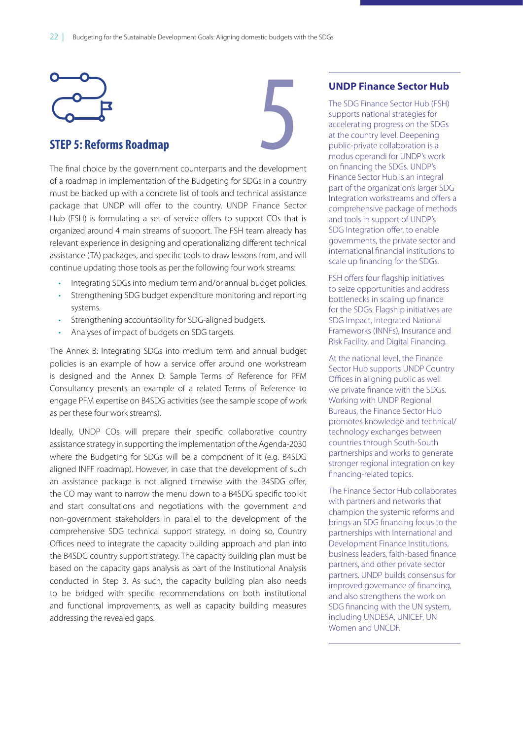## STEP 5: Reforms Roadmap

The final choice by the government counterparts and the development of a roadmap in implementation of the Budgeting for SDGs in a country must be backed up with a concrete list of tools and technical assistance package that UNDP will offer to the country. UNDP Finance Sector Hub (FSH) is formulating a set of service offers to support COs that is organized around 4 main streams of support. The FSH team already has relevant experience in designing and operationalizing different technical assistance (TA) packages, and specific tools to draw lessons from, and will continue updating those tools as per the following four work streams:

- Integrating SDGs into medium term and/or annual budget policies.
- Strengthening SDG budget expenditure monitoring and reporting systems.
- Strengthening accountability for SDG-aligned budgets.
- Analyses of impact of budgets on SDG targets.

The Annex B: Integrating SDGs into medium term and annual budget policies is an example of how a service offer around one workstream is designed and the Annex D: Sample Terms of Reference for PFM Consultancy presents an example of a related Terms of Reference to engage PFM expertise on B4SDG activities (see the sample scope of work as per these four work streams).

Ideally, UNDP COs will prepare their specific collaborative country assistance strategy in supporting the implementation of the Agenda-2030 where the Budgeting for SDGs will be a component of it (e.g. B4SDG aligned INFF roadmap). However, in case that the development of such an assistance package is not aligned timewise with the B4SDG offer, the CO may want to narrow the menu down to a B4SDG specific toolkit and start consultations and negotiations with the government and non-government stakeholders in parallel to the development of the comprehensive SDG technical support strategy. In doing so, Country Offices need to integrate the capacity building approach and plan into the B4SDG country support strategy. The capacity building plan must be based on the capacity gaps analysis as part of the Institutional Analysis conducted in Step 3. As such, the capacity building plan also needs to be bridged with specific recommendations on both institutional and functional improvements, as well as capacity building measures addressing the revealed gaps.

### UNDP Finance Sector Hub

The SDG Finance Sector Hub (FSH) supports national strategies for accelerating progress on the SDGs at the country level. Deepening public-private collaboration is a modus operandi for UNDP's work on financing the SDGs. UNDP's Finance Sector Hub is an integral part of the organization's larger SDG Integration workstreams and offers a comprehensive package of methods and tools in support of UNDP's SDG Integration offer, to enable governments, the private sector and international financial institutions to scale up financing for the SDGs.

FSH offers four flagship initiatives to seize opportunities and address bottlenecks in scaling up finance for the SDGs. Flagship initiatives are SDG Impact, Integrated National Frameworks (INNFs), Insurance and Risk Facility, and Digital Financing.

At the national level, the Finance Sector Hub supports UNDP Country Offices in aligning public as well we private finance with the SDGs. Working with UNDP Regional Bureaus, the Finance Sector Hub promotes knowledge and technical/technology exchanges between countries through South-South partnerships and works to generate stronger regional integration on key financing-related topics.

The Finance Sector Hub collaborates with partners and networks that champion the systemic reforms and brings an SDG financing focus to the partnerships with International and Development Finance Institutions, business leaders, faith-based finance partners, and other private sector partners. UNDP builds consensus for improved governance of financing, and also strengthens the work on SDG financing with the UN system, including UNDESA, UNICEF, UN Women and UNCDF.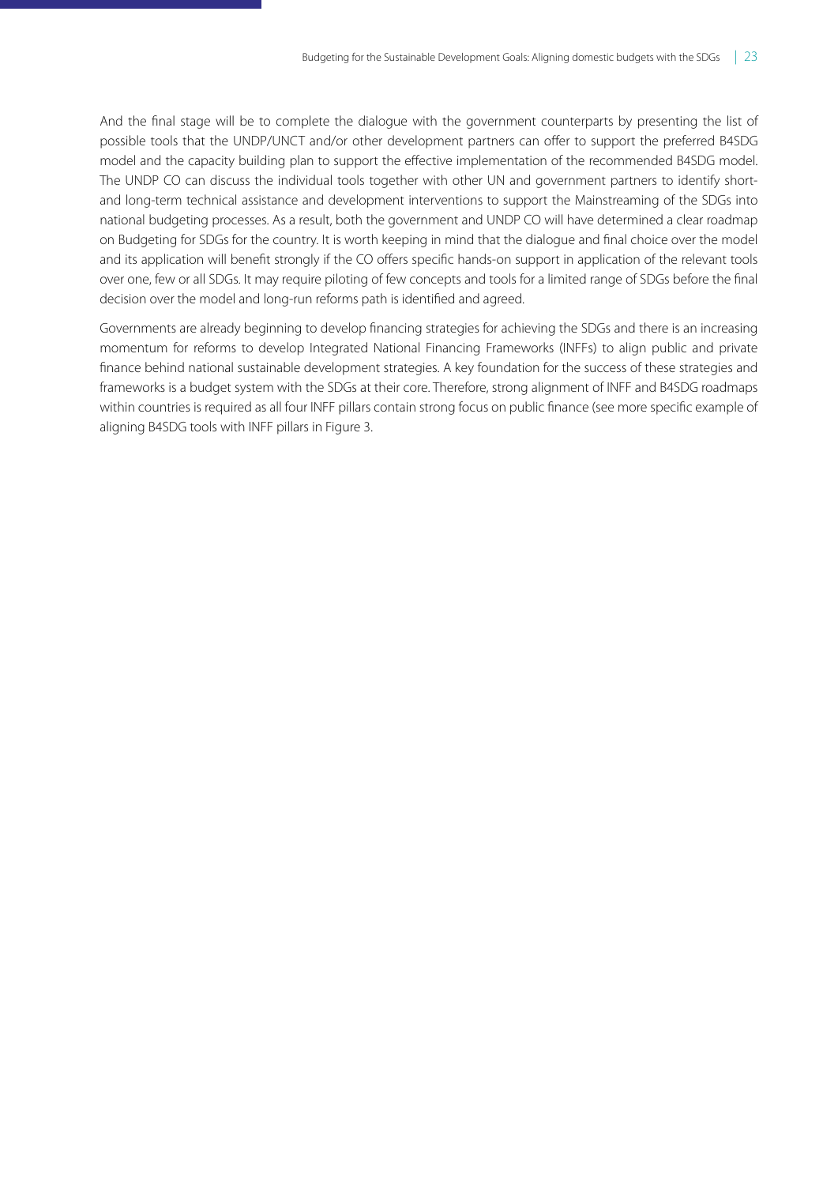And the final stage will be to complete the dialogue with the government counterparts by presenting the list of possible tools that the UNDP/UNCT and/or other development partners can offer to support the preferred B4SDG model and the capacity building plan to support the effective implementation of the recommended B4SDG model. The UNDP CO can discuss the individual tools together with other UN and government partners to identify short- and long-term technical assistance and development interventions to support the Mainstreaming of the SDGs into national budgeting processes. As a result, both the government and UNDP CO will have determined a clear roadmap on Budgeting for SDGs for the country. It is worth keeping in mind that the dialogue and final choice over the model and its application will benefit strongly if the CO offers specific hands-on support in application of the relevant tools over one, few or all SDGs. It may require piloting of few concepts and tools for a limited range of SDGs before the final decision over the model and long-run reforms path is identified and agreed.

Governments are already beginning to develop financing strategies for achieving the SDGs and there is an increasing momentum for reforms to develop Integrated National Financing Frameworks (INFFs) to align public and private finance behind national sustainable development strategies. A key foundation for the success of these strategies and frameworks is a budget system with the SDGs at their core. Therefore, strong alignment of INFF and B4SDG roadmaps within countries is required as all four INFF pillars contain strong focus on public finance (see more specific example of aligning B4SDG tools with INFF pillars in Figure 3.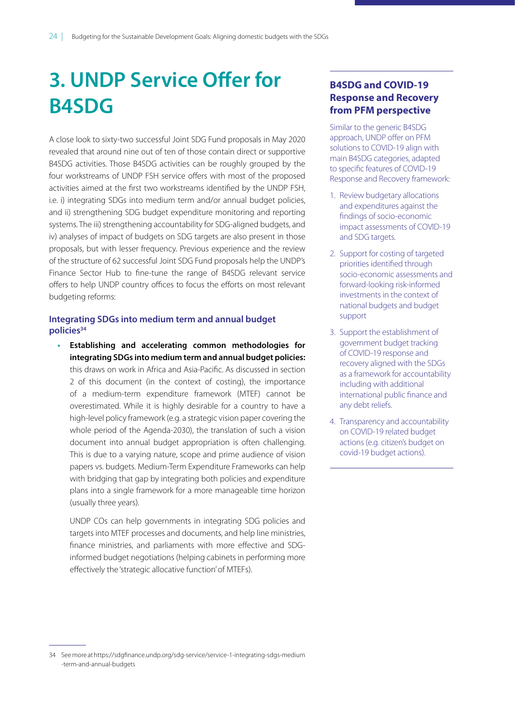# 3. UNDP Service Offer for B4SDG

A close look to sixty-two successful Joint SDG Fund proposals in May 2020 revealed that around nine out of ten of those contain direct or supportive B4SDG activities. Those B4SDG activities can be roughly grouped by the four workstreams of UNDP FSH service offers with most of the proposed activities aimed at the first two workstreams identified by the UNDP FSH, i.e. i) integrating SDGs into medium term and/or annual budget policies, and ii) strengthening SDG budget expenditure monitoring and reporting systems. The iii) strengthening accountability for SDG-aligned budgets, and iv) analyses of impact of budgets on SDG targets are also present in those proposals, but with lesser frequency. Previous experience and the review of the structure of 62 successful Joint SDG Fund proposals help the UNDP's Finance Sector Hub to fine-tune the range of B4SDG relevant service offers to help UNDP country offices to focus the efforts on most relevant budgeting reforms:

### Integrating SDGs into medium term and annual budget policies[34]

- **Establishing and accelerating common methodologies for integrating SDGs into medium term and annual budget policies:** this draws on work in Africa and Asia-Pacific. As discussed in section 2 of this document (in the context of costing), the importance of a medium-term expenditure framework (MTEF) cannot be overestimated. While it is highly desirable for a country to have a high-level policy framework (e.g. a strategic vision paper covering the whole period of the Agenda-2030), the translation of such a vision document into annual budget appropriation is often challenging. This is due to a varying nature, scope and prime audience of vision papers vs. budgets. Medium-Term Expenditure Frameworks can help with bridging that gap by integrating both policies and expenditure plans into a single framework for a more manageable time horizon (usually three years).

  UNDP COs can help governments in integrating SDG policies and targets into MTEF processes and documents, and help line ministries, finance ministries, and parliaments with more effective and SDG-informed budget negotiations (helping cabinets in performing more effectively the 'strategic allocative function' of MTEFs).

### B4SDG and COVID-19 Response and Recovery from PFM perspective

Similar to the generic B4SDG approach, UNDP offer on PFM solutions to COVID-19 align with main B4SDG categories, adapted to specific features of COVID-19 Response and Recovery framework:

1. Review budgetary allocations and expenditures against the findings of socio-economic impact assessments of COVID-19 and SDG targets.
2. Support for costing of targeted priorities identified through socio-economic assessments and forward-looking risk-informed investments in the context of national budgets and budget support
3. Support the establishment of government budget tracking of COVID-19 response and recovery aligned with the SDGs as a framework for accountability including with additional international public finance and any debt reliefs.
4. Transparency and accountability on COVID-19 related budget actions (e.g. citizen's budget on covid-19 budget actions).

---

34 See more at https://sdgfinance.undp.org/sdg-service/service-1-integrating-sdgs-medium-term-and-annual-budgets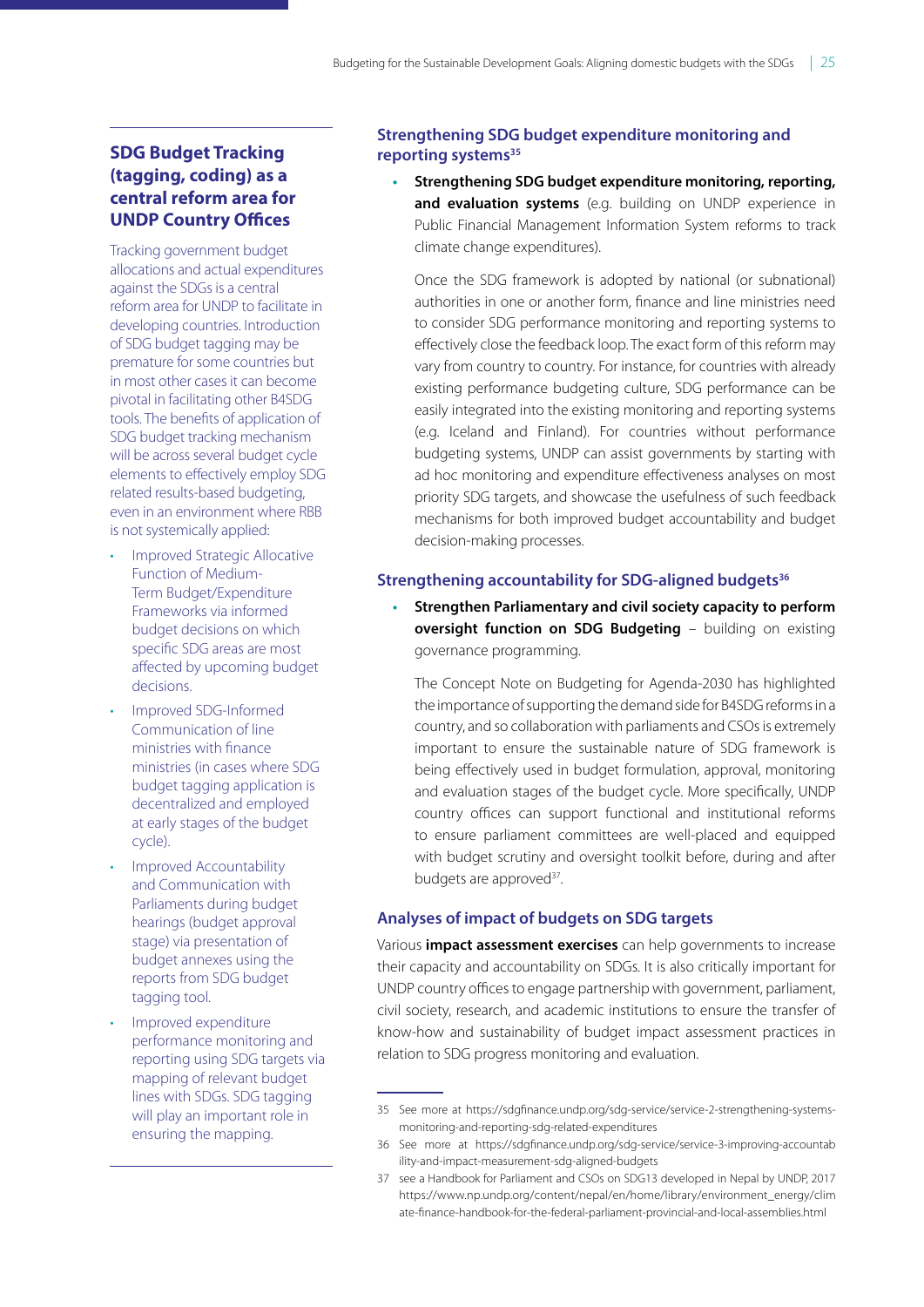### SDG Budget Tracking (tagging, coding) as a central reform area for UNDP Country Offices

Tracking government budget allocations and actual expenditures against the SDGs is a central reform area for UNDP to facilitate in developing countries. Introduction of SDG budget tagging may be premature for some countries but in most other cases it can become pivotal in facilitating other B4SDG tools. The benefits of application of SDG budget tracking mechanism will be across several budget cycle elements to effectively employ SDG related results-based budgeting, even in an environment where RBB is not systemically applied:

- Improved Strategic Allocative Function of Medium-Term Budget/Expenditure Frameworks via informed budget decisions on which specific SDG areas are most affected by upcoming budget decisions.
- Improved SDG-Informed Communication of line ministries with finance ministries (in cases where SDG budget tagging application is decentralized and employed at early stages of the budget cycle).
- Improved Accountability and Communication with Parliaments during budget hearings (budget approval stage) via presentation of budget annexes using the reports from SDG budget tagging tool.
- Improved expenditure performance monitoring and reporting using SDG targets via mapping of relevant budget lines with SDGs. SDG tagging will play an important role in ensuring the mapping.

### Strengthening SDG budget expenditure monitoring and reporting systems[35]

- **Strengthening SDG budget expenditure monitoring, reporting, and evaluation systems** (e.g. building on UNDP experience in Public Financial Management Information System reforms to track climate change expenditures).

  Once the SDG framework is adopted by national (or subnational) authorities in one or another form, finance and line ministries need to consider SDG performance monitoring and reporting systems to effectively close the feedback loop. The exact form of this reform may vary from country to country. For instance, for countries with already existing performance budgeting culture, SDG performance can be easily integrated into the existing monitoring and reporting systems (e.g. Iceland and Finland). For countries without performance budgeting systems, UNDP can assist governments by starting with ad hoc monitoring and expenditure effectiveness analyses on most priority SDG targets, and showcase the usefulness of such feedback mechanisms for both improved budget accountability and budget decision-making processes.

### Strengthening accountability for SDG-aligned budgets[36]

- **Strengthen Parliamentary and civil society capacity to perform oversight function on SDG Budgeting** – building on existing governance programming.

  The Concept Note on Budgeting for Agenda-2030 has highlighted the importance of supporting the demand side for B4SDG reforms in a country, and so collaboration with parliaments and CSOs is extremely important to ensure the sustainable nature of SDG framework is being effectively used in budget formulation, approval, monitoring and evaluation stages of the budget cycle. More specifically, UNDP country offices can support functional and institutional reforms to ensure parliament committees are well-placed and equipped with budget scrutiny and oversight toolkit before, during and after budgets are approved[37].

### Analyses of impact of budgets on SDG targets

Various **impact assessment exercises** can help governments to increase their capacity and accountability on SDGs. It is also critically important for UNDP country offices to engage partnership with government, parliament, civil society, research, and academic institutions to ensure the transfer of know-how and sustainability of budget impact assessment practices in relation to SDG progress monitoring and evaluation.

---

35 See more at https://sdgfinance.undp.org/sdg-service/service-2-strengthening-systems-monitoring-and-reporting-sdg-related-expenditures

36 See more at https://sdgfinance.undp.org/sdg-service/service-3-improving-accountability-and-impact-measurement-sdg-aligned-budgets

37 see a Handbook for Parliament and CSOs on SDG13 developed in Nepal by UNDP, 2017 https://www.np.undp.org/content/nepal/en/home/library/environment_energy/climate-finance-handbook-for-the-federal-parliament-provincial-and-local-assemblies.html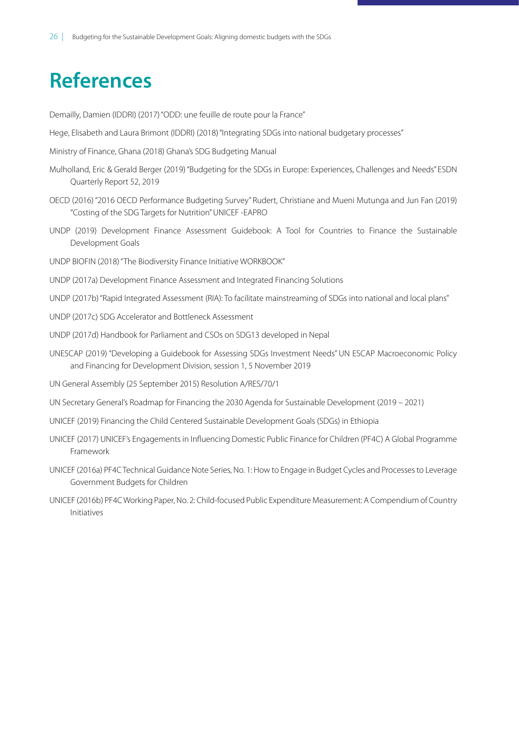# References

Demailly, Damien (IDDRI) (2017) "ODD: une feuille de route pour la France"

Hege, Elisabeth and Laura Brimont (IDDRI) (2018) "Integrating SDGs into national budgetary processes"

Ministry of Finance, Ghana (2018) Ghana's SDG Budgeting Manual

Mulholland, Eric & Gerald Berger (2019) "Budgeting for the SDGs in Europe: Experiences, Challenges and Needs" ESDN Quarterly Report 52, 2019

OECD (2016) "2016 OECD Performance Budgeting Survey" Rudert, Christiane and Mueni Mutunga and Jun Fan (2019) "Costing of the SDG Targets for Nutrition" UNICEF -EAPRO

UNDP (2019) Development Finance Assessment Guidebook: A Tool for Countries to Finance the Sustainable Development Goals

UNDP BIOFIN (2018) "The Biodiversity Finance Initiative WORKBOOK"

UNDP (2017a) Development Finance Assessment and Integrated Financing Solutions

UNDP (2017b) "Rapid Integrated Assessment (RIA): To facilitate mainstreaming of SDGs into national and local plans"

UNDP (2017c) SDG Accelerator and Bottleneck Assessment

UNDP (2017d) Handbook for Parliament and CSOs on SDG13 developed in Nepal

UNESCAP (2019) "Developing a Guidebook for Assessing SDGs Investment Needs" UN ESCAP Macroeconomic Policy and Financing for Development Division, session 1, 5 November 2019

UN General Assembly (25 September 2015) Resolution A/RES/70/1

UN Secretary General's Roadmap for Financing the 2030 Agenda for Sustainable Development (2019 – 2021)

UNICEF (2019) Financing the Child Centered Sustainable Development Goals (SDGs) in Ethiopia

UNICEF (2017) UNICEF's Engagements in Influencing Domestic Public Finance for Children (PF4C) A Global Programme Framework

UNICEF (2016a) PF4C Technical Guidance Note Series, No. 1: How to Engage in Budget Cycles and Processes to Leverage Government Budgets for Children

UNICEF (2016b) PF4C Working Paper, No. 2: Child-focused Public Expenditure Measurement: A Compendium of Country Initiatives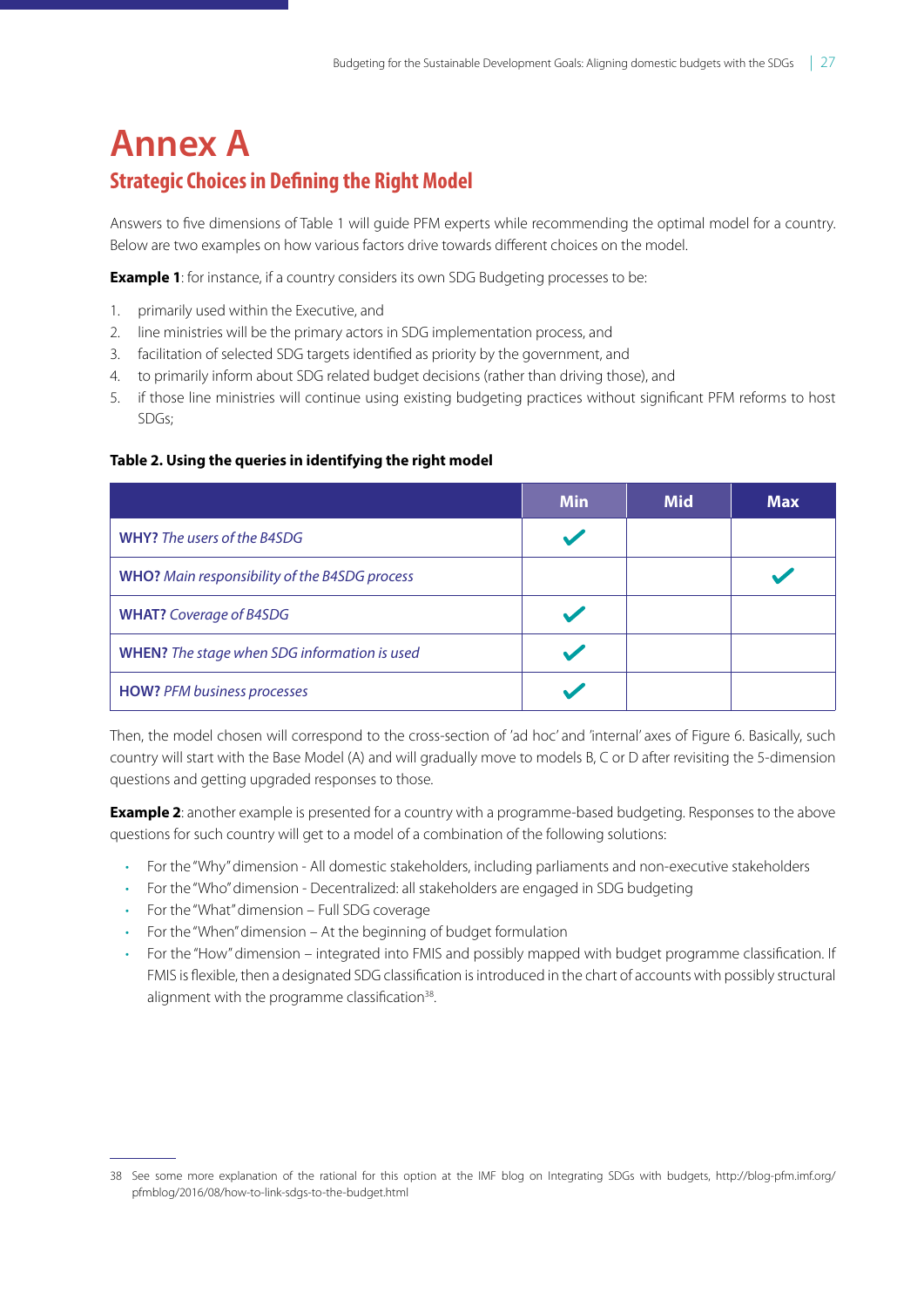# Annex A

## Strategic Choices in Defining the Right Model

Answers to five dimensions of Table 1 will guide PFM experts while recommending the optimal model for a country. Below are two examples on how various factors drive towards different choices on the model.

**Example 1**: for instance, if a country considers its own SDG Budgeting processes to be:

1. primarily used within the Executive, and
2. line ministries will be the primary actors in SDG implementation process, and
3. facilitation of selected SDG targets identified as priority by the government, and
4. to primarily inform about SDG related budget decisions (rather than driving those), and
5. if those line ministries will continue using existing budgeting practices without significant PFM reforms to host SDGs;

**Table 2. Using the queries in identifying the right model**

| | Min | Mid | Max |
|---|---|---|---|
| **WHY?** *The users of the B4SDG* | ✔ | | |
| **WHO?** *Main responsibility of the B4SDG process* | | | ✔ |
| **WHAT?** *Coverage of B4SDG* | ✔ | | |
| **WHEN?** *The stage when SDG information is used* | ✔ | | |
| **HOW?** *PFM business processes* | ✔ | | |

Then, the model chosen will correspond to the cross-section of 'ad hoc' and 'internal' axes of Figure 6. Basically, such country will start with the Base Model (A) and will gradually move to models B, C or D after revisiting the 5-dimension questions and getting upgraded responses to those.

**Example 2**: another example is presented for a country with a programme-based budgeting. Responses to the above questions for such country will get to a model of a combination of the following solutions:

- For the "Why" dimension - All domestic stakeholders, including parliaments and non-executive stakeholders
- For the "Who" dimension - Decentralized: all stakeholders are engaged in SDG budgeting
- For the "What" dimension – Full SDG coverage
- For the "When" dimension – At the beginning of budget formulation
- For the "How" dimension – integrated into FMIS and possibly mapped with budget programme classification. If FMIS is flexible, then a designated SDG classification is introduced in the chart of accounts with possibly structural alignment with the programme classification[38].

---

38 See some more explanation of the rational for this option at the IMF blog on Integrating SDGs with budgets, http://blog-pfm.imf.org/pfmblog/2016/08/how-to-link-sdgs-to-the-budget.html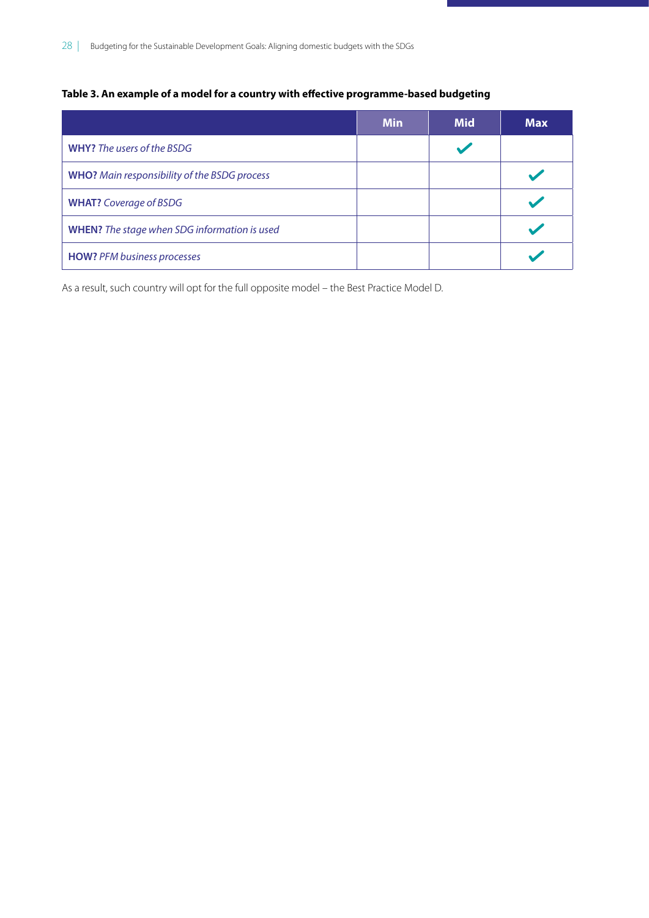**Table 3. An example of a model for a country with effective programme-based budgeting**

| | Min | Mid | Max |
|---|---|---|---|
| **WHY?** *The users of the BSDG* | | ✓ | |
| **WHO?** *Main responsibility of the BSDG process* | | | ✓ |
| **WHAT?** *Coverage of BSDG* | | | ✓ |
| **WHEN?** *The stage when SDG information is used* | | | ✓ |
| **HOW?** *PFM business processes* | | | ✓ |

As a result, such country will opt for the full opposite model – the Best Practice Model D.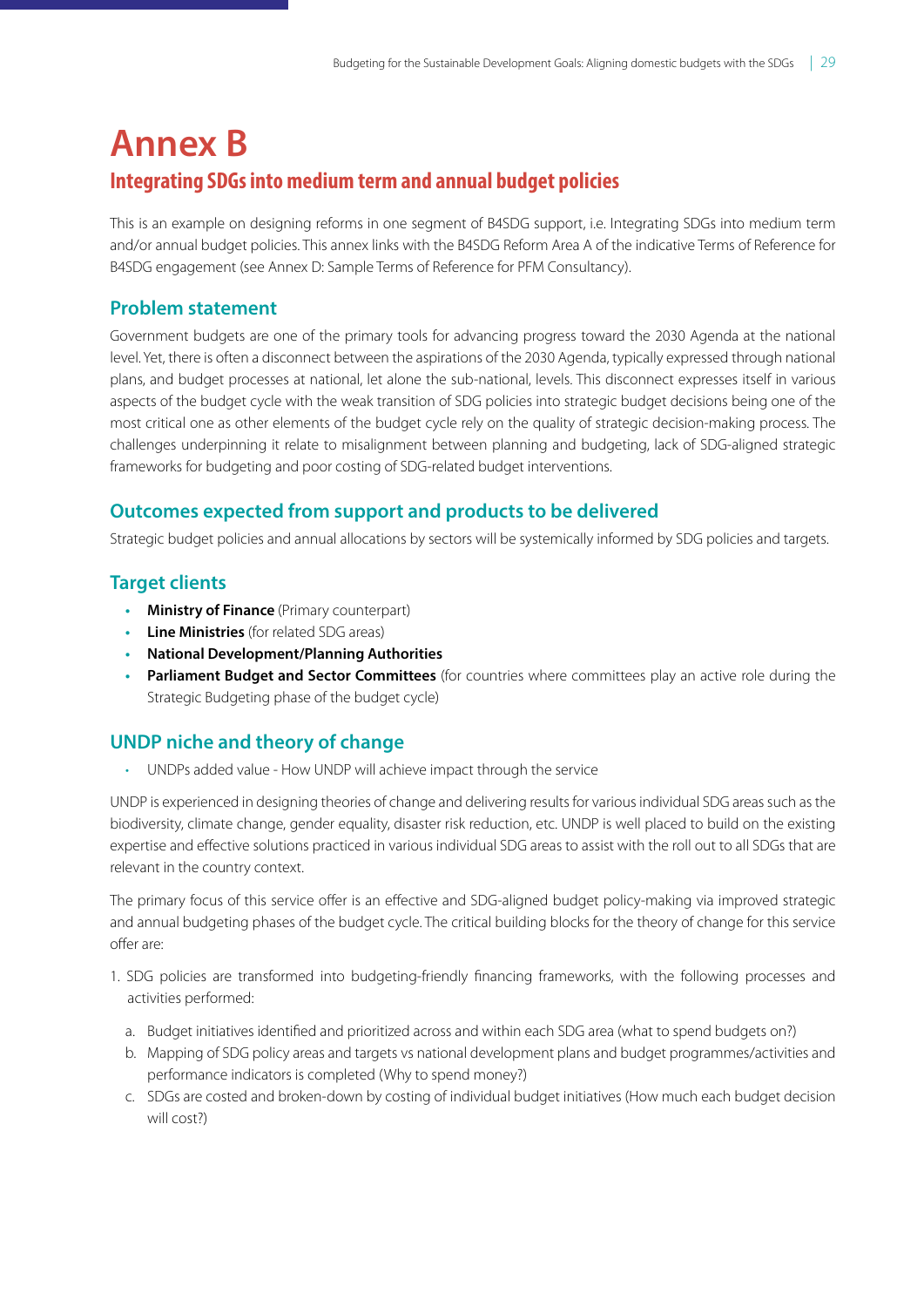# Annex B

## Integrating SDGs into medium term and annual budget policies

This is an example on designing reforms in one segment of B4SDG support, i.e. Integrating SDGs into medium term and/or annual budget policies. This annex links with the B4SDG Reform Area A of the indicative Terms of Reference for B4SDG engagement (see Annex D: Sample Terms of Reference for PFM Consultancy).

### Problem statement

Government budgets are one of the primary tools for advancing progress toward the 2030 Agenda at the national level. Yet, there is often a disconnect between the aspirations of the 2030 Agenda, typically expressed through national plans, and budget processes at national, let alone the sub-national, levels. This disconnect expresses itself in various aspects of the budget cycle with the weak transition of SDG policies into strategic budget decisions being one of the most critical one as other elements of the budget cycle rely on the quality of strategic decision-making process. The challenges underpinning it relate to misalignment between planning and budgeting, lack of SDG-aligned strategic frameworks for budgeting and poor costing of SDG-related budget interventions.

### Outcomes expected from support and products to be delivered

Strategic budget policies and annual allocations by sectors will be systemically informed by SDG policies and targets.

### Target clients

- **Ministry of Finance** (Primary counterpart)
- **Line Ministries** (for related SDG areas)
- **National Development/Planning Authorities**
- **Parliament Budget and Sector Committees** (for countries where committees play an active role during the Strategic Budgeting phase of the budget cycle)

### UNDP niche and theory of change

- UNDPs added value - How UNDP will achieve impact through the service

UNDP is experienced in designing theories of change and delivering results for various individual SDG areas such as the biodiversity, climate change, gender equality, disaster risk reduction, etc. UNDP is well placed to build on the existing expertise and effective solutions practiced in various individual SDG areas to assist with the roll out to all SDGs that are relevant in the country context.

The primary focus of this service offer is an effective and SDG-aligned budget policy-making via improved strategic and annual budgeting phases of the budget cycle. The critical building blocks for the theory of change for this service offer are:

1. SDG policies are transformed into budgeting-friendly financing frameworks, with the following processes and activities performed:
   a. Budget initiatives identified and prioritized across and within each SDG area (what to spend budgets on?)
   b. Mapping of SDG policy areas and targets vs national development plans and budget programmes/activities and performance indicators is completed (Why to spend money?)
   c. SDGs are costed and broken-down by costing of individual budget initiatives (How much each budget decision will cost?)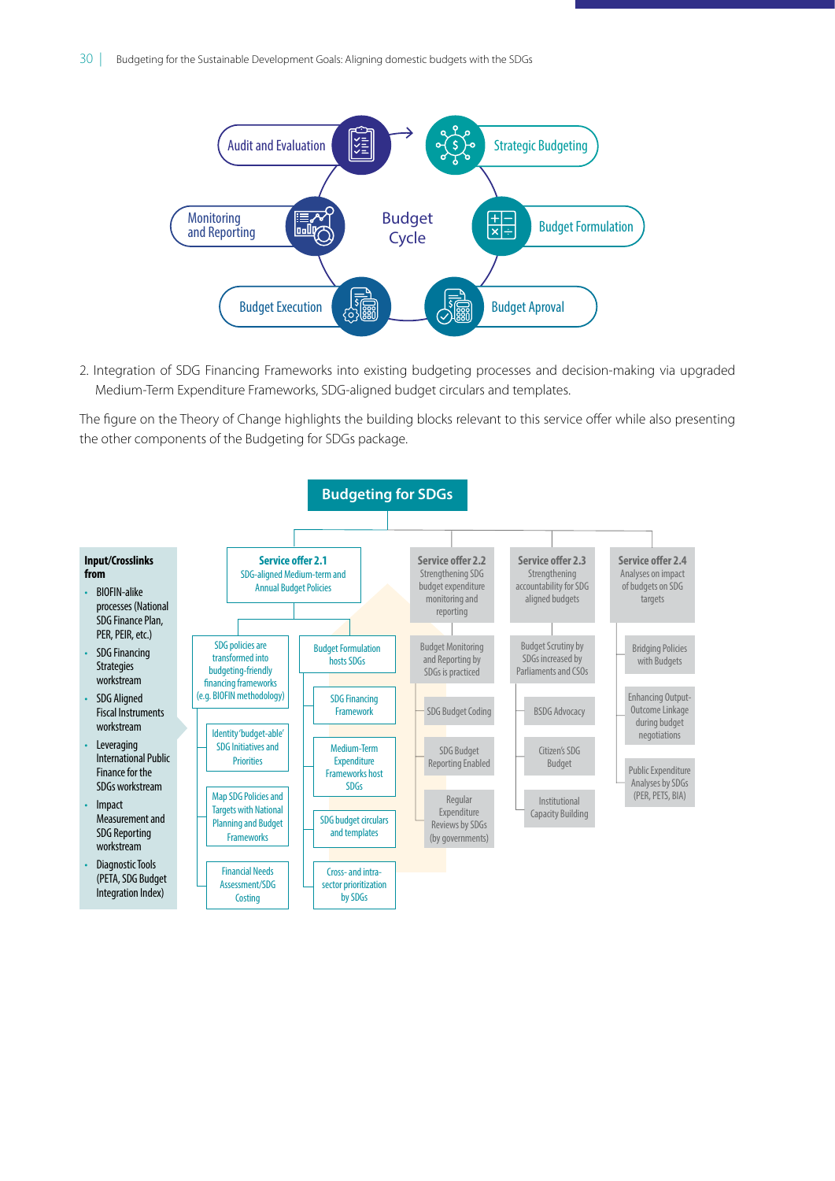Budget Cycle

- Audit and Evaluation
- Strategic Budgeting
- Budget Formulation
- Budget Aproval
- Budget Execution
- Monitoring and Reporting

2. Integration of SDG Financing Frameworks into existing budgeting processes and decision-making via upgraded Medium-Term Expenditure Frameworks, SDG-aligned budget circulars and templates.

The figure on the Theory of Change highlights the building blocks relevant to this service offer while also presenting the other components of the Budgeting for SDGs package.

**Budgeting for SDGs**

**Input/Crosslinks from**

- BIOFIN-alike processes (National SDG Finance Plan, PER, PEIR, etc.)
- SDG Financing Strategies workstream
- SDG Aligned Fiscal Instruments workstream
- Leveraging International Public Finance for the SDGs workstream
- Impact Measurement and SDG Reporting workstream
- Diagnostic Tools (PETA, SDG Budget Integration Index)

**Service offer 2.1**
SDG-aligned Medium-term and Annual Budget Policies

- SDG policies are transformed into budgeting-friendly financing frameworks (e.g. BIOFIN methodology)
  - Identity 'budget-able' SDG Initiatives and Priorities
  - Map SDG Policies and Targets with National Planning and Budget Frameworks
  - Financial Needs Assessment/SDG Costing
- Budget Formulation hosts SDGs
  - SDG Financing Framework
  - Medium-Term Expenditure Frameworks host SDGs
  - SDG budget circulars and templates
  - Cross- and intra-sector prioritization by SDGs

**Service offer 2.2**
Strengthening SDG budget expenditure monitoring and reporting

- Budget Monitoring and Reporting by SDGs is practiced
  - SDG Budget Coding
  - SDG Budget Reporting Enabled
  - Regular Expenditure Reviews by SDGs (by governments)

**Service offer 2.3**
Strengthening accountability for SDG aligned budgets

- Budget Scrutiny by SDGs increased by Parliaments and CSOs
  - BSDG Advocacy
  - Citizen's SDG Budget
  - Institutional Capacity Building

**Service offer 2.4**
Analyses on impact of budgets on SDG targets

- Bridging Policies with Budgets
- Enhancing Output-Outcome Linkage during budget negotiations
- Public Expenditure Analyses by SDGs (PER, PETS, BIA)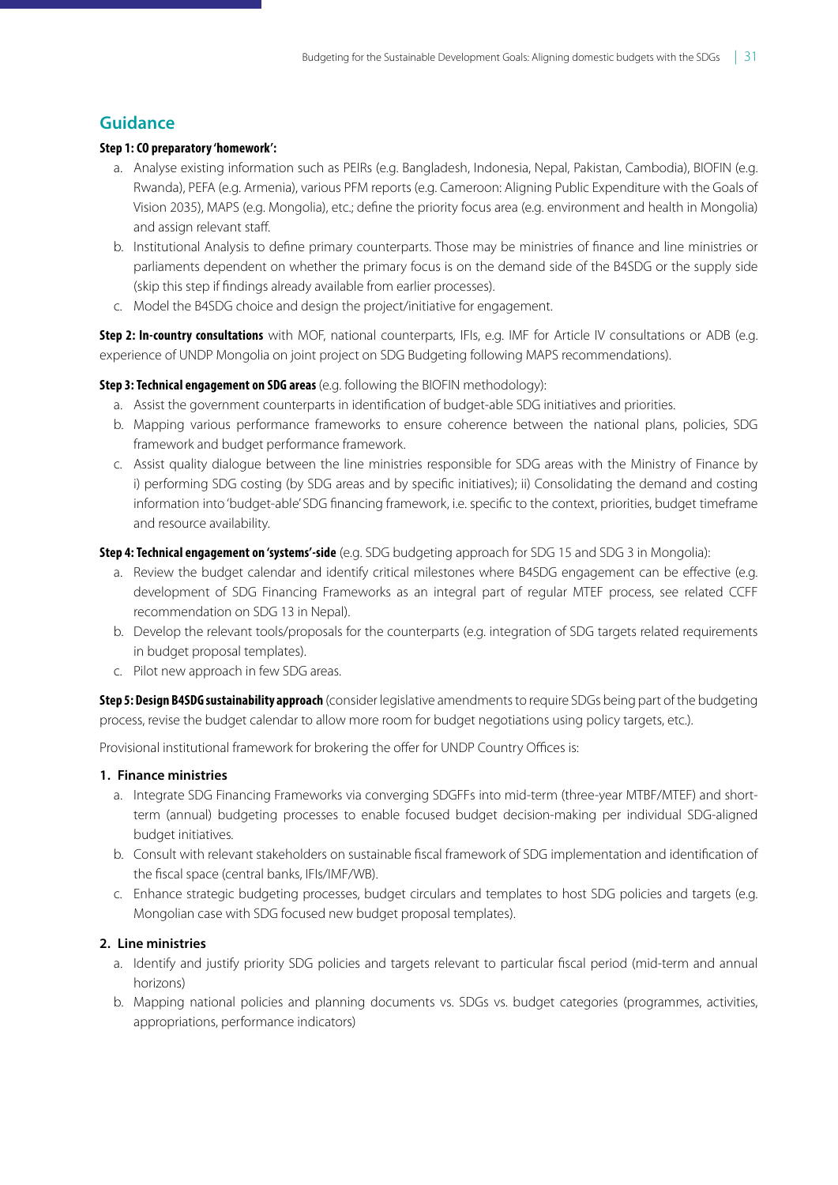## Guidance

**Step 1: CO preparatory 'homework':**

a. Analyse existing information such as PEIRs (e.g. Bangladesh, Indonesia, Nepal, Pakistan, Cambodia), BIOFIN (e.g. Rwanda), PEFA (e.g. Armenia), various PFM reports (e.g. Cameroon: Aligning Public Expenditure with the Goals of Vision 2035), MAPS (e.g. Mongolia), etc.; define the priority focus area (e.g. environment and health in Mongolia) and assign relevant staff.

b. Institutional Analysis to define primary counterparts. Those may be ministries of finance and line ministries or parliaments dependent on whether the primary focus is on the demand side of the B4SDG or the supply side (skip this step if findings already available from earlier processes).

c. Model the B4SDG choice and design the project/initiative for engagement.

**Step 2: In-country consultations** with MOF, national counterparts, IFIs, e.g. IMF for Article IV consultations or ADB (e.g. experience of UNDP Mongolia on joint project on SDG Budgeting following MAPS recommendations).

**Step 3: Technical engagement on SDG areas** (e.g. following the BIOFIN methodology):

a. Assist the government counterparts in identification of budget-able SDG initiatives and priorities.

b. Mapping various performance frameworks to ensure coherence between the national plans, policies, SDG framework and budget performance framework.

c. Assist quality dialogue between the line ministries responsible for SDG areas with the Ministry of Finance by i) performing SDG costing (by SDG areas and by specific initiatives); ii) Consolidating the demand and costing information into 'budget-able' SDG financing framework, i.e. specific to the context, priorities, budget timeframe and resource availability.

**Step 4: Technical engagement on 'systems'-side** (e.g. SDG budgeting approach for SDG 15 and SDG 3 in Mongolia):

a. Review the budget calendar and identify critical milestones where B4SDG engagement can be effective (e.g. development of SDG Financing Frameworks as an integral part of regular MTEF process, see related CCFF recommendation on SDG 13 in Nepal).

b. Develop the relevant tools/proposals for the counterparts (e.g. integration of SDG targets related requirements in budget proposal templates).

c. Pilot new approach in few SDG areas.

**Step 5: Design B4SDG sustainability approach** (consider legislative amendments to require SDGs being part of the budgeting process, revise the budget calendar to allow more room for budget negotiations using policy targets, etc.).

Provisional institutional framework for brokering the offer for UNDP Country Offices is:

**1. Finance ministries**

a. Integrate SDG Financing Frameworks via converging SDGFFs into mid-term (three-year MTBF/MTEF) and short-term (annual) budgeting processes to enable focused budget decision-making per individual SDG-aligned budget initiatives.

b. Consult with relevant stakeholders on sustainable fiscal framework of SDG implementation and identification of the fiscal space (central banks, IFIs/IMF/WB).

c. Enhance strategic budgeting processes, budget circulars and templates to host SDG policies and targets (e.g. Mongolian case with SDG focused new budget proposal templates).

**2. Line ministries**

a. Identify and justify priority SDG policies and targets relevant to particular fiscal period (mid-term and annual horizons)

b. Mapping national policies and planning documents vs. SDGs vs. budget categories (programmes, activities, appropriations, performance indicators)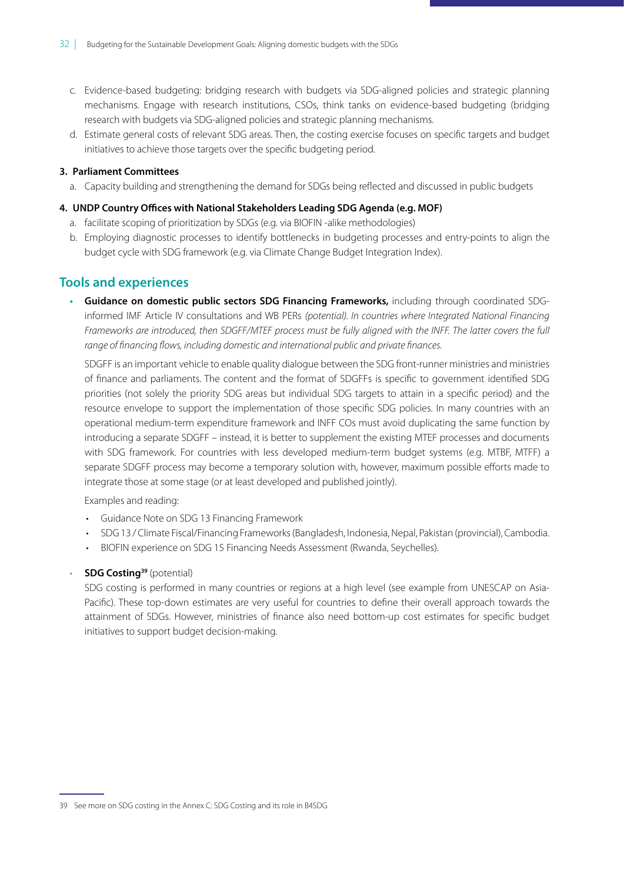c. Evidence-based budgeting: bridging research with budgets via SDG-aligned policies and strategic planning mechanisms. Engage with research institutions, CSOs, think tanks on evidence-based budgeting (bridging research with budgets via SDG-aligned policies and strategic planning mechanisms.

d. Estimate general costs of relevant SDG areas. Then, the costing exercise focuses on specific targets and budget initiatives to achieve those targets over the specific budgeting period.

**3. Parliament Committees**

a. Capacity building and strengthening the demand for SDGs being reflected and discussed in public budgets

**4. UNDP Country Offices with National Stakeholders Leading SDG Agenda (e.g. MOF)**

a. facilitate scoping of prioritization by SDGs (e.g. via BIOFIN -alike methodologies)

b. Employing diagnostic processes to identify bottlenecks in budgeting processes and entry-points to align the budget cycle with SDG framework (e.g. via Climate Change Budget Integration Index).

## Tools and experiences

- **Guidance on domestic public sectors SDG Financing Frameworks,** including through coordinated SDG-informed IMF Article IV consultations and WB PERs *(potential). In countries where Integrated National Financing Frameworks are introduced, then SDGFF/MTEF process must be fully aligned with the INFF. The latter covers the full range of financing flows, including domestic and international public and private finances.*

  SDGFF is an important vehicle to enable quality dialogue between the SDG front-runner ministries and ministries of finance and parliaments. The content and the format of SDGFFs is specific to government identified SDG priorities (not solely the priority SDG areas but individual SDG targets to attain in a specific period) and the resource envelope to support the implementation of those specific SDG policies. In many countries with an operational medium-term expenditure framework and INFF COs must avoid duplicating the same function by introducing a separate SDGFF – instead, it is better to supplement the existing MTEF processes and documents with SDG framework. For countries with less developed medium-term budget systems (e.g. MTBF, MTFF) a separate SDGFF process may become a temporary solution with, however, maximum possible efforts made to integrate those at some stage (or at least developed and published jointly).

  Examples and reading:

  - Guidance Note on SDG 13 Financing Framework
  - SDG 13 / Climate Fiscal/Financing Frameworks (Bangladesh, Indonesia, Nepal, Pakistan (provincial), Cambodia.
  - BIOFIN experience on SDG 15 Financing Needs Assessment (Rwanda, Seychelles).

- **SDG Costing**[39] (potential)

  SDG costing is performed in many countries or regions at a high level (see example from UNESCAP on Asia-Pacific). These top-down estimates are very useful for countries to define their overall approach towards the attainment of SDGs. However, ministries of finance also need bottom-up cost estimates for specific budget initiatives to support budget decision-making.

39 See more on SDG costing in the Annex C: SDG Costing and its role in B4SDG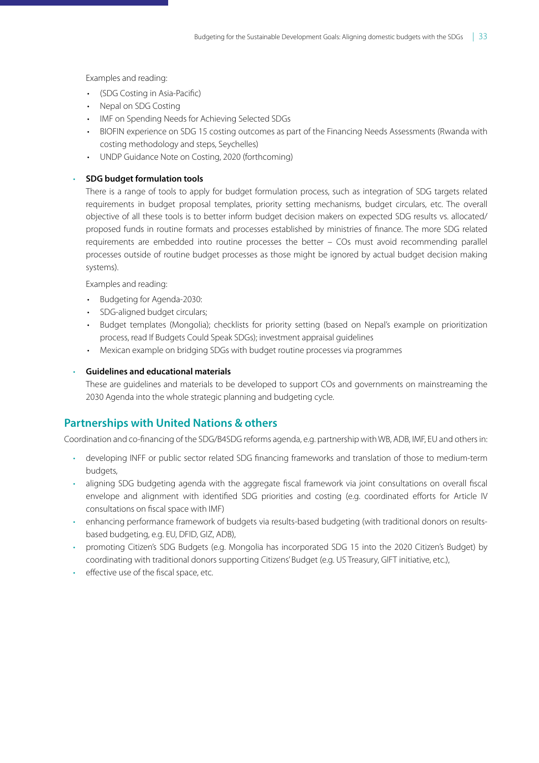Examples and reading:

- (SDG Costing in Asia-Pacific)
- Nepal on SDG Costing
- IMF on Spending Needs for Achieving Selected SDGs
- BIOFIN experience on SDG 15 costing outcomes as part of the Financing Needs Assessments (Rwanda with costing methodology and steps, Seychelles)
- UNDP Guidance Note on Costing, 2020 (forthcoming)

- **SDG budget formulation tools**

  There is a range of tools to apply for budget formulation process, such as integration of SDG targets related requirements in budget proposal templates, priority setting mechanisms, budget circulars, etc. The overall objective of all these tools is to better inform budget decision makers on expected SDG results vs. allocated/proposed funds in routine formats and processes established by ministries of finance. The more SDG related requirements are embedded into routine processes the better – COs must avoid recommending parallel processes outside of routine budget processes as those might be ignored by actual budget decision making systems).

  Examples and reading:

  - Budgeting for Agenda-2030:
  - SDG-aligned budget circulars;
  - Budget templates (Mongolia); checklists for priority setting (based on Nepal's example on prioritization process, read If Budgets Could Speak SDGs); investment appraisal guidelines
  - Mexican example on bridging SDGs with budget routine processes via programmes

- **Guidelines and educational materials**

  These are guidelines and materials to be developed to support COs and governments on mainstreaming the 2030 Agenda into the whole strategic planning and budgeting cycle.

## Partnerships with United Nations & others

Coordination and co-financing of the SDG/B4SDG reforms agenda, e.g. partnership with WB, ADB, IMF, EU and others in:

- developing INFF or public sector related SDG financing frameworks and translation of those to medium-term budgets,
- aligning SDG budgeting agenda with the aggregate fiscal framework via joint consultations on overall fiscal envelope and alignment with identified SDG priorities and costing (e.g. coordinated efforts for Article IV consultations on fiscal space with IMF)
- enhancing performance framework of budgets via results-based budgeting (with traditional donors on results-based budgeting, e.g. EU, DFID, GIZ, ADB),
- promoting Citizen's SDG Budgets (e.g. Mongolia has incorporated SDG 15 into the 2020 Citizen's Budget) by coordinating with traditional donors supporting Citizens' Budget (e.g. US Treasury, GIFT initiative, etc.),
- effective use of the fiscal space, etc.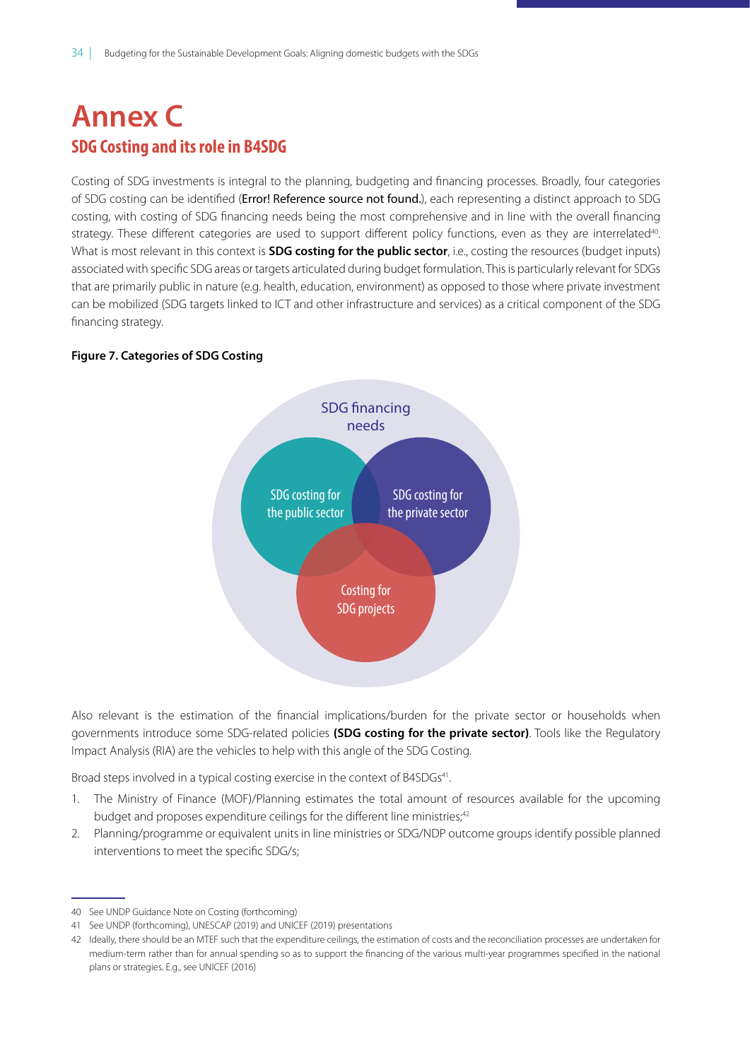# Annex C

## SDG Costing and its role in B4SDG

Costing of SDG investments is integral to the planning, budgeting and financing processes. Broadly, four categories of SDG costing can be identified (**Error! Reference source not found.**), each representing a distinct approach to SDG costing, with costing of SDG financing needs being the most comprehensive and in line with the overall financing strategy. These different categories are used to support different policy functions, even as they are interrelated[40]. What is most relevant in this context is **SDG costing for the public sector**, i.e., costing the resources (budget inputs) associated with specific SDG areas or targets articulated during budget formulation. This is particularly relevant for SDGs that are primarily public in nature (e.g. health, education, environment) as opposed to those where private investment can be mobilized (SDG targets linked to ICT and other infrastructure and services) as a critical component of the SDG financing strategy.

**Figure 7. Categories of SDG Costing**

SDG financing needs

SDG costing for the public sector

SDG costing for the private sector

Costing for SDG projects

Also relevant is the estimation of the financial implications/burden for the private sector or households when governments introduce some SDG-related policies **(SDG costing for the private sector)**. Tools like the Regulatory Impact Analysis (RIA) are the vehicles to help with this angle of the SDG Costing.

Broad steps involved in a typical costing exercise in the context of B4SDGs[41].

1. The Ministry of Finance (MOF)/Planning estimates the total amount of resources available for the upcoming budget and proposes expenditure ceilings for the different line ministries;[42]
2. Planning/programme or equivalent units in line ministries or SDG/NDP outcome groups identify possible planned interventions to meet the specific SDG/s;

---

40 See UNDP Guidance Note on Costing (forthcoming)

41 See UNDP (forthcoming), UNESCAP (2019) and UNICEF (2019) presentations

42 Ideally, there should be an MTEF such that the expenditure ceilings, the estimation of costs and the reconciliation processes are undertaken for medium-term rather than for annual spending so as to support the financing of the various multi-year programmes specified in the national plans or strategies. E.g., see UNICEF (2016)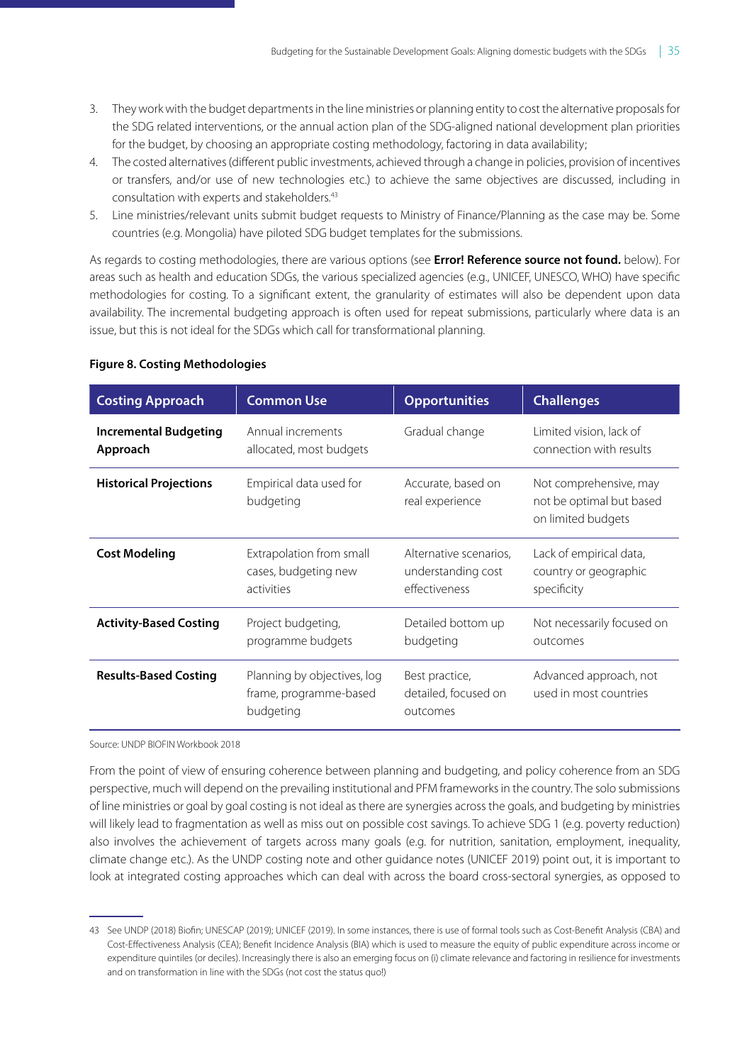3. They work with the budget departments in the line ministries or planning entity to cost the alternative proposals for the SDG related interventions, or the annual action plan of the SDG-aligned national development plan priorities for the budget, by choosing an appropriate costing methodology, factoring in data availability;
4. The costed alternatives (different public investments, achieved through a change in policies, provision of incentives or transfers, and/or use of new technologies etc.) to achieve the same objectives are discussed, including in consultation with experts and stakeholders.[43]
5. Line ministries/relevant units submit budget requests to Ministry of Finance/Planning as the case may be. Some countries (e.g. Mongolia) have piloted SDG budget templates for the submissions.

As regards to costing methodologies, there are various options (see **Error! Reference source not found.** below). For areas such as health and education SDGs, the various specialized agencies (e.g., UNICEF, UNESCO, WHO) have specific methodologies for costing. To a significant extent, the granularity of estimates will also be dependent upon data availability. The incremental budgeting approach is often used for repeat submissions, particularly where data is an issue, but this is not ideal for the SDGs which call for transformational planning.

**Figure 8. Costing Methodologies**

| Costing Approach | Common Use | Opportunities | Challenges |
|---|---|---|---|
| **Incremental Budgeting Approach** | Annual increments allocated, most budgets | Gradual change | Limited vision, lack of connection with results |
| **Historical Projections** | Empirical data used for budgeting | Accurate, based on real experience | Not comprehensive, may not be optimal but based on limited budgets |
| **Cost Modeling** | Extrapolation from small cases, budgeting new activities | Alternative scenarios, understanding cost effectiveness | Lack of empirical data, country or geographic specificity |
| **Activity-Based Costing** | Project budgeting, programme budgets | Detailed bottom up budgeting | Not necessarily focused on outcomes |
| **Results-Based Costing** | Planning by objectives, log frame, programme-based budgeting | Best practice, detailed, focused on outcomes | Advanced approach, not used in most countries |

Source: UNDP BIOFIN Workbook 2018

From the point of view of ensuring coherence between planning and budgeting, and policy coherence from an SDG perspective, much will depend on the prevailing institutional and PFM frameworks in the country. The solo submissions of line ministries or goal by goal costing is not ideal as there are synergies across the goals, and budgeting by ministries will likely lead to fragmentation as well as miss out on possible cost savings. To achieve SDG 1 (e.g. poverty reduction) also involves the achievement of targets across many goals (e.g. for nutrition, sanitation, employment, inequality, climate change etc.). As the UNDP costing note and other guidance notes (UNICEF 2019) point out, it is important to look at integrated costing approaches which can deal with across the board cross-sectoral synergies, as opposed to

---

43 See UNDP (2018) Biofin; UNESCAP (2019); UNICEF (2019). In some instances, there is use of formal tools such as Cost-Benefit Analysis (CBA) and Cost-Effectiveness Analysis (CEA); Benefit Incidence Analysis (BIA) which is used to measure the equity of public expenditure across income or expenditure quintiles (or deciles). Increasingly there is also an emerging focus on (i) climate relevance and factoring in resilience for investments and on transformation in line with the SDGs (not cost the status quo!)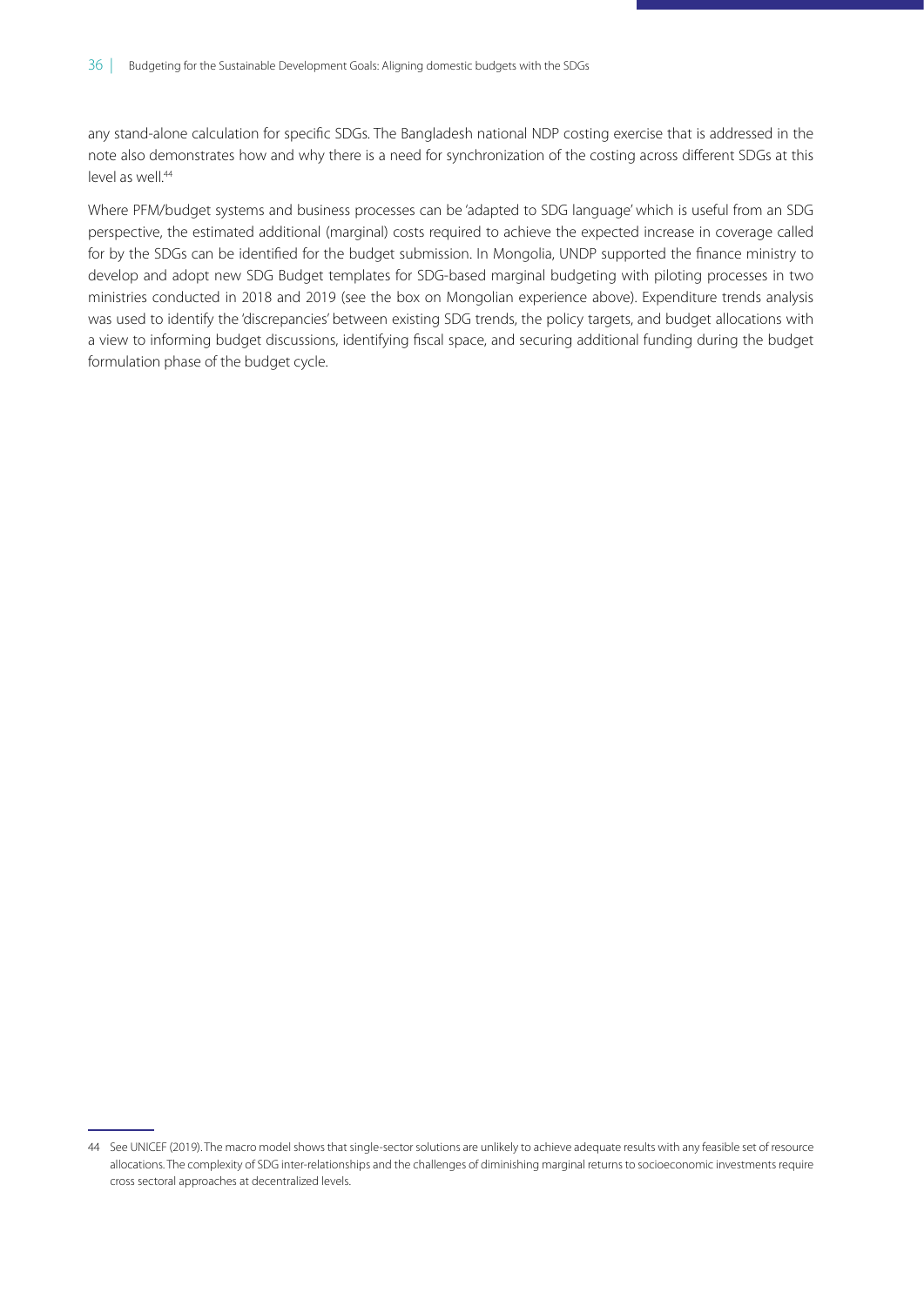any stand-alone calculation for specific SDGs. The Bangladesh national NDP costing exercise that is addressed in the note also demonstrates how and why there is a need for synchronization of the costing across different SDGs at this level as well.[44]

Where PFM/budget systems and business processes can be 'adapted to SDG language' which is useful from an SDG perspective, the estimated additional (marginal) costs required to achieve the expected increase in coverage called for by the SDGs can be identified for the budget submission. In Mongolia, UNDP supported the finance ministry to develop and adopt new SDG Budget templates for SDG-based marginal budgeting with piloting processes in two ministries conducted in 2018 and 2019 (see the box on Mongolian experience above). Expenditure trends analysis was used to identify the 'discrepancies' between existing SDG trends, the policy targets, and budget allocations with a view to informing budget discussions, identifying fiscal space, and securing additional funding during the budget formulation phase of the budget cycle.

---

44 See UNICEF (2019). The macro model shows that single-sector solutions are unlikely to achieve adequate results with any feasible set of resource allocations. The complexity of SDG inter-relationships and the challenges of diminishing marginal returns to socioeconomic investments require cross sectoral approaches at decentralized levels.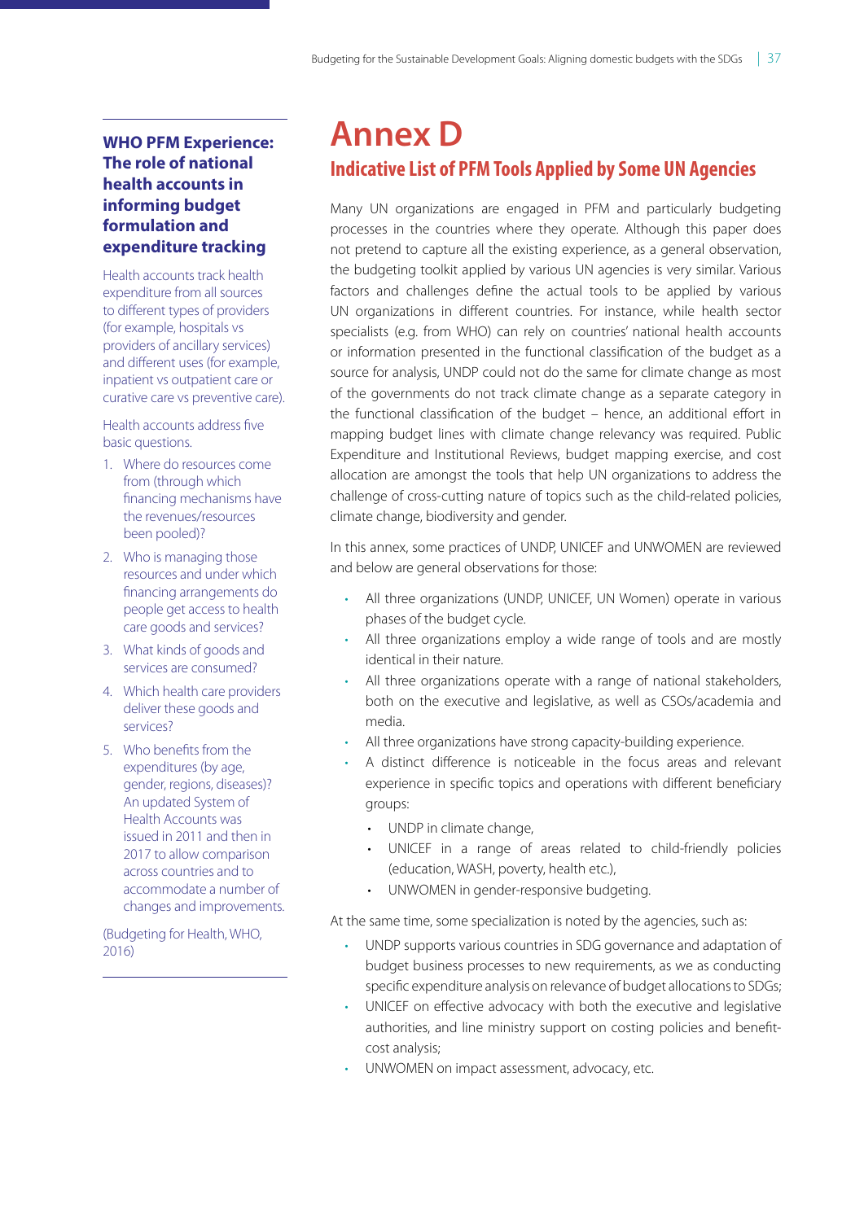# Annex D

## Indicative List of PFM Tools Applied by Some UN Agencies

Many UN organizations are engaged in PFM and particularly budgeting processes in the countries where they operate. Although this paper does not pretend to capture all the existing experience, as a general observation, the budgeting toolkit applied by various UN agencies is very similar. Various factors and challenges define the actual tools to be applied by various UN organizations in different countries. For instance, while health sector specialists (e.g. from WHO) can rely on countries' national health accounts or information presented in the functional classification of the budget as a source for analysis, UNDP could not do the same for climate change as most of the governments do not track climate change as a separate category in the functional classification of the budget – hence, an additional effort in mapping budget lines with climate change relevancy was required. Public Expenditure and Institutional Reviews, budget mapping exercise, and cost allocation are amongst the tools that help UN organizations to address the challenge of cross-cutting nature of topics such as the child-related policies, climate change, biodiversity and gender.

In this annex, some practices of UNDP, UNICEF and UNWOMEN are reviewed and below are general observations for those:

- All three organizations (UNDP, UNICEF, UN Women) operate in various phases of the budget cycle.
- All three organizations employ a wide range of tools and are mostly identical in their nature.
- All three organizations operate with a range of national stakeholders, both on the executive and legislative, as well as CSOs/academia and media.
- All three organizations have strong capacity-building experience.
- A distinct difference is noticeable in the focus areas and relevant experience in specific topics and operations with different beneficiary groups:
  - UNDP in climate change,
  - UNICEF in a range of areas related to child-friendly policies (education, WASH, poverty, health etc.),
  - UNWOMEN in gender-responsive budgeting.

At the same time, some specialization is noted by the agencies, such as:

- UNDP supports various countries in SDG governance and adaptation of budget business processes to new requirements, as we as conducting specific expenditure analysis on relevance of budget allocations to SDGs;
- UNICEF on effective advocacy with both the executive and legislative authorities, and line ministry support on costing policies and benefit-cost analysis;
- UNWOMEN on impact assessment, advocacy, etc.

---

**WHO PFM Experience: The role of national health accounts in informing budget formulation and expenditure tracking**

Health accounts track health expenditure from all sources to different types of providers (for example, hospitals vs providers of ancillary services) and different uses (for example, inpatient vs outpatient care or curative care vs preventive care).

Health accounts address five basic questions.

1. Where do resources come from (through which financing mechanisms have the revenues/resources been pooled)?
2. Who is managing those resources and under which financing arrangements do people get access to health care goods and services?
3. What kinds of goods and services are consumed?
4. Which health care providers deliver these goods and services?
5. Who benefits from the expenditures (by age, gender, regions, diseases)? An updated System of Health Accounts was issued in 2011 and then in 2017 to allow comparison across countries and to accommodate a number of changes and improvements.

(Budgeting for Health, WHO, 2016)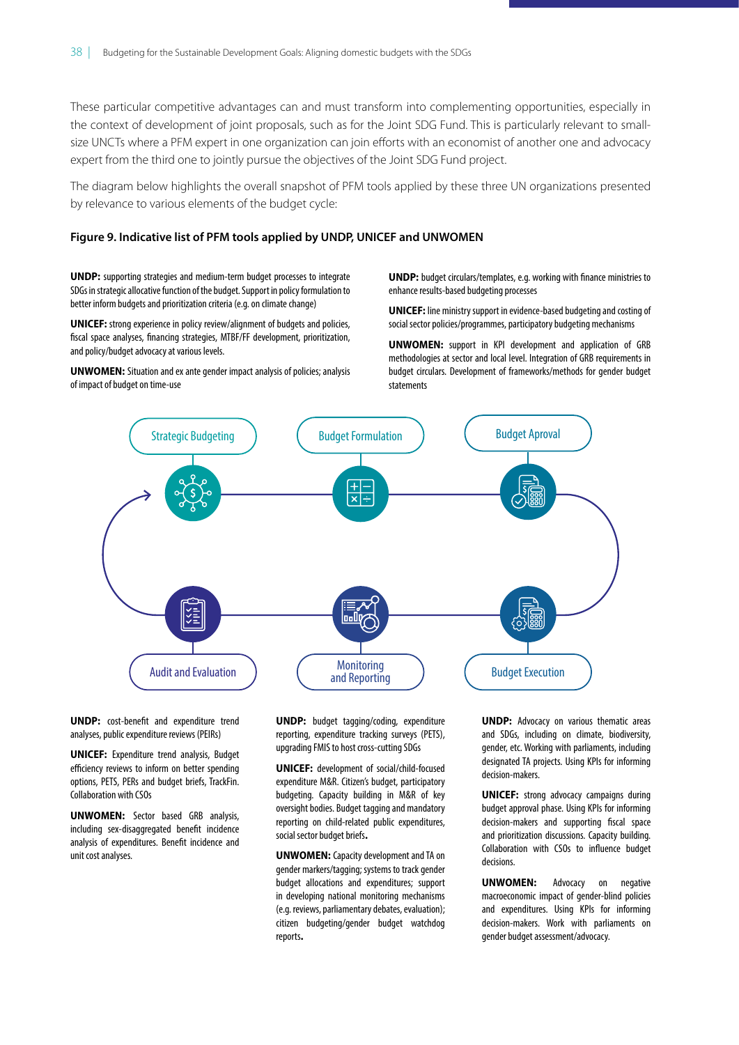These particular competitive advantages can and must transform into complementing opportunities, especially in the context of development of joint proposals, such as for the Joint SDG Fund. This is particularly relevant to small-size UNCTs where a PFM expert in one organization can join efforts with an economist of another one and advocacy expert from the third one to jointly pursue the objectives of the Joint SDG Fund project.

The diagram below highlights the overall snapshot of PFM tools applied by these three UN organizations presented by relevance to various elements of the budget cycle:

#### Figure 9. Indicative list of PFM tools applied by UNDP, UNICEF and UNWOMEN

**Strategic Budgeting**

**UNDP:** supporting strategies and medium-term budget processes to integrate SDGs in strategic allocative function of the budget. Support in policy formulation to better inform budgets and prioritization criteria (e.g. on climate change)

**UNICEF:** strong experience in policy review/alignment of budgets and policies, fiscal space analyses, financing strategies, MTBF/FF development, prioritization, and policy/budget advocacy at various levels.

**UNWOMEN:** Situation and ex ante gender impact analysis of policies; analysis of impact of budget on time-use

**Budget Formulation**

**UNDP:** budget circulars/templates, e.g. working with finance ministries to enhance results-based budgeting processes

**UNICEF:** line ministry support in evidence-based budgeting and costing of social sector policies/programmes, participatory budgeting mechanisms

**UNWOMEN:** support in KPI development and application of GRB methodologies at sector and local level. Integration of GRB requirements in budget circulars. Development of frameworks/methods for gender budget statements

**Budget Aproval**

**Budget Execution**

**UNDP:** Advocacy on various thematic areas and SDGs, including on climate, biodiversity, gender, etc. Working with parliaments, including designated TA projects. Using KPIs for informing decision-makers.

**UNICEF:** strong advocacy campaigns during budget approval phase. Using KPIs for informing decision-makers and supporting fiscal space and prioritization discussions. Capacity building. Collaboration with CSOs to influence budget decisions.

**UNWOMEN:** Advocacy on negative macroeconomic impact of gender-blind policies and expenditures. Using KPIs for informing decision-makers. Work with parliaments on gender budget assessment/advocacy.

**Monitoring and Reporting**

**UNDP:** budget tagging/coding, expenditure reporting, expenditure tracking surveys (PETS), upgrading FMIS to host cross-cutting SDGs

**UNICEF:** development of social/child-focused expenditure M&R. Citizen's budget, participatory budgeting. Capacity building in M&R of key oversight bodies. Budget tagging and mandatory reporting on child-related public expenditures, social sector budget briefs**.**

**UNWOMEN:** Capacity development and TA on gender markers/tagging; systems to track gender budget allocations and expenditures; support in developing national monitoring mechanisms (e.g. reviews, parliamentary debates, evaluation); citizen budgeting/gender budget watchdog reports**.**

**Audit and Evaluation**

**UNDP:** cost-benefit and expenditure trend analyses, public expenditure reviews (PEIRs)

**UNICEF:** Expenditure trend analysis, Budget efficiency reviews to inform on better spending options, PETS, PERs and budget briefs, TrackFin. Collaboration with CSOs

**UNWOMEN:** Sector based GRB analysis, including sex-disaggregated benefit incidence analysis of expenditures. Benefit incidence and unit cost analyses.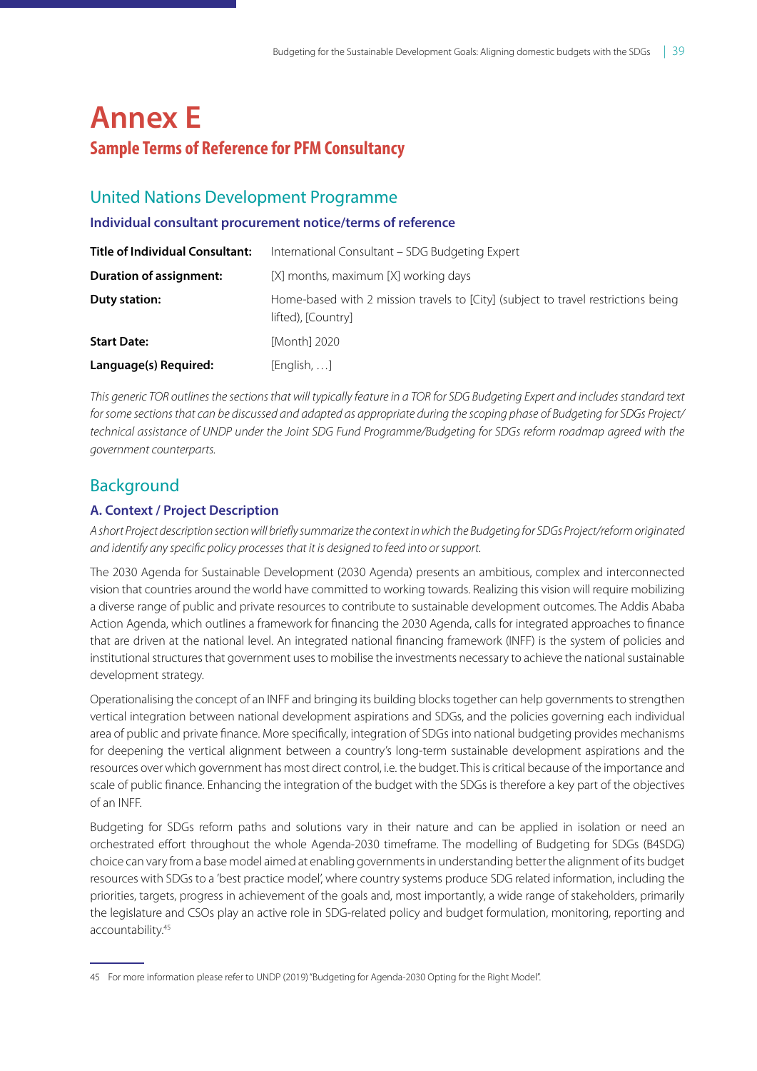# Annex E

## Sample Terms of Reference for PFM Consultancy

## United Nations Development Programme

### Individual consultant procurement notice/terms of reference

| | |
|---|---|
| **Title of Individual Consultant:** | International Consultant – SDG Budgeting Expert |
| **Duration of assignment:** | [X] months, maximum [X] working days |
| **Duty station:** | Home-based with 2 mission travels to [City] (subject to travel restrictions being lifted), [Country] |
| **Start Date:** | [Month] 2020 |
| **Language(s) Required:** | [English, …] |

*This generic TOR outlines the sections that will typically feature in a TOR for SDG Budgeting Expert and includes standard text for some sections that can be discussed and adapted as appropriate during the scoping phase of Budgeting for SDGs Project/ technical assistance of UNDP under the Joint SDG Fund Programme/Budgeting for SDGs reform roadmap agreed with the government counterparts.*

## Background

### A. Context / Project Description

*A short Project description section will briefly summarize the context in which the Budgeting for SDGs Project/reform originated and identify any specific policy processes that it is designed to feed into or support.*

The 2030 Agenda for Sustainable Development (2030 Agenda) presents an ambitious, complex and interconnected vision that countries around the world have committed to working towards. Realizing this vision will require mobilizing a diverse range of public and private resources to contribute to sustainable development outcomes. The Addis Ababa Action Agenda, which outlines a framework for financing the 2030 Agenda, calls for integrated approaches to finance that are driven at the national level. An integrated national financing framework (INFF) is the system of policies and institutional structures that government uses to mobilise the investments necessary to achieve the national sustainable development strategy.

Operationalising the concept of an INFF and bringing its building blocks together can help governments to strengthen vertical integration between national development aspirations and SDGs, and the policies governing each individual area of public and private finance. More specifically, integration of SDGs into national budgeting provides mechanisms for deepening the vertical alignment between a country's long-term sustainable development aspirations and the resources over which government has most direct control, i.e. the budget. This is critical because of the importance and scale of public finance. Enhancing the integration of the budget with the SDGs is therefore a key part of the objectives of an INFF.

Budgeting for SDGs reform paths and solutions vary in their nature and can be applied in isolation or need an orchestrated effort throughout the whole Agenda-2030 timeframe. The modelling of Budgeting for SDGs (B4SDG) choice can vary from a base model aimed at enabling governments in understanding better the alignment of its budget resources with SDGs to a 'best practice model', where country systems produce SDG related information, including the priorities, targets, progress in achievement of the goals and, most importantly, a wide range of stakeholders, primarily the legislature and CSOs play an active role in SDG-related policy and budget formulation, monitoring, reporting and accountability.[45]

---

45 For more information please refer to UNDP (2019) "Budgeting for Agenda-2030 Opting for the Right Model".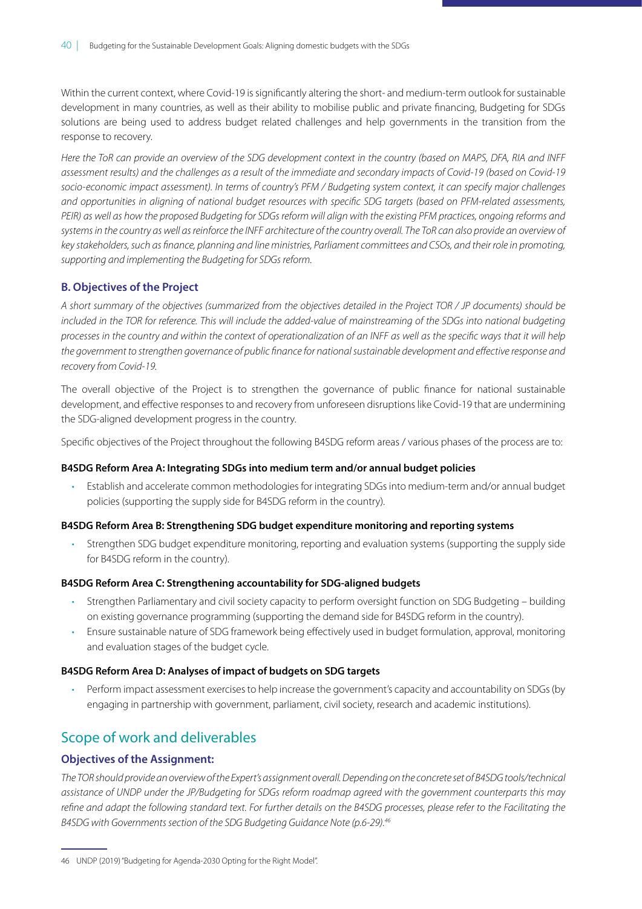Within the current context, where Covid-19 is significantly altering the short- and medium-term outlook for sustainable development in many countries, as well as their ability to mobilise public and private financing, Budgeting for SDGs solutions are being used to address budget related challenges and help governments in the transition from the response to recovery.

*Here the ToR can provide an overview of the SDG development context in the country (based on MAPS, DFA, RIA and INFF assessment results) and the challenges as a result of the immediate and secondary impacts of Covid-19 (based on Covid-19 socio-economic impact assessment). In terms of country's PFM / Budgeting system context, it can specify major challenges and opportunities in aligning of national budget resources with specific SDG targets (based on PFM-related assessments, PEIR) as well as how the proposed Budgeting for SDGs reform will align with the existing PFM practices, ongoing reforms and systems in the country as well as reinforce the INFF architecture of the country overall. The ToR can also provide an overview of key stakeholders, such as finance, planning and line ministries, Parliament committees and CSOs, and their role in promoting, supporting and implementing the Budgeting for SDGs reform.*

### B. Objectives of the Project

*A short summary of the objectives (summarized from the objectives detailed in the Project TOR / JP documents) should be included in the TOR for reference. This will include the added-value of mainstreaming of the SDGs into national budgeting processes in the country and within the context of operationalization of an INFF as well as the specific ways that it will help the government to strengthen governance of public finance for national sustainable development and effective response and recovery from Covid-19.*

The overall objective of the Project is to strengthen the governance of public finance for national sustainable development, and effective responses to and recovery from unforeseen disruptions like Covid-19 that are undermining the SDG-aligned development progress in the country.

Specific objectives of the Project throughout the following B4SDG reform areas / various phases of the process are to:

**B4SDG Reform Area A: Integrating SDGs into medium term and/or annual budget policies**

- Establish and accelerate common methodologies for integrating SDGs into medium-term and/or annual budget policies (supporting the supply side for B4SDG reform in the country).

**B4SDG Reform Area B: Strengthening SDG budget expenditure monitoring and reporting systems**

- Strengthen SDG budget expenditure monitoring, reporting and evaluation systems (supporting the supply side for B4SDG reform in the country).

**B4SDG Reform Area C: Strengthening accountability for SDG-aligned budgets**

- Strengthen Parliamentary and civil society capacity to perform oversight function on SDG Budgeting – building on existing governance programming (supporting the demand side for B4SDG reform in the country).
- Ensure sustainable nature of SDG framework being effectively used in budget formulation, approval, monitoring and evaluation stages of the budget cycle.

**B4SDG Reform Area D: Analyses of impact of budgets on SDG targets**

- Perform impact assessment exercises to help increase the government's capacity and accountability on SDGs (by engaging in partnership with government, parliament, civil society, research and academic institutions).

## Scope of work and deliverables

### Objectives of the Assignment:

*The TOR should provide an overview of the Expert's assignment overall. Depending on the concrete set of B4SDG tools/technical assistance of UNDP under the JP/Budgeting for SDGs reform roadmap agreed with the government counterparts this may refine and adapt the following standard text. For further details on the B4SDG processes, please refer to the Facilitating the B4SDG with Governments section of the SDG Budgeting Guidance Note (p.6-29).*[46]

46 UNDP (2019) "Budgeting for Agenda-2030 Opting for the Right Model".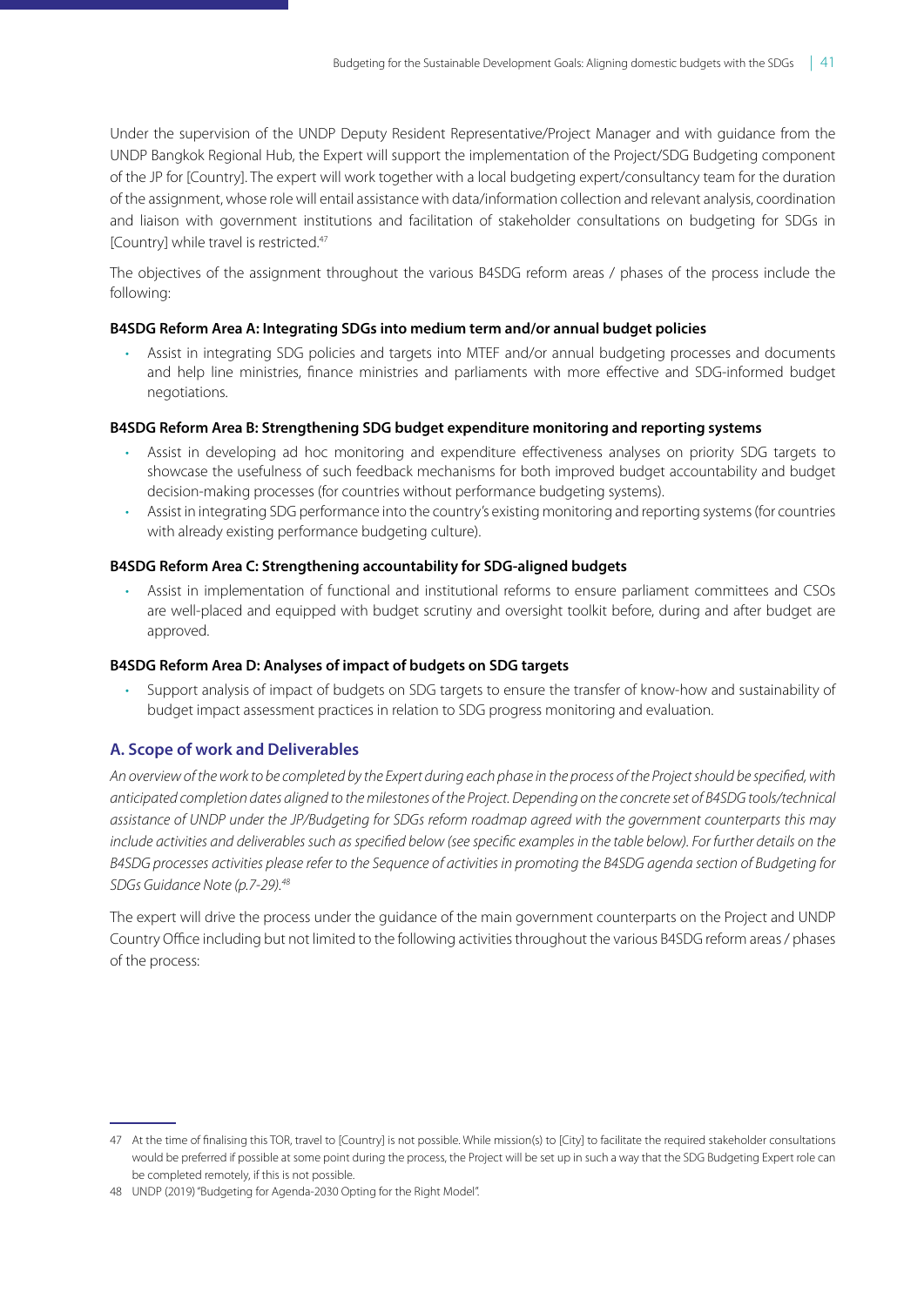Under the supervision of the UNDP Deputy Resident Representative/Project Manager and with guidance from the UNDP Bangkok Regional Hub, the Expert will support the implementation of the Project/SDG Budgeting component of the JP for [Country]. The expert will work together with a local budgeting expert/consultancy team for the duration of the assignment, whose role will entail assistance with data/information collection and relevant analysis, coordination and liaison with government institutions and facilitation of stakeholder consultations on budgeting for SDGs in [Country] while travel is restricted.[47]

The objectives of the assignment throughout the various B4SDG reform areas / phases of the process include the following:

**B4SDG Reform Area A: Integrating SDGs into medium term and/or annual budget policies**

- Assist in integrating SDG policies and targets into MTEF and/or annual budgeting processes and documents and help line ministries, finance ministries and parliaments with more effective and SDG-informed budget negotiations.

**B4SDG Reform Area B: Strengthening SDG budget expenditure monitoring and reporting systems**

- Assist in developing ad hoc monitoring and expenditure effectiveness analyses on priority SDG targets to showcase the usefulness of such feedback mechanisms for both improved budget accountability and budget decision-making processes (for countries without performance budgeting systems).
- Assist in integrating SDG performance into the country's existing monitoring and reporting systems (for countries with already existing performance budgeting culture).

**B4SDG Reform Area C: Strengthening accountability for SDG-aligned budgets**

- Assist in implementation of functional and institutional reforms to ensure parliament committees and CSOs are well-placed and equipped with budget scrutiny and oversight toolkit before, during and after budget are approved.

**B4SDG Reform Area D: Analyses of impact of budgets on SDG targets**

- Support analysis of impact of budgets on SDG targets to ensure the transfer of know-how and sustainability of budget impact assessment practices in relation to SDG progress monitoring and evaluation.

## A. Scope of work and Deliverables

*An overview of the work to be completed by the Expert during each phase in the process of the Project should be specified, with anticipated completion dates aligned to the milestones of the Project. Depending on the concrete set of B4SDG tools/technical assistance of UNDP under the JP/Budgeting for SDGs reform roadmap agreed with the government counterparts this may include activities and deliverables such as specified below (see specific examples in the table below). For further details on the B4SDG processes activities please refer to the Sequence of activities in promoting the B4SDG agenda section of Budgeting for SDGs Guidance Note (p.7-29).*[48]

The expert will drive the process under the guidance of the main government counterparts on the Project and UNDP Country Office including but not limited to the following activities throughout the various B4SDG reform areas / phases of the process:

---

47 At the time of finalising this TOR, travel to [Country] is not possible. While mission(s) to [City] to facilitate the required stakeholder consultations would be preferred if possible at some point during the process, the Project will be set up in such a way that the SDG Budgeting Expert role can be completed remotely, if this is not possible.

48 UNDP (2019) "Budgeting for Agenda-2030 Opting for the Right Model".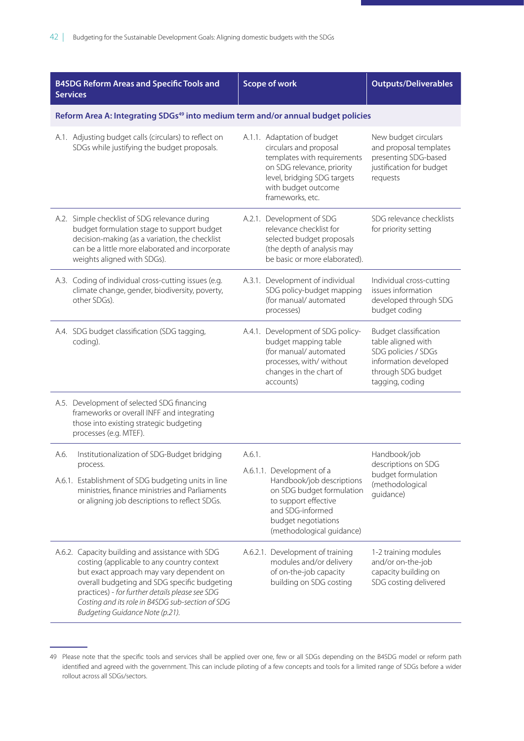| B4SDG Reform Areas and Specific Tools and Services | Scope of work | Outputs/Deliverables |
|---|---|---|
| **Reform Area A: Integrating SDGs[49] into medium term and/or annual budget policies** | | |
| A.1. Adjusting budget calls (circulars) to reflect on SDGs while justifying the budget proposals. | A.1.1. Adaptation of budget circulars and proposal templates with requirements on SDG relevance, priority level, bridging SDG targets with budget outcome frameworks, etc. | New budget circulars and proposal templates presenting SDG-based justification for budget requests |
| A.2. Simple checklist of SDG relevance during budget formulation stage to support budget decision-making (as a variation, the checklist can be a little more elaborated and incorporate weights aligned with SDGs). | A.2.1. Development of SDG relevance checklist for selected budget proposals (the depth of analysis may be basic or more elaborated). | SDG relevance checklists for priority setting |
| A.3. Coding of individual cross-cutting issues (e.g. climate change, gender, biodiversity, poverty, other SDGs). | A.3.1. Development of individual SDG policy-budget mapping (for manual/ automated processes) | Individual cross-cutting issues information developed through SDG budget coding |
| A.4. SDG budget classification (SDG tagging, coding). | A.4.1. Development of SDG policy-budget mapping table (for manual/ automated processes, with/ without changes in the chart of accounts) | Budget classification table aligned with SDG policies / SDGs information developed through SDG budget tagging, coding |
| A.5. Development of selected SDG financing frameworks or overall INFF and integrating those into existing strategic budgeting processes (e.g. MTEF). | | |
| A.6. Institutionalization of SDG-Budget bridging process.<br>A.6.1. Establishment of SDG budgeting units in line ministries, finance ministries and Parliaments or aligning job descriptions to reflect SDGs. | A.6.1.<br>A.6.1.1. Development of a Handbook/job descriptions on SDG budget formulation to support effective and SDG-informed budget negotiations (methodological guidance) | Handbook/job descriptions on SDG budget formulation (methodological guidance) |
| A.6.2. Capacity building and assistance with SDG costing (applicable to any country context but exact approach may vary dependent on overall budgeting and SDG specific budgeting practices) - *for further details please see SDG Costing and its role in B4SDG sub-section of SDG Budgeting Guidance Note (p.21).* | A.6.2.1. Development of training modules and/or delivery of on-the-job capacity building on SDG costing | 1-2 training modules and/or on-the-job capacity building on SDG costing delivered |

49 Please note that the specific tools and services shall be applied over one, few or all SDGs depending on the B4SDG model or reform path identified and agreed with the government. This can include piloting of a few concepts and tools for a limited range of SDGs before a wider rollout across all SDGs/sectors.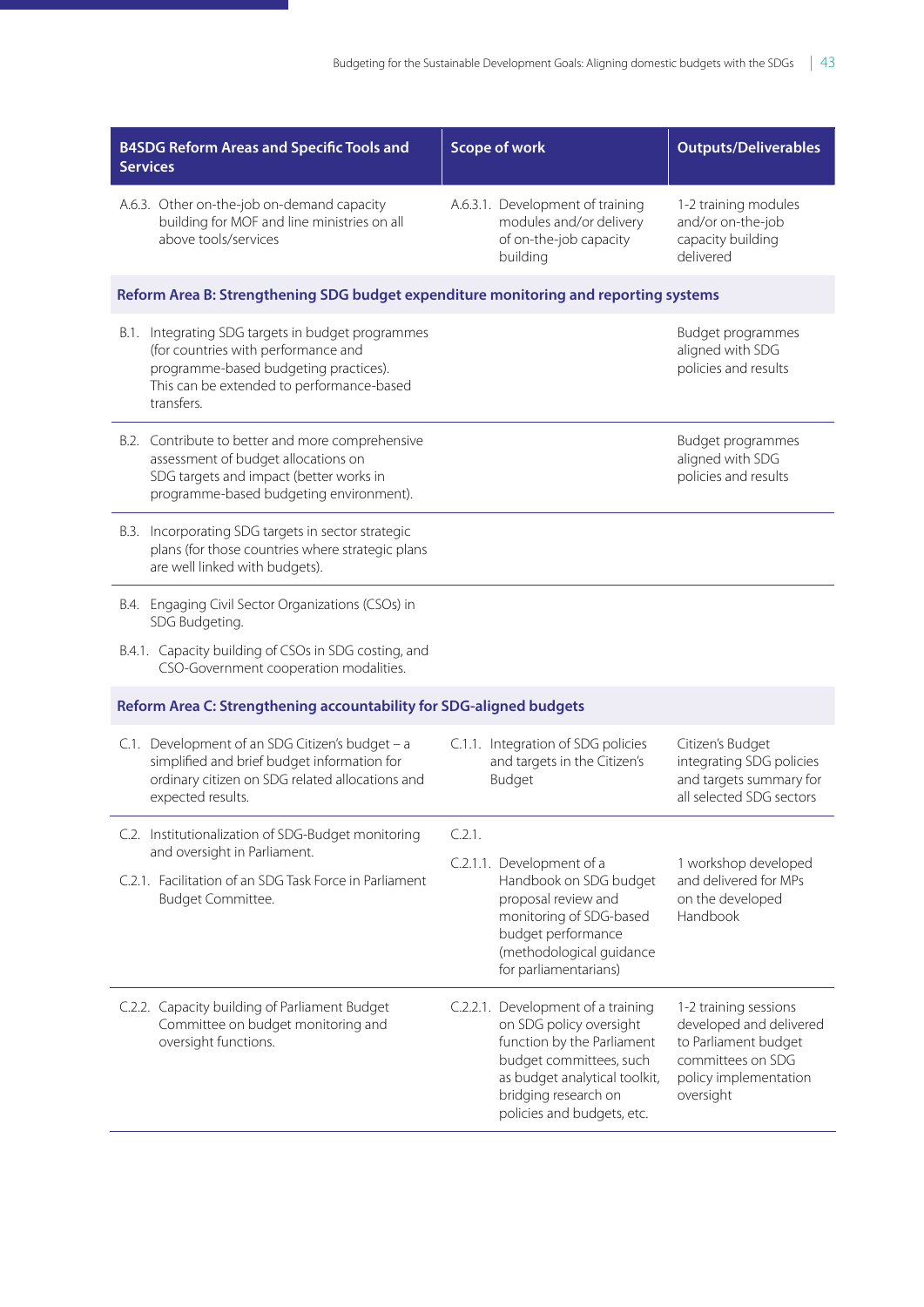| B4SDG Reform Areas and Specific Tools and Services | Scope of work | Outputs/Deliverables |
|---|---|---|
| A.6.3. Other on-the-job on-demand capacity building for MOF and line ministries on all above tools/services | A.6.3.1. Development of training modules and/or delivery of on-the-job capacity building | 1-2 training modules and/or on-the-job capacity building delivered |
| **Reform Area B: Strengthening SDG budget expenditure monitoring and reporting systems** | | |
| B.1. Integrating SDG targets in budget programmes (for countries with performance and programme-based budgeting practices). This can be extended to performance-based transfers. | | Budget programmes aligned with SDG policies and results |
| B.2. Contribute to better and more comprehensive assessment of budget allocations on SDG targets and impact (better works in programme-based budgeting environment). | | Budget programmes aligned with SDG policies and results |
| B.3. Incorporating SDG targets in sector strategic plans (for those countries where strategic plans are well linked with budgets). | | |
| B.4. Engaging Civil Sector Organizations (CSOs) in SDG Budgeting.<br>B.4.1. Capacity building of CSOs in SDG costing, and CSO-Government cooperation modalities. | | |
| **Reform Area C: Strengthening accountability for SDG-aligned budgets** | | |
| C.1. Development of an SDG Citizen's budget – a simplified and brief budget information for ordinary citizen on SDG related allocations and expected results. | C.1.1. Integration of SDG policies and targets in the Citizen's Budget | Citizen's Budget integrating SDG policies and targets summary for all selected SDG sectors |
| C.2. Institutionalization of SDG-Budget monitoring and oversight in Parliament.<br>C.2.1. Facilitation of an SDG Task Force in Parliament Budget Committee. | C.2.1.<br>C.2.1.1. Development of a Handbook on SDG budget proposal review and monitoring of SDG-based budget performance (methodological guidance for parliamentarians) | 1 workshop developed and delivered for MPs on the developed Handbook |
| C.2.2. Capacity building of Parliament Budget Committee on budget monitoring and oversight functions. | C.2.2.1. Development of a training on SDG policy oversight function by the Parliament budget committees, such as budget analytical toolkit, bridging research on policies and budgets, etc. | 1-2 training sessions developed and delivered to Parliament budget committees on SDG policy implementation oversight |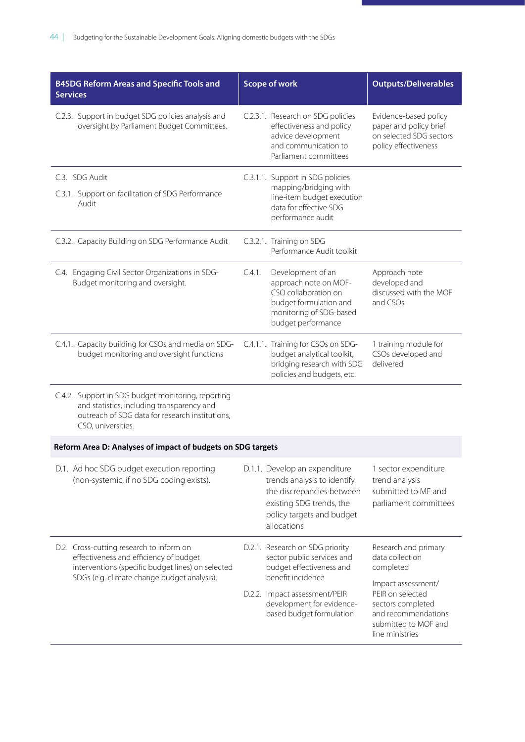| B4SDG Reform Areas and Specific Tools and Services | Scope of work | Outputs/Deliverables |
|---|---|---|
| C.2.3. Support in budget SDG policies analysis and oversight by Parliament Budget Committees. | C.2.3.1. Research on SDG policies effectiveness and policy advice development and communication to Parliament committees | Evidence-based policy paper and policy brief on selected SDG sectors policy effectiveness |
| C.3. SDG Audit<br>C.3.1. Support on facilitation of SDG Performance Audit | C.3.1.1. Support in SDG policies mapping/bridging with line-item budget execution data for effective SDG performance audit | |
| C.3.2. Capacity Building on SDG Performance Audit | C.3.2.1. Training on SDG Performance Audit toolkit | |
| C.4. Engaging Civil Sector Organizations in SDG-Budget monitoring and oversight. | C.4.1. Development of an approach note on MOF-CSO collaboration on budget formulation and monitoring of SDG-based budget performance | Approach note developed and discussed with the MOF and CSOs |
| C.4.1. Capacity building for CSOs and media on SDG-budget monitoring and oversight functions | C.4.1.1. Training for CSOs on SDG-budget analytical toolkit, bridging research with SDG policies and budgets, etc. | 1 training module for CSOs developed and delivered |
| C.4.2. Support in SDG budget monitoring, reporting and statistics, including transparency and outreach of SDG data for research institutions, CSO, universities. | | |
| **Reform Area D: Analyses of impact of budgets on SDG targets** | | |
| D.1. Ad hoc SDG budget execution reporting (non-systemic, if no SDG coding exists). | D.1.1. Develop an expenditure trends analysis to identify the discrepancies between existing SDG trends, the policy targets and budget allocations | 1 sector expenditure trend analysis submitted to MF and parliament committees |
| D.2. Cross-cutting research to inform on effectiveness and efficiency of budget interventions (specific budget lines) on selected SDGs (e.g. climate change budget analysis). | D.2.1. Research on SDG priority sector public services and budget effectiveness and benefit incidence<br>D.2.2. Impact assessment/PEIR development for evidence-based budget formulation | Research and primary data collection completed<br>Impact assessment/PEIR on selected sectors completed and recommendations submitted to MOF and line ministries |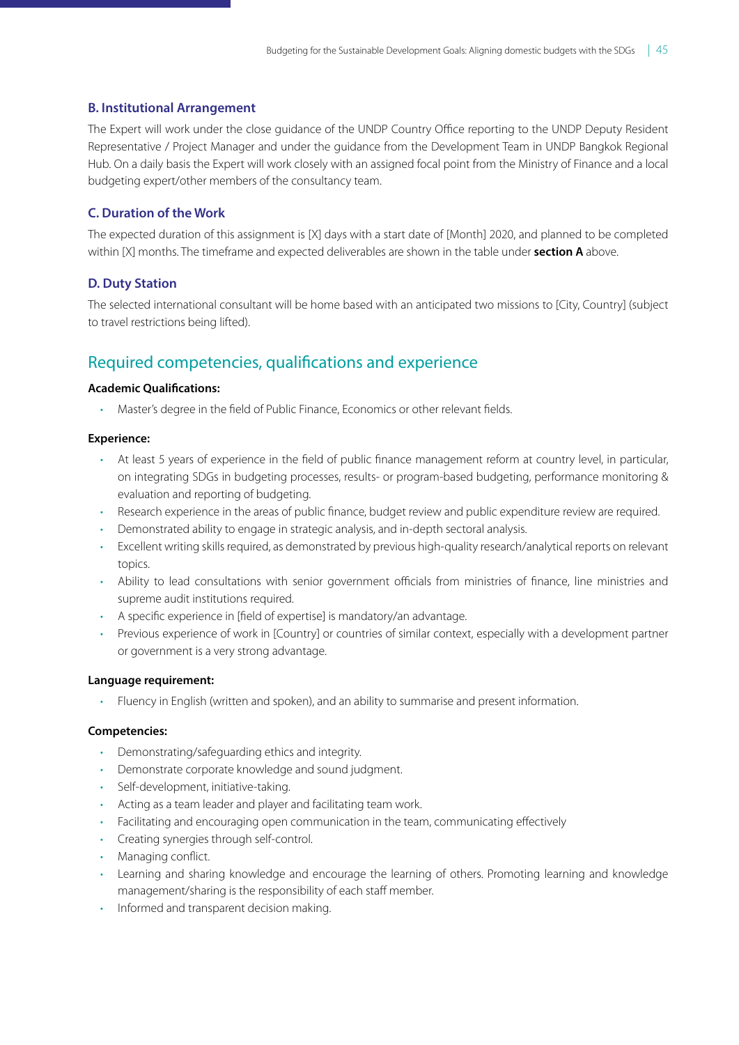### B. Institutional Arrangement

The Expert will work under the close guidance of the UNDP Country Office reporting to the UNDP Deputy Resident Representative / Project Manager and under the guidance from the Development Team in UNDP Bangkok Regional Hub. On a daily basis the Expert will work closely with an assigned focal point from the Ministry of Finance and a local budgeting expert/other members of the consultancy team.

### C. Duration of the Work

The expected duration of this assignment is [X] days with a start date of [Month] 2020, and planned to be completed within [X] months. The timeframe and expected deliverables are shown in the table under **section A** above.

### D. Duty Station

The selected international consultant will be home based with an anticipated two missions to [City, Country] (subject to travel restrictions being lifted).

## Required competencies, qualifications and experience

**Academic Qualifications:**

- Master's degree in the field of Public Finance, Economics or other relevant fields.

**Experience:**

- At least 5 years of experience in the field of public finance management reform at country level, in particular, on integrating SDGs in budgeting processes, results- or program-based budgeting, performance monitoring & evaluation and reporting of budgeting.
- Research experience in the areas of public finance, budget review and public expenditure review are required.
- Demonstrated ability to engage in strategic analysis, and in-depth sectoral analysis.
- Excellent writing skills required, as demonstrated by previous high-quality research/analytical reports on relevant topics.
- Ability to lead consultations with senior government officials from ministries of finance, line ministries and supreme audit institutions required.
- A specific experience in [field of expertise] is mandatory/an advantage.
- Previous experience of work in [Country] or countries of similar context, especially with a development partner or government is a very strong advantage.

**Language requirement:**

- Fluency in English (written and spoken), and an ability to summarise and present information.

**Competencies:**

- Demonstrating/safeguarding ethics and integrity.
- Demonstrate corporate knowledge and sound judgment.
- Self-development, initiative-taking.
- Acting as a team leader and player and facilitating team work.
- Facilitating and encouraging open communication in the team, communicating effectively
- Creating synergies through self-control.
- Managing conflict.
- Learning and sharing knowledge and encourage the learning of others. Promoting learning and knowledge management/sharing is the responsibility of each staff member.
- Informed and transparent decision making.